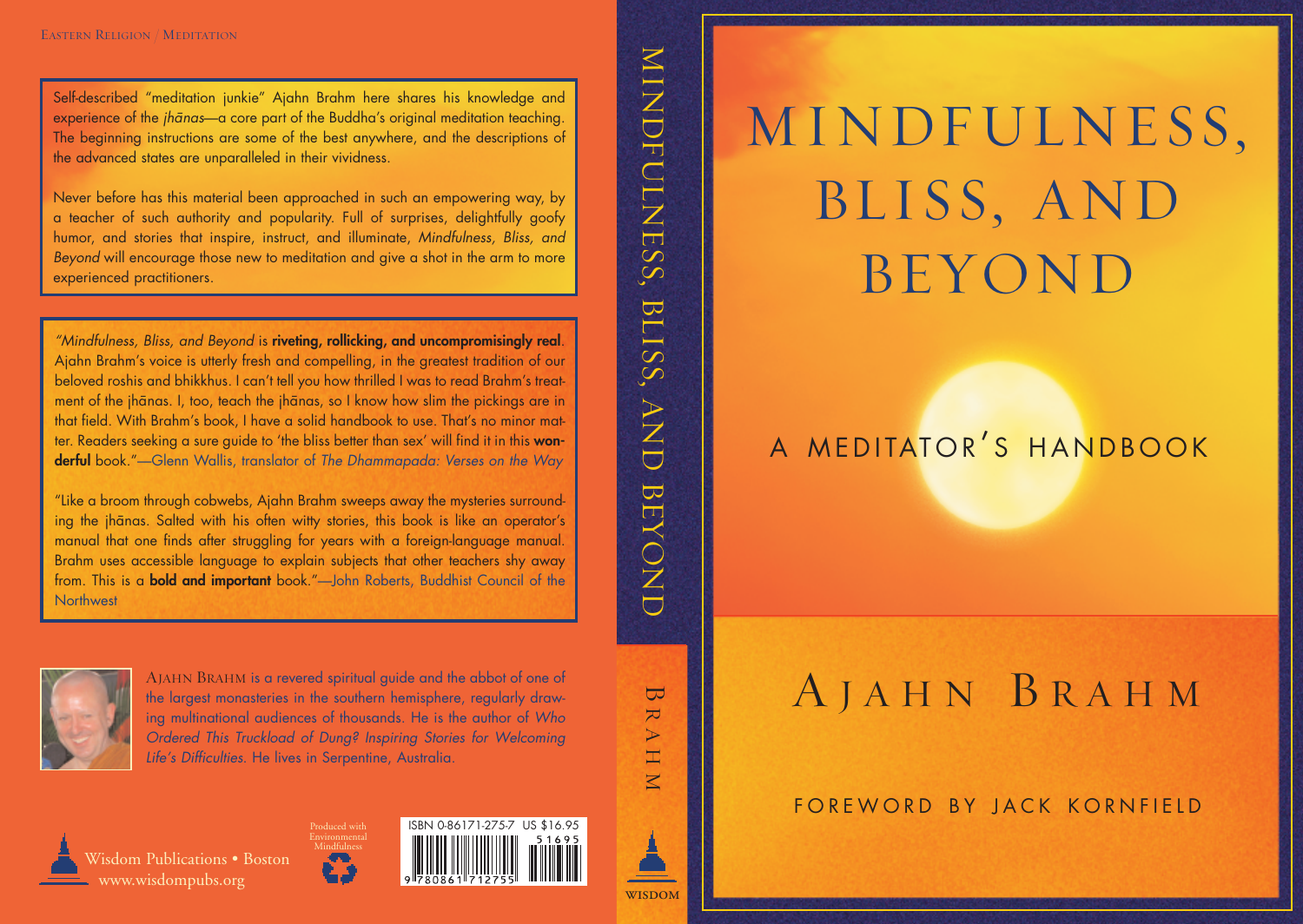# MINDFULNESS, BLISS, AND BEYOND

## A MEDITATOR'S HANDBOOK

AJAHN BRAHM

FOREWORD BY JACK KORNFIELD

---

MINDFULNESS, BLISS, AND BEYOND

BRAHM

WISDOM

---

EASTERN RELIGION / MEDITATION

Self-described "meditation junkie" Ajahn Brahm here shares his knowledge and experience of the *jhānas*—a core part of the Buddha's original meditation teaching. The beginning instructions are some of the best anywhere, and the descriptions of the advanced states are unparalleled in their vividness.

Never before has this material been approached in such an empowering way, by a teacher of such authority and popularity. Full of surprises, delightfully goofy humor, and stories that inspire, instruct, and illuminate, *Mindfulness, Bliss, and Beyond* will encourage those new to meditation and give a shot in the arm to more experienced practitioners.

"*Mindfulness, Bliss, and Beyond* is **riveting, rollicking, and uncompromisingly real**. Ajahn Brahm's voice is utterly fresh and compelling, in the greatest tradition of our beloved roshis and bhikkhus. I can't tell you how thrilled I was to read Brahm's treatment of the jhānas. I, too, teach the jhānas, so I know how slim the pickings are in that field. With Brahm's book, I have a solid handbook to use. That's no minor matter. Readers seeking a sure guide to 'the bliss better than sex' will find it in this **wonderful** book."—Glenn Wallis, translator of *The Dhammapada: Verses on the Way*

"Like a broom through cobwebs, Ajahn Brahm sweeps away the mysteries surrounding the jhānas. Salted with his often witty stories, this book is like an operator's manual that one finds after struggling for years with a foreign-language manual. Brahm uses accessible language to explain subjects that other teachers shy away from. This is a **bold and important** book."—John Roberts, Buddhist Council of the Northwest

AJAHN BRAHM is a revered spiritual guide and the abbot of one of the largest monasteries in the southern hemisphere, regularly drawing multinational audiences of thousands. He is the author of *Who Ordered This Truckload of Dung? Inspiring Stories for Welcoming Life's Difficulties.* He lives in Serpentine, Australia.

Wisdom Publications • Boston
www.wisdompubs.org

Produced with Environmental Mindfulness

ISBN 0-86171-275-7 US $16.95

51695

9 780861 712755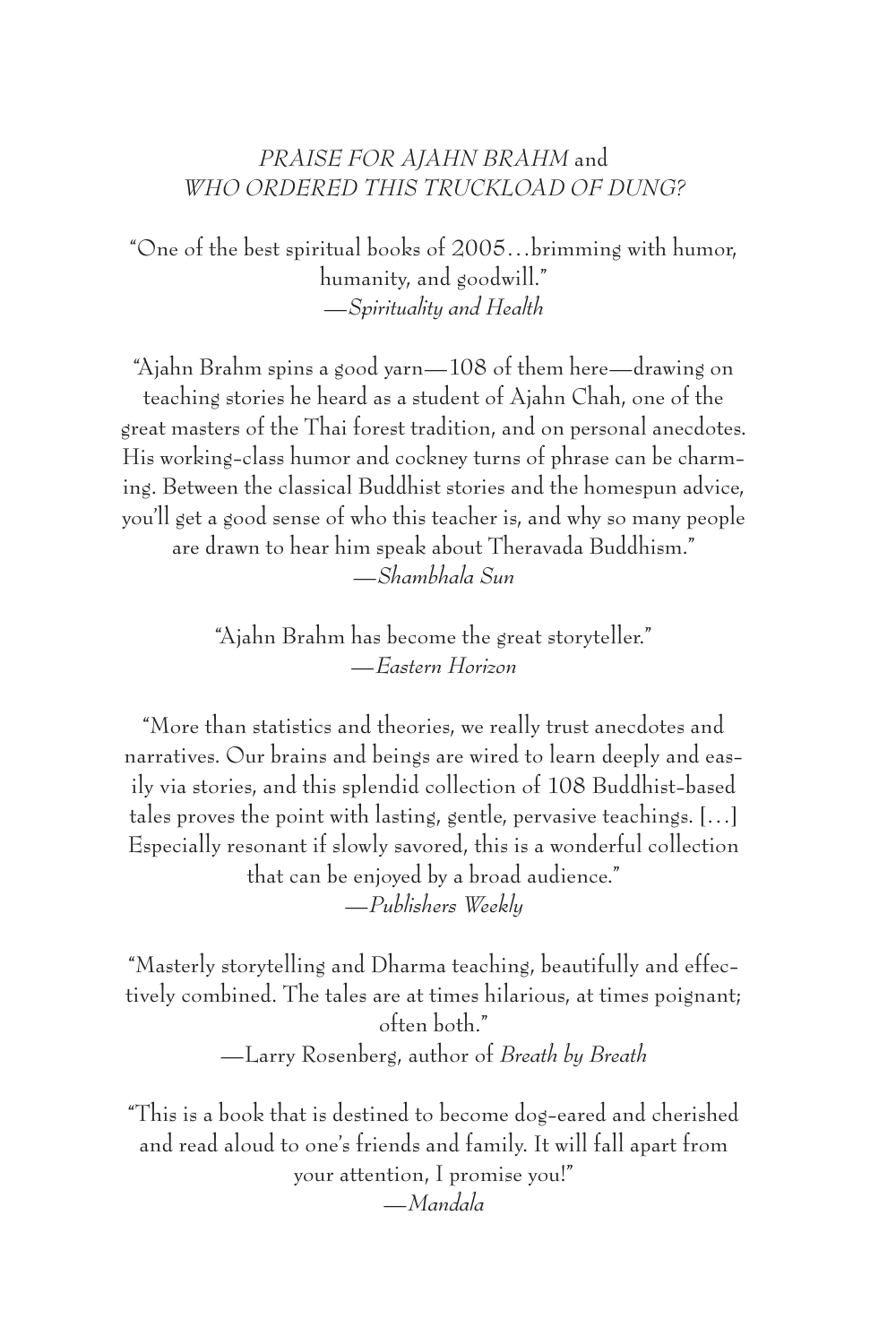*PRAISE FOR AJAHN BRAHM* and
*WHO ORDERED THIS TRUCKLOAD OF DUNG?*

"One of the best spiritual books of 2005…brimming with humor, humanity, and goodwill."
—*Spirituality and Health*

"Ajahn Brahm spins a good yarn—108 of them here—drawing on teaching stories he heard as a student of Ajahn Chah, one of the great masters of the Thai forest tradition, and on personal anecdotes. His working-class humor and cockney turns of phrase can be charming. Between the classical Buddhist stories and the homespun advice, you'll get a good sense of who this teacher is, and why so many people are drawn to hear him speak about Theravada Buddhism."
—*Shambhala Sun*

"Ajahn Brahm has become the great storyteller."
—*Eastern Horizon*

"More than statistics and theories, we really trust anecdotes and narratives. Our brains and beings are wired to learn deeply and easily via stories, and this splendid collection of 108 Buddhist-based tales proves the point with lasting, gentle, pervasive teachings. […] Especially resonant if slowly savored, this is a wonderful collection that can be enjoyed by a broad audience."
—*Publishers Weekly*

"Masterly storytelling and Dharma teaching, beautifully and effectively combined. The tales are at times hilarious, at times poignant; often both."
—Larry Rosenberg, author of *Breath by Breath*

"This is a book that is destined to become dog-eared and cherished and read aloud to one's friends and family. It will fall apart from your attention, I promise you!"
—*Mandala*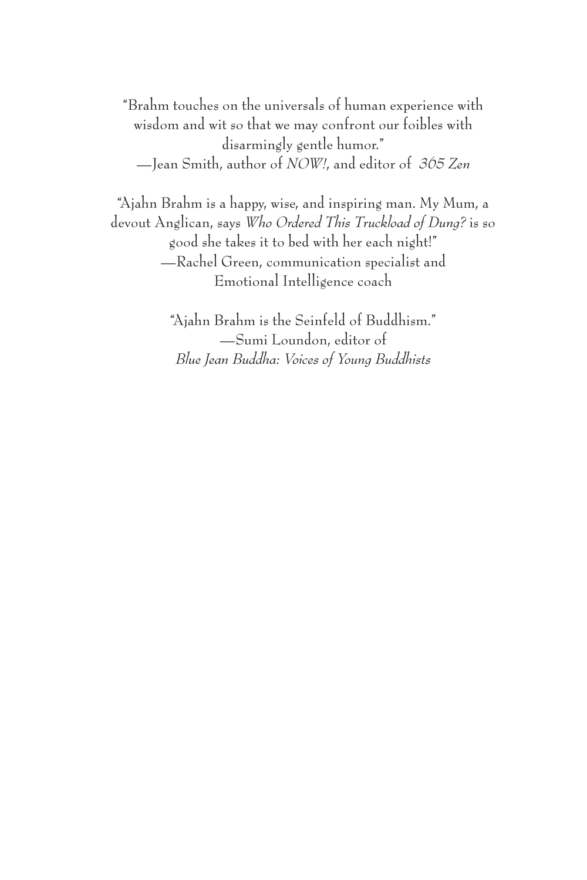"Brahm touches on the universals of human experience with wisdom and wit so that we may confront our foibles with disarmingly gentle humor."
—Jean Smith, author of *NOW!*, and editor of *365 Zen*

"Ajahn Brahm is a happy, wise, and inspiring man. My Mum, a devout Anglican, says *Who Ordered This Truckload of Dung?* is so good she takes it to bed with her each night!"
—Rachel Green, communication specialist and Emotional Intelligence coach

"Ajahn Brahm is the Seinfeld of Buddhism."
—Sumi Loundon, editor of *Blue Jean Buddha: Voices of Young Buddhists*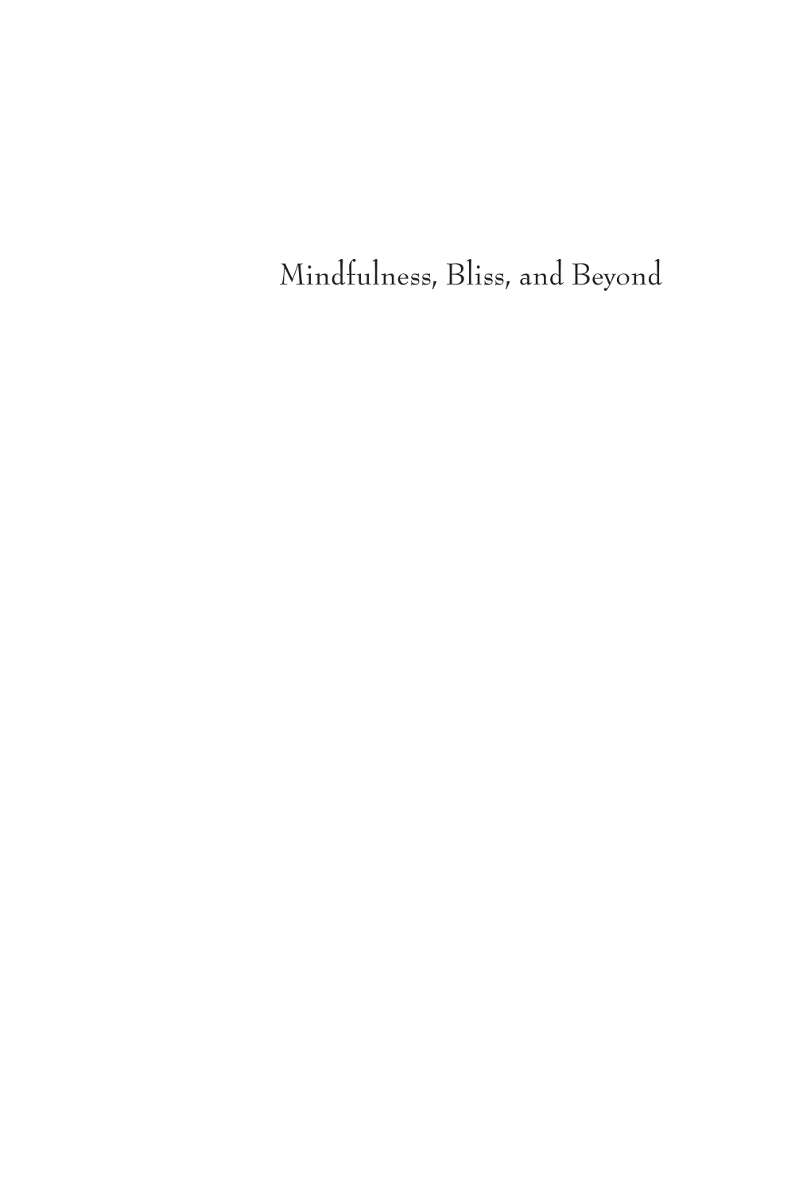Mindfulness, Bliss, and Beyond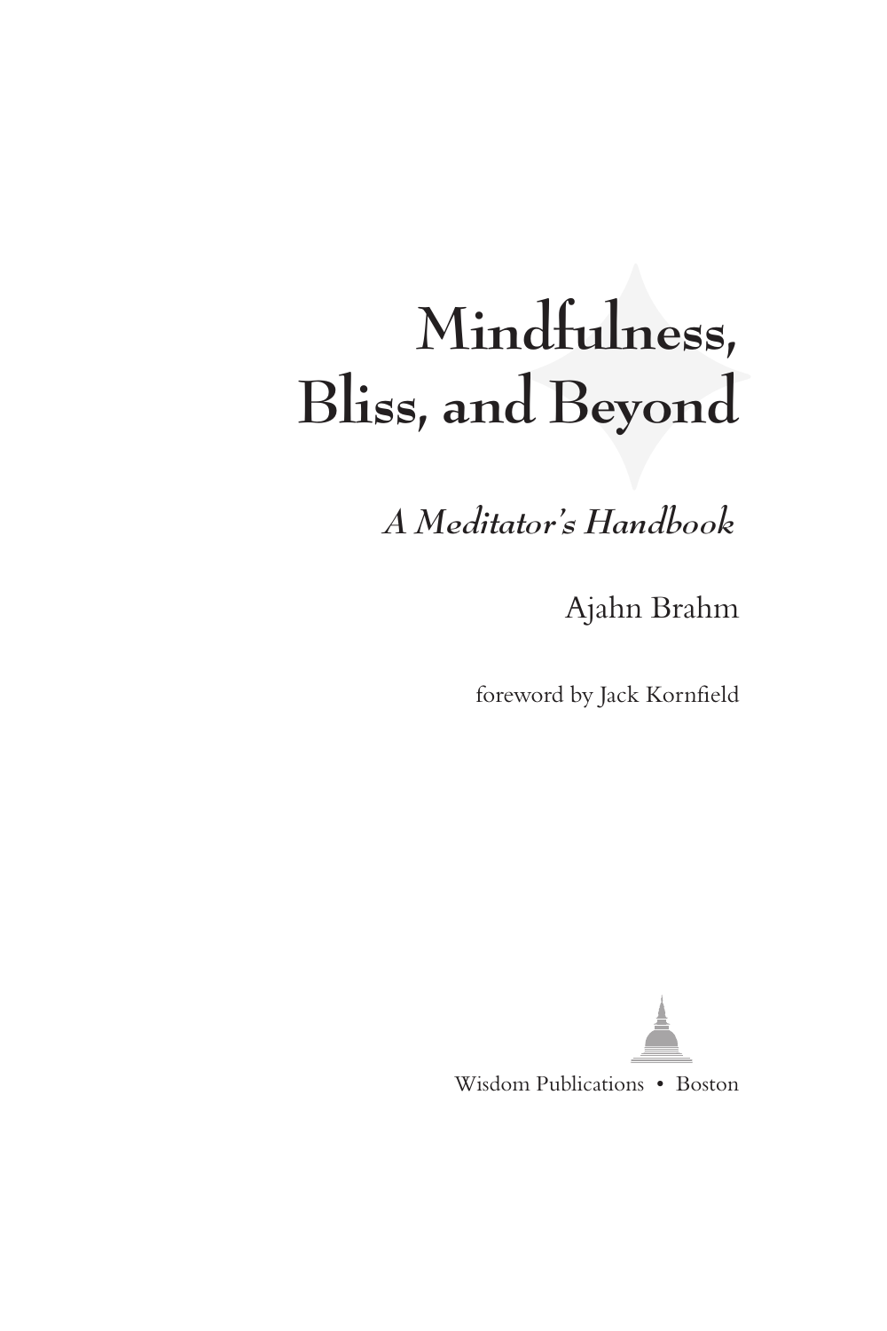# Mindfulness, Bliss, and Beyond

## *A Meditator's Handbook*

Ajahn Brahm

foreword by Jack Kornfield

Wisdom Publications • Boston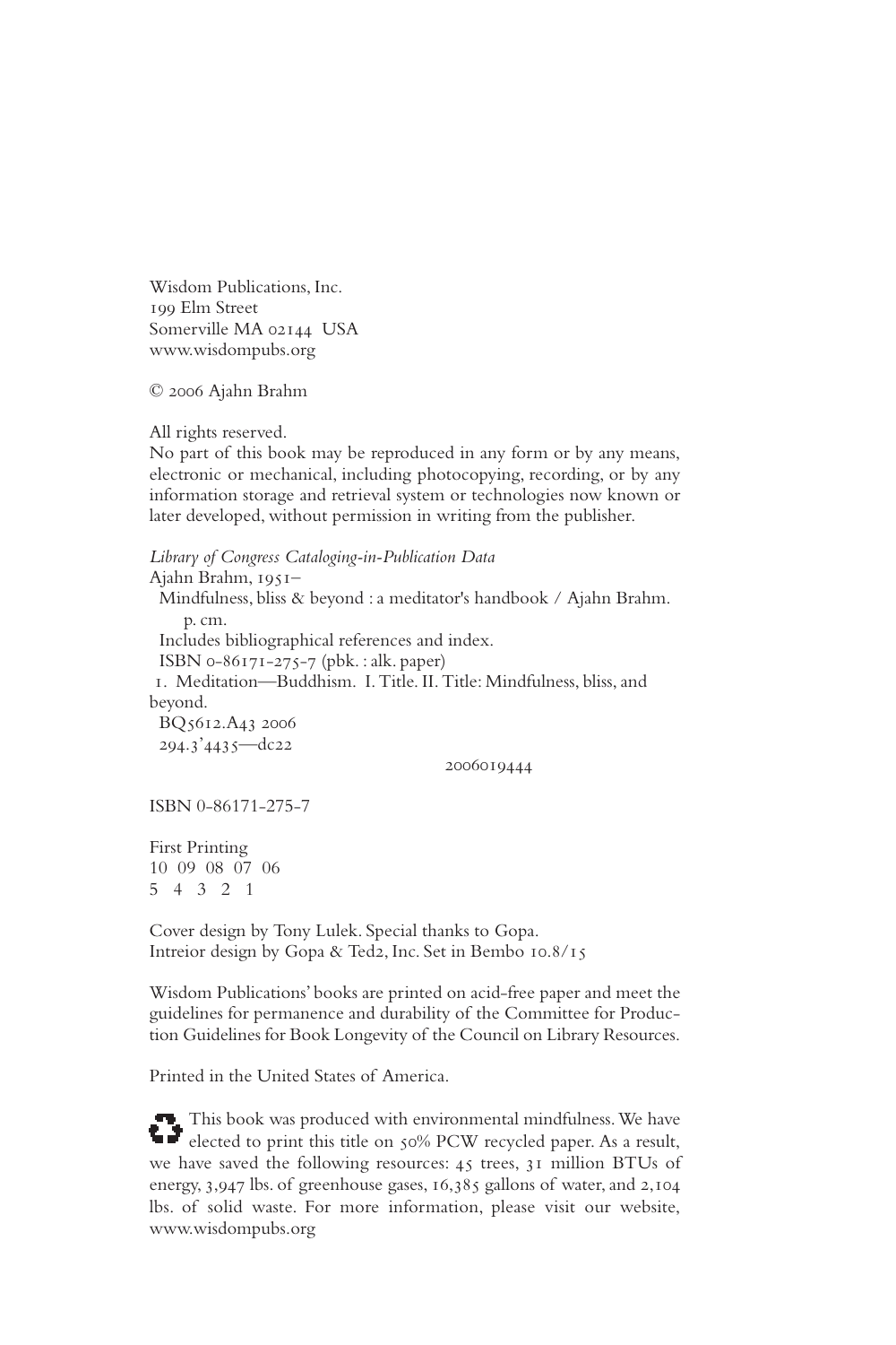Wisdom Publications, Inc.
199 Elm Street
Somerville MA 02144 USA
www.wisdompubs.org

© 2006 Ajahn Brahm

All rights reserved.
No part of this book may be reproduced in any form or by any means, electronic or mechanical, including photocopying, recording, or by any information storage and retrieval system or technologies now known or later developed, without permission in writing from the publisher.

*Library of Congress Cataloging-in-Publication Data*
Ajahn Brahm, 1951–
Mindfulness, bliss & beyond : a meditator's handbook / Ajahn Brahm.
p. cm.
Includes bibliographical references and index.
ISBN 0-86171-275-7 (pbk. : alk. paper)
1. Meditation—Buddhism. I. Title. II. Title: Mindfulness, bliss, and beyond.
BQ5612.A43 2006
294.3'4435—dc22

2006019444

ISBN 0-86171-275-7

First Printing
10 09 08 07 06
5 4 3 2 1

Cover design by Tony Lulek. Special thanks to Gopa.
Intreior design by Gopa & Ted2, Inc. Set in Bembo 10.8/15

Wisdom Publications' books are printed on acid-free paper and meet the guidelines for permanence and durability of the Committee for Production Guidelines for Book Longevity of the Council on Library Resources.

Printed in the United States of America.

This book was produced with environmental mindfulness. We have elected to print this title on 50% PCW recycled paper. As a result, we have saved the following resources: 45 trees, 31 million BTUs of energy, 3,947 lbs. of greenhouse gases, 16,385 gallons of water, and 2,104 lbs. of solid waste. For more information, please visit our website, www.wisdompubs.org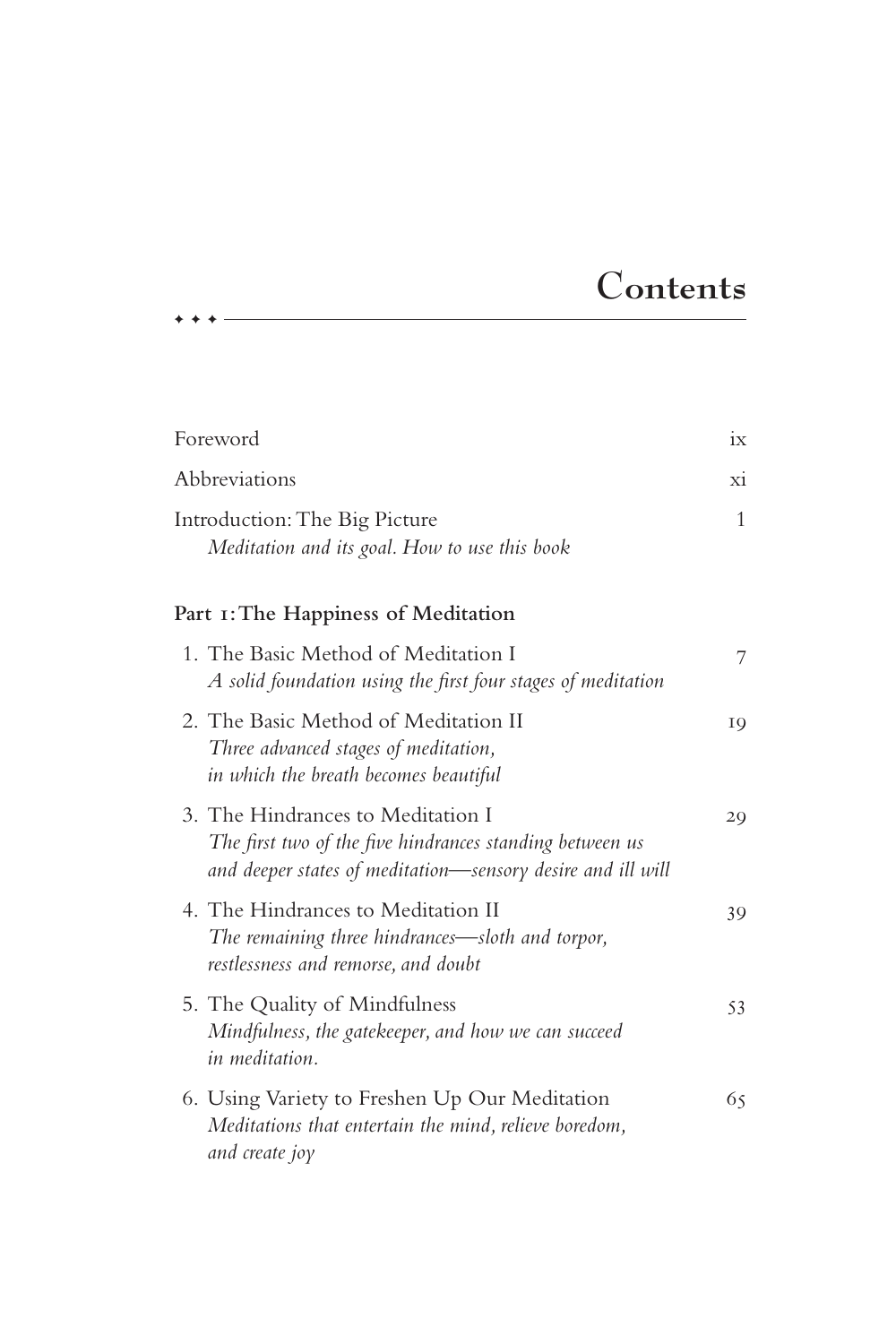# Contents

Foreword ix

Abbreviations xi

Introduction: The Big Picture 1
*Meditation and its goal. How to use this book*

**Part 1: The Happiness of Meditation**

1. The Basic Method of Meditation I 7
   *A solid foundation using the first four stages of meditation*

2. The Basic Method of Meditation II 19
   *Three advanced stages of meditation, in which the breath becomes beautiful*

3. The Hindrances to Meditation I 29
   *The first two of the five hindrances standing between us and deeper states of meditation—sensory desire and ill will*

4. The Hindrances to Meditation II 39
   *The remaining three hindrances—sloth and torpor, restlessness and remorse, and doubt*

5. The Quality of Mindfulness 53
   *Mindfulness, the gatekeeper, and how we can succeed in meditation.*

6. Using Variety to Freshen Up Our Meditation 65
   *Meditations that entertain the mind, relieve boredom, and create joy*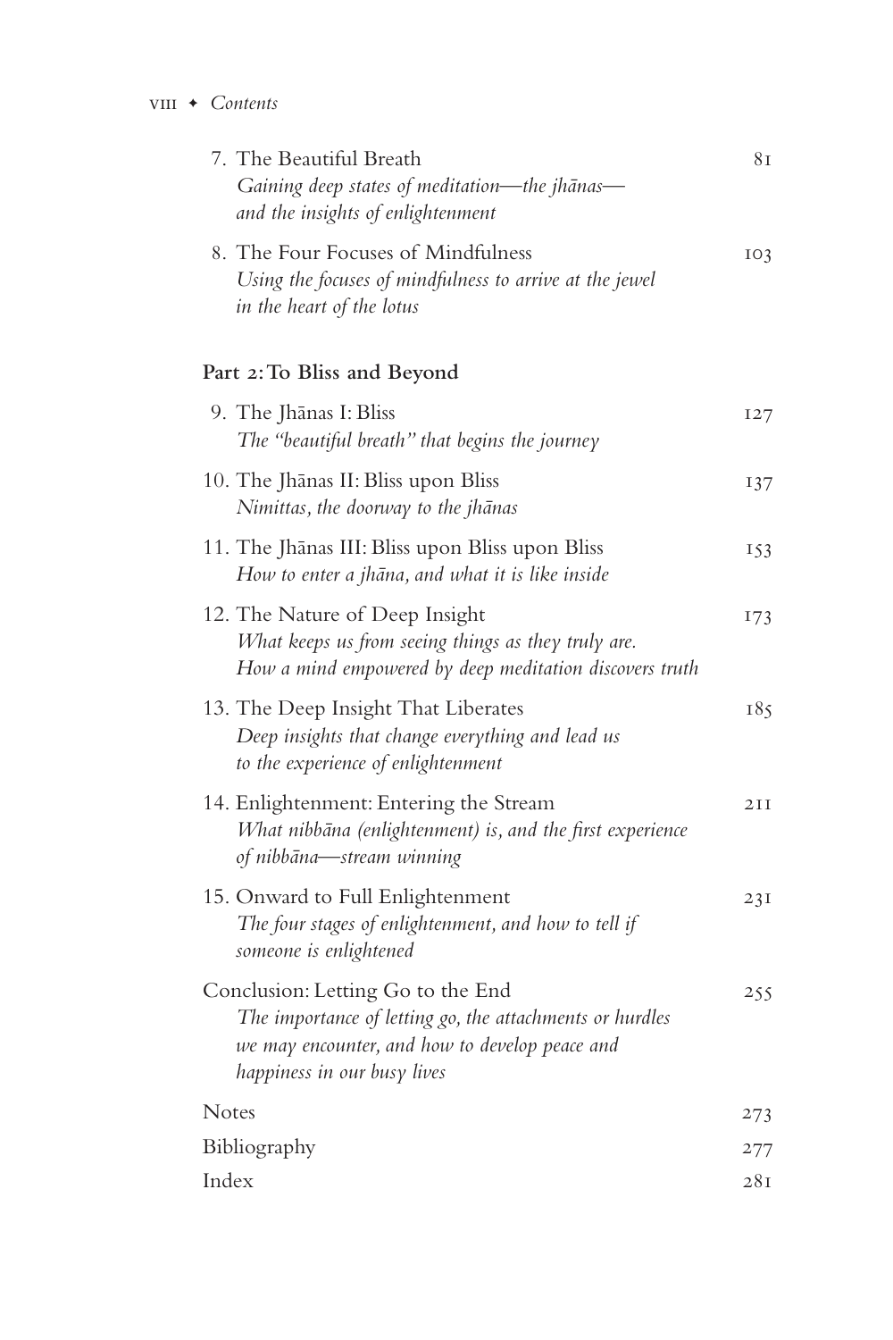7. The Beautiful Breath — 81
   *Gaining deep states of meditation—the jhānas—and the insights of enlightenment*

8. The Four Focuses of Mindfulness — 103
   *Using the focuses of mindfulness to arrive at the jewel in the heart of the lotus*

**Part 2: To Bliss and Beyond**

9. The Jhānas I: Bliss — 127
   *The "beautiful breath" that begins the journey*

10. The Jhānas II: Bliss upon Bliss — 137
    *Nimittas, the doorway to the jhānas*

11. The Jhānas III: Bliss upon Bliss upon Bliss — 153
    *How to enter a jhāna, and what it is like inside*

12. The Nature of Deep Insight — 173
    *What keeps us from seeing things as they truly are. How a mind empowered by deep meditation discovers truth*

13. The Deep Insight That Liberates — 185
    *Deep insights that change everything and lead us to the experience of enlightenment*

14. Enlightenment: Entering the Stream — 211
    *What nibbāna (enlightenment) is, and the first experience of nibbāna—stream winning*

15. Onward to Full Enlightenment — 231
    *The four stages of enlightenment, and how to tell if someone is enlightened*

Conclusion: Letting Go to the End — 255
*The importance of letting go, the attachments or hurdles we may encounter, and how to develop peace and happiness in our busy lives*

Notes — 273

Bibliography — 277

Index — 281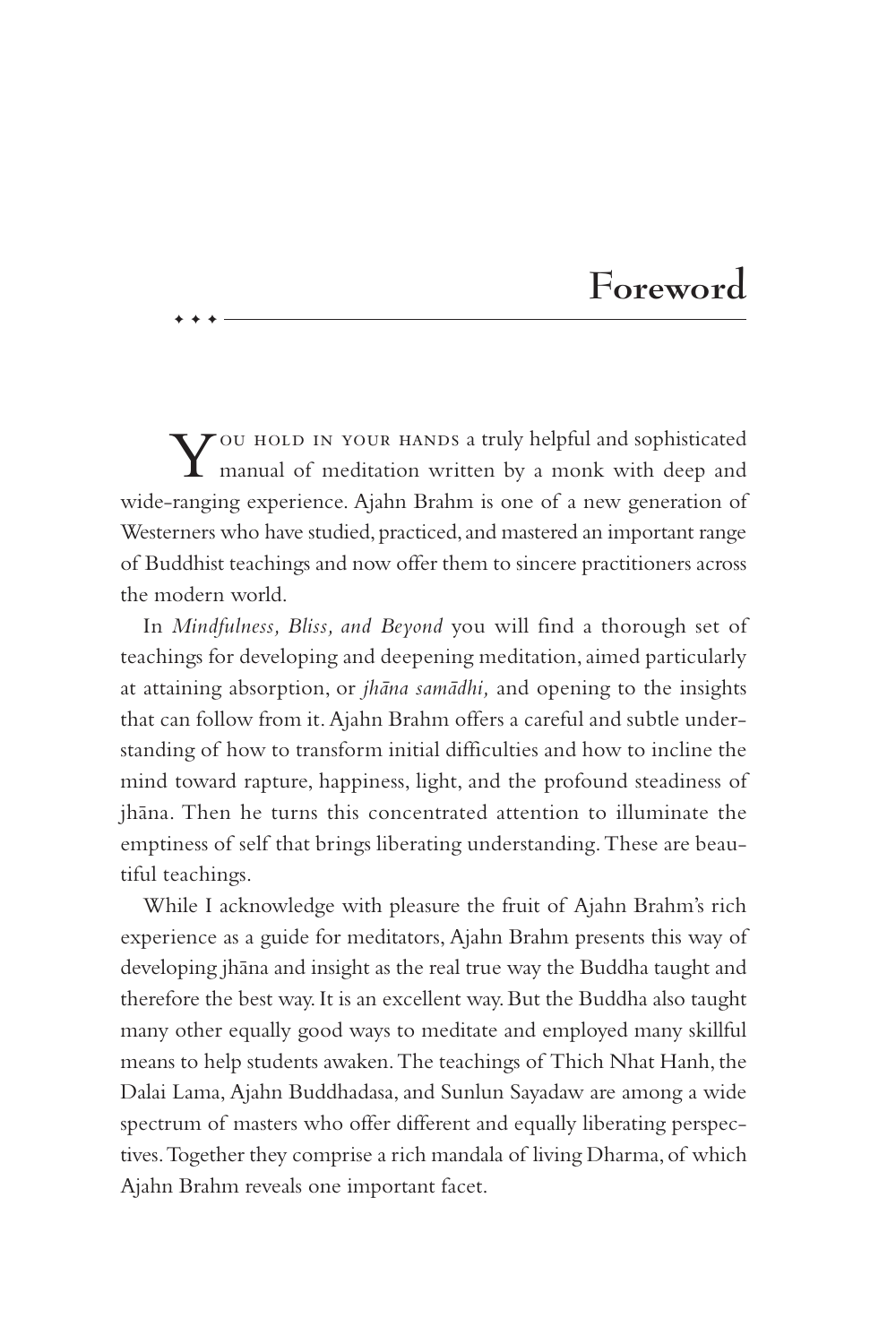# Foreword

You hold in your hands a truly helpful and sophisticated manual of meditation written by a monk with deep and wide-ranging experience. Ajahn Brahm is one of a new generation of Westerners who have studied, practiced, and mastered an important range of Buddhist teachings and now offer them to sincere practitioners across the modern world.

In *Mindfulness, Bliss, and Beyond* you will find a thorough set of teachings for developing and deepening meditation, aimed particularly at attaining absorption, or *jhāna samādhi,* and opening to the insights that can follow from it. Ajahn Brahm offers a careful and subtle understanding of how to transform initial difficulties and how to incline the mind toward rapture, happiness, light, and the profound steadiness of jhāna. Then he turns this concentrated attention to illuminate the emptiness of self that brings liberating understanding. These are beautiful teachings.

While I acknowledge with pleasure the fruit of Ajahn Brahm's rich experience as a guide for meditators, Ajahn Brahm presents this way of developing jhāna and insight as the real true way the Buddha taught and therefore the best way. It is an excellent way. But the Buddha also taught many other equally good ways to meditate and employed many skillful means to help students awaken. The teachings of Thich Nhat Hanh, the Dalai Lama, Ajahn Buddhadasa, and Sunlun Sayadaw are among a wide spectrum of masters who offer different and equally liberating perspectives. Together they comprise a rich mandala of living Dharma, of which Ajahn Brahm reveals one important facet.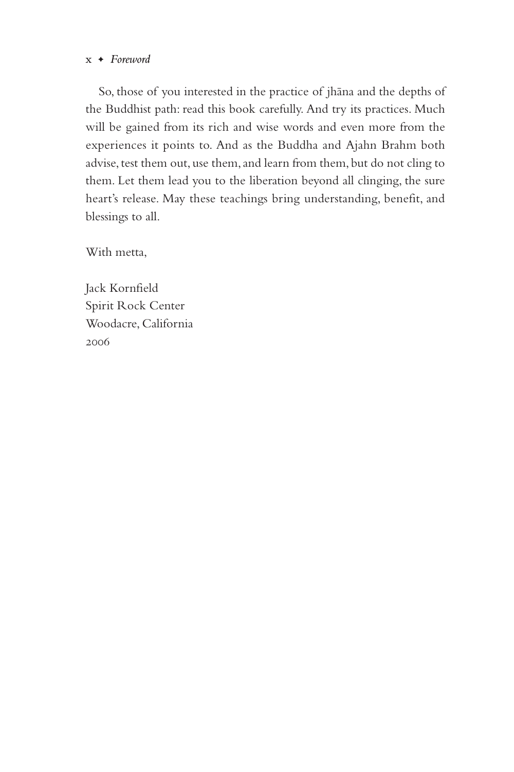So, those of you interested in the practice of jhāna and the depths of the Buddhist path: read this book carefully. And try its practices. Much will be gained from its rich and wise words and even more from the experiences it points to. And as the Buddha and Ajahn Brahm both advise, test them out, use them, and learn from them, but do not cling to them. Let them lead you to the liberation beyond all clinging, the sure heart's release. May these teachings bring understanding, benefit, and blessings to all.

With metta,

Jack Kornfield  
Spirit Rock Center  
Woodacre, California  
2006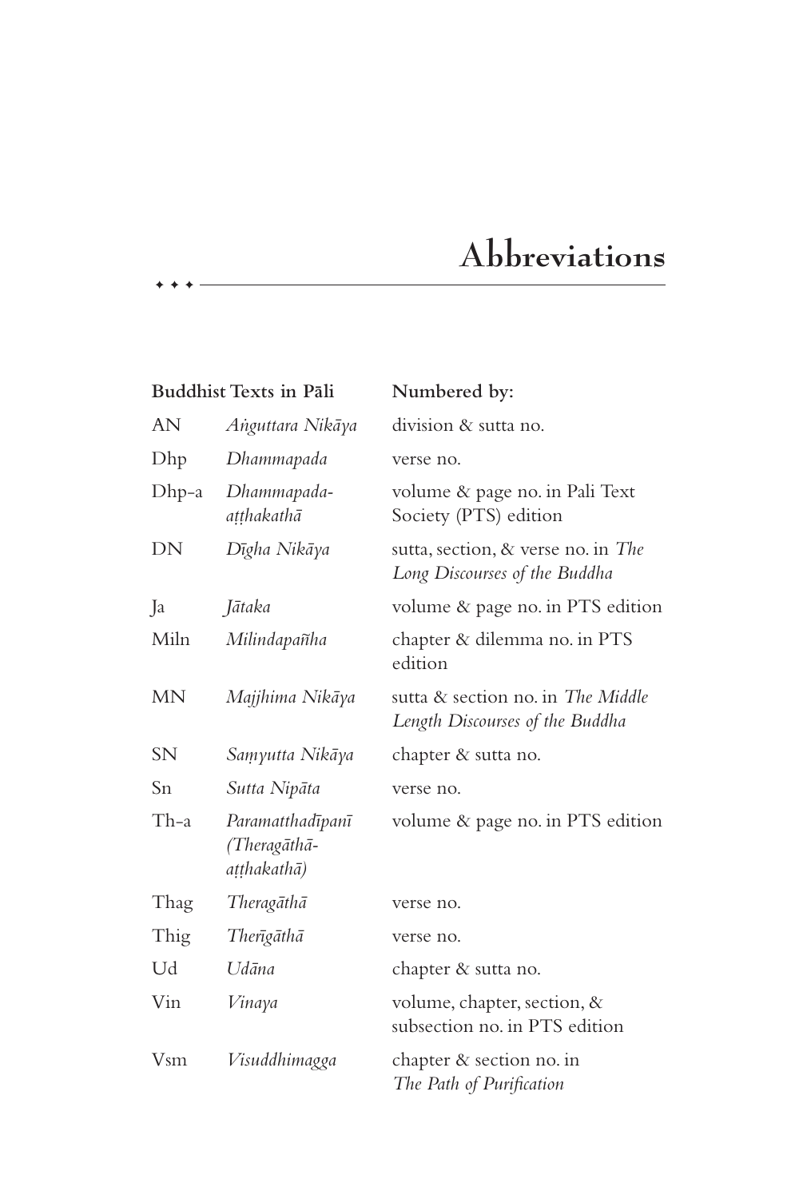# Abbreviations

| Buddhist Texts in Pāli | | Numbered by: |
|---|---|---|
| AN | *Aṅguttara Nikāya* | division & sutta no. |
| Dhp | *Dhammapada* | verse no. |
| Dhp-a | *Dhammapada-aṭṭhakathā* | volume & page no. in Pali Text Society (PTS) edition |
| DN | *Dīgha Nikāya* | sutta, section, & verse no. in *The Long Discourses of the Buddha* |
| Ja | *Jātaka* | volume & page no. in PTS edition |
| Miln | *Milindapañha* | chapter & dilemma no. in PTS edition |
| MN | *Majjhima Nikāya* | sutta & section no. in *The Middle Length Discourses of the Buddha* |
| SN | *Saṃyutta Nikāya* | chapter & sutta no. |
| Sn | *Sutta Nipāta* | verse no. |
| Th-a | *Paramatthadīpanī (Theragāthā-aṭṭhakathā)* | volume & page no. in PTS edition |
| Thag | *Theragāthā* | verse no. |
| Thig | *Therīgāthā* | verse no. |
| Ud | *Udāna* | chapter & sutta no. |
| Vin | *Vinaya* | volume, chapter, section, & subsection no. in PTS edition |
| Vsm | *Visuddhimagga* | chapter & section no. in *The Path of Purification* |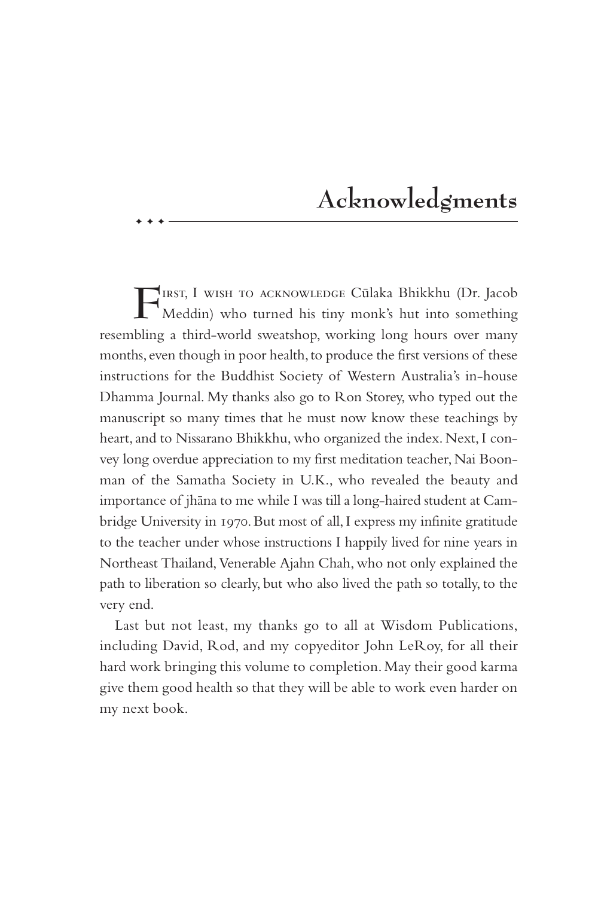# Acknowledgments

First, I wish to acknowledge Cūlaka Bhikkhu (Dr. Jacob Meddin) who turned his tiny monk's hut into something resembling a third-world sweatshop, working long hours over many months, even though in poor health, to produce the first versions of these instructions for the Buddhist Society of Western Australia's in-house Dhamma Journal. My thanks also go to Ron Storey, who typed out the manuscript so many times that he must now know these teachings by heart, and to Nissarano Bhikkhu, who organized the index. Next, I convey long overdue appreciation to my first meditation teacher, Nai Boonman of the Samatha Society in U.K., who revealed the beauty and importance of jhāna to me while I was till a long-haired student at Cambridge University in 1970. But most of all, I express my infinite gratitude to the teacher under whose instructions I happily lived for nine years in Northeast Thailand, Venerable Ajahn Chah, who not only explained the path to liberation so clearly, but who also lived the path so totally, to the very end.

Last but not least, my thanks go to all at Wisdom Publications, including David, Rod, and my copyeditor John LeRoy, for all their hard work bringing this volume to completion. May their good karma give them good health so that they will be able to work even harder on my next book.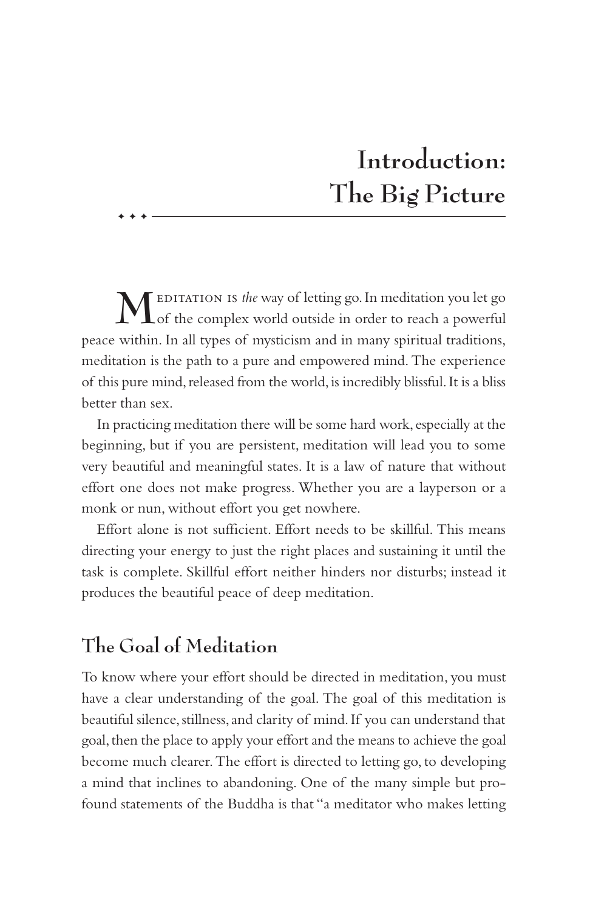# Introduction: The Big Picture

Meditation is *the* way of letting go. In meditation you let go of the complex world outside in order to reach a powerful peace within. In all types of mysticism and in many spiritual traditions, meditation is the path to a pure and empowered mind. The experience of this pure mind, released from the world, is incredibly blissful. It is a bliss better than sex.

In practicing meditation there will be some hard work, especially at the beginning, but if you are persistent, meditation will lead you to some very beautiful and meaningful states. It is a law of nature that without effort one does not make progress. Whether you are a layperson or a monk or nun, without effort you get nowhere.

Effort alone is not sufficient. Effort needs to be skillful. This means directing your energy to just the right places and sustaining it until the task is complete. Skillful effort neither hinders nor disturbs; instead it produces the beautiful peace of deep meditation.

## The Goal of Meditation

To know where your effort should be directed in meditation, you must have a clear understanding of the goal. The goal of this meditation is beautiful silence, stillness, and clarity of mind. If you can understand that goal, then the place to apply your effort and the means to achieve the goal become much clearer. The effort is directed to letting go, to developing a mind that inclines to abandoning. One of the many simple but profound statements of the Buddha is that "a meditator who makes letting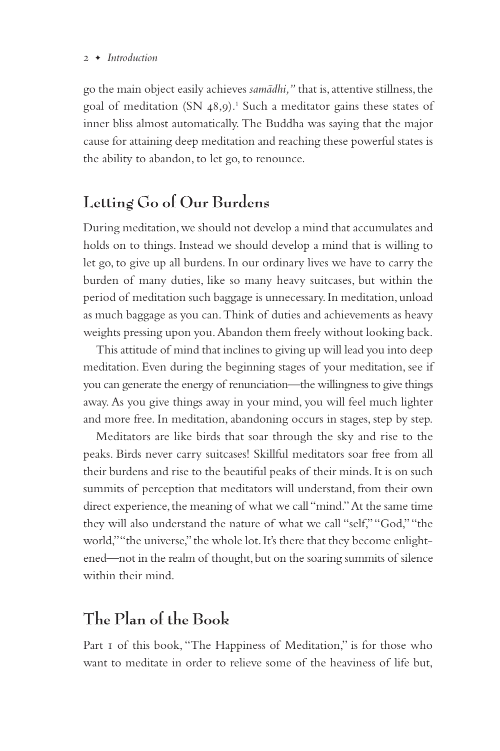go the main object easily achieves *samādhi,"* that is, attentive stillness, the goal of meditation (SN 48,9).[1] Such a meditator gains these states of inner bliss almost automatically. The Buddha was saying that the major cause for attaining deep meditation and reaching these powerful states is the ability to abandon, to let go, to renounce.

## Letting Go of Our Burdens

During meditation, we should not develop a mind that accumulates and holds on to things. Instead we should develop a mind that is willing to let go, to give up all burdens. In our ordinary lives we have to carry the burden of many duties, like so many heavy suitcases, but within the period of meditation such baggage is unnecessary. In meditation, unload as much baggage as you can. Think of duties and achievements as heavy weights pressing upon you. Abandon them freely without looking back.

This attitude of mind that inclines to giving up will lead you into deep meditation. Even during the beginning stages of your meditation, see if you can generate the energy of renunciation—the willingness to give things away. As you give things away in your mind, you will feel much lighter and more free. In meditation, abandoning occurs in stages, step by step.

Meditators are like birds that soar through the sky and rise to the peaks. Birds never carry suitcases! Skillful meditators soar free from all their burdens and rise to the beautiful peaks of their minds. It is on such summits of perception that meditators will understand, from their own direct experience, the meaning of what we call "mind." At the same time they will also understand the nature of what we call "self," "God," "the world," "the universe," the whole lot. It's there that they become enlightened—not in the realm of thought, but on the soaring summits of silence within their mind.

## The Plan of the Book

Part 1 of this book, "The Happiness of Meditation," is for those who want to meditate in order to relieve some of the heaviness of life but,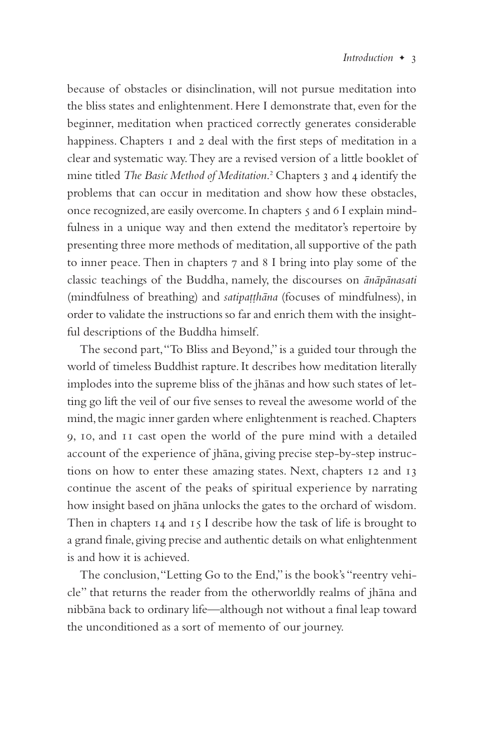because of obstacles or disinclination, will not pursue meditation into the bliss states and enlightenment. Here I demonstrate that, even for the beginner, meditation when practiced correctly generates considerable happiness. Chapters 1 and 2 deal with the first steps of meditation in a clear and systematic way. They are a revised version of a little booklet of mine titled *The Basic Method of Meditation*.[2] Chapters 3 and 4 identify the problems that can occur in meditation and show how these obstacles, once recognized, are easily overcome. In chapters 5 and 6 I explain mindfulness in a unique way and then extend the meditator's repertoire by presenting three more methods of meditation, all supportive of the path to inner peace. Then in chapters 7 and 8 I bring into play some of the classic teachings of the Buddha, namely, the discourses on *ānāpānasati* (mindfulness of breathing) and *satipaṭṭhāna* (focuses of mindfulness), in order to validate the instructions so far and enrich them with the insightful descriptions of the Buddha himself.

The second part, "To Bliss and Beyond," is a guided tour through the world of timeless Buddhist rapture. It describes how meditation literally implodes into the supreme bliss of the jhānas and how such states of letting go lift the veil of our five senses to reveal the awesome world of the mind, the magic inner garden where enlightenment is reached. Chapters 9, 10, and 11 cast open the world of the pure mind with a detailed account of the experience of jhāna, giving precise step-by-step instructions on how to enter these amazing states. Next, chapters 12 and 13 continue the ascent of the peaks of spiritual experience by narrating how insight based on jhāna unlocks the gates to the orchard of wisdom. Then in chapters 14 and 15 I describe how the task of life is brought to a grand finale, giving precise and authentic details on what enlightenment is and how it is achieved.

The conclusion, "Letting Go to the End," is the book's "reentry vehicle" that returns the reader from the otherworldly realms of jhāna and nibbāna back to ordinary life—although not without a final leap toward the unconditioned as a sort of memento of our journey.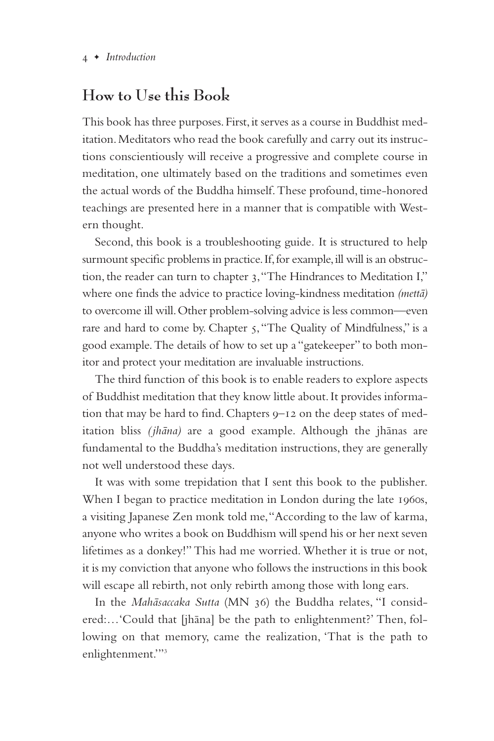## How to Use this Book

This book has three purposes. First, it serves as a course in Buddhist meditation. Meditators who read the book carefully and carry out its instructions conscientiously will receive a progressive and complete course in meditation, one ultimately based on the traditions and sometimes even the actual words of the Buddha himself. These profound, time-honored teachings are presented here in a manner that is compatible with Western thought.

Second, this book is a troubleshooting guide. It is structured to help surmount specific problems in practice. If, for example, ill will is an obstruction, the reader can turn to chapter 3, "The Hindrances to Meditation I," where one finds the advice to practice loving-kindness meditation *(mettā)* to overcome ill will. Other problem-solving advice is less common—even rare and hard to come by. Chapter 5, "The Quality of Mindfulness," is a good example. The details of how to set up a "gatekeeper" to both monitor and protect your meditation are invaluable instructions.

The third function of this book is to enable readers to explore aspects of Buddhist meditation that they know little about. It provides information that may be hard to find. Chapters 9–12 on the deep states of meditation bliss *(jhāna)* are a good example. Although the jhānas are fundamental to the Buddha's meditation instructions, they are generally not well understood these days.

It was with some trepidation that I sent this book to the publisher. When I began to practice meditation in London during the late 1960s, a visiting Japanese Zen monk told me, "According to the law of karma, anyone who writes a book on Buddhism will spend his or her next seven lifetimes as a donkey!" This had me worried. Whether it is true or not, it is my conviction that anyone who follows the instructions in this book will escape all rebirth, not only rebirth among those with long ears.

In the *Mahāsaccaka Sutta* (MN 36) the Buddha relates, "I considered:…'Could that [jhāna] be the path to enlightenment?' Then, following on that memory, came the realization, 'That is the path to enlightenment.'"[3]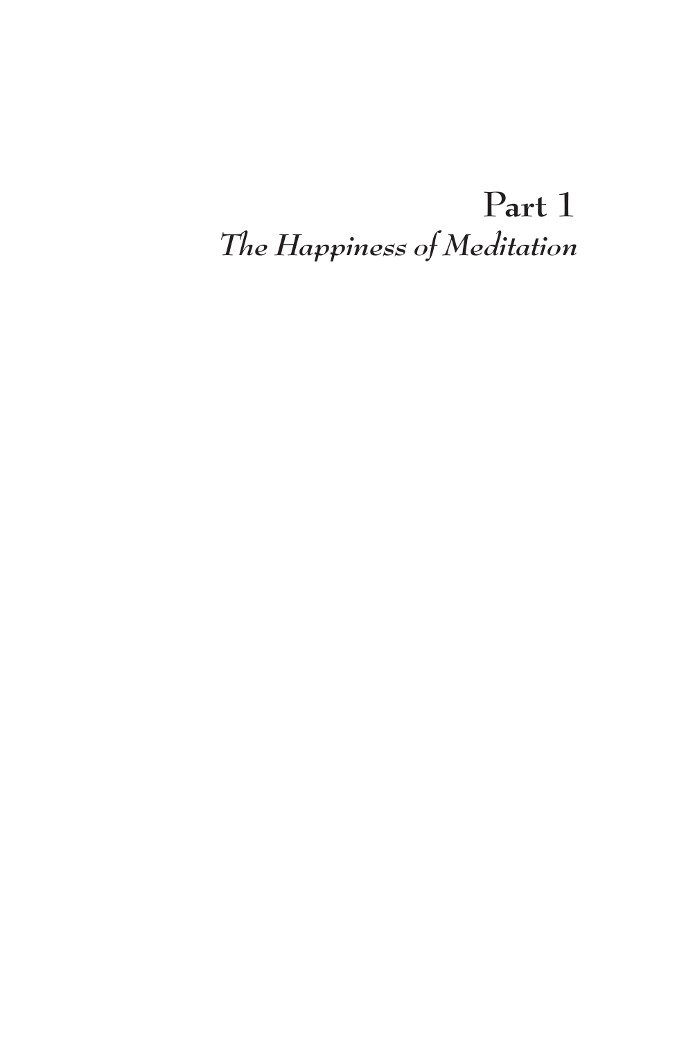# Part 1

*The Happiness of Meditation*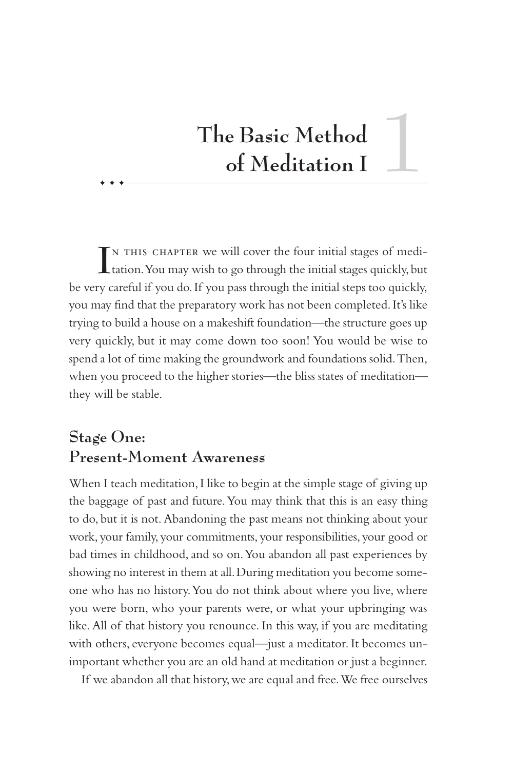# 1 The Basic Method of Meditation I

In this chapter we will cover the four initial stages of meditation. You may wish to go through the initial stages quickly, but be very careful if you do. If you pass through the initial steps too quickly, you may find that the preparatory work has not been completed. It's like trying to build a house on a makeshift foundation—the structure goes up very quickly, but it may come down too soon! You would be wise to spend a lot of time making the groundwork and foundations solid. Then, when you proceed to the higher stories—the bliss states of meditation—they will be stable.

## Stage One: Present-Moment Awareness

When I teach meditation, I like to begin at the simple stage of giving up the baggage of past and future. You may think that this is an easy thing to do, but it is not. Abandoning the past means not thinking about your work, your family, your commitments, your responsibilities, your good or bad times in childhood, and so on. You abandon all past experiences by showing no interest in them at all. During meditation you become someone who has no history. You do not think about where you live, where you were born, who your parents were, or what your upbringing was like. All of that history you renounce. In this way, if you are meditating with others, everyone becomes equal—just a meditator. It becomes unimportant whether you are an old hand at meditation or just a beginner.

If we abandon all that history, we are equal and free. We free ourselves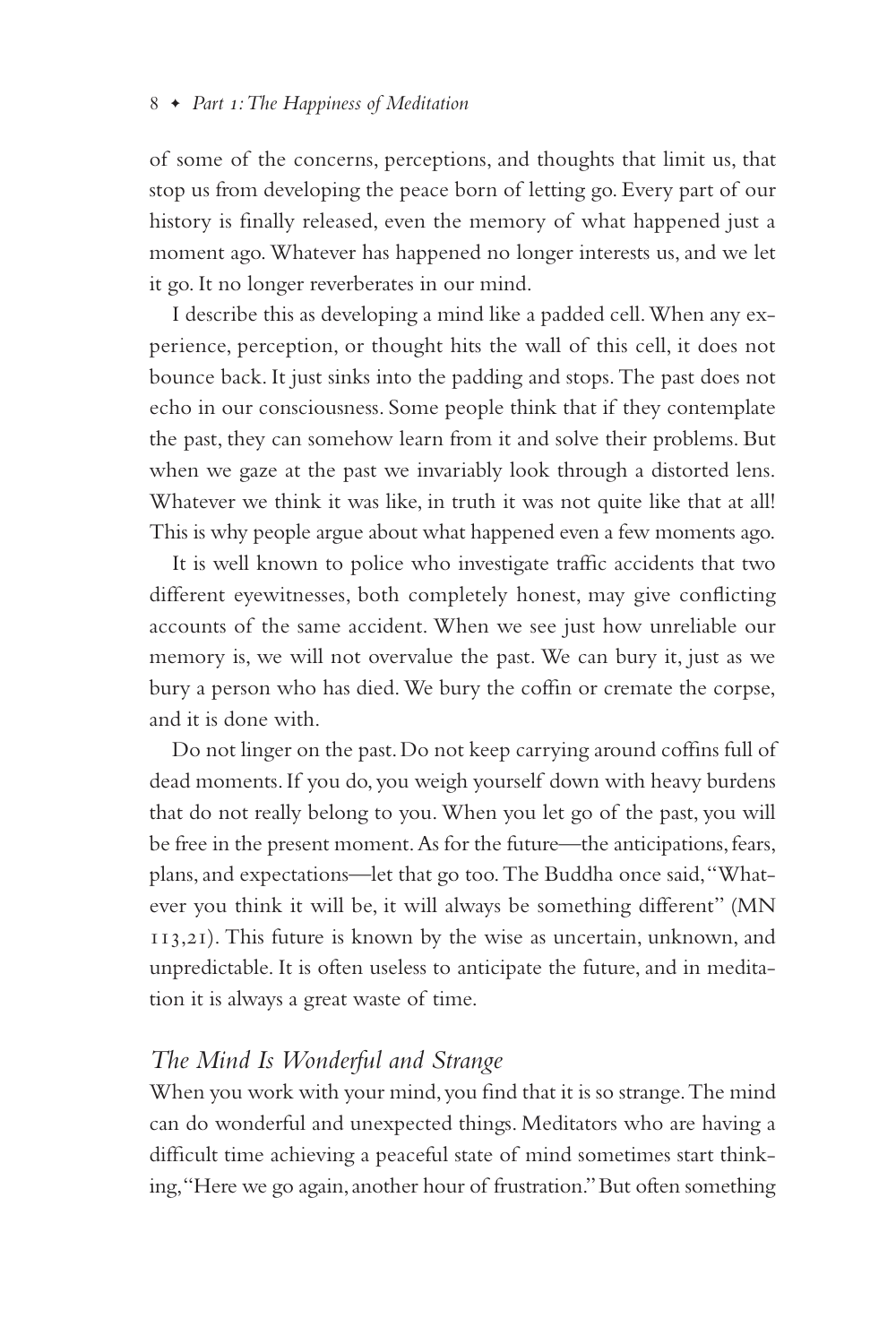of some of the concerns, perceptions, and thoughts that limit us, that stop us from developing the peace born of letting go. Every part of our history is finally released, even the memory of what happened just a moment ago. Whatever has happened no longer interests us, and we let it go. It no longer reverberates in our mind.

I describe this as developing a mind like a padded cell. When any experience, perception, or thought hits the wall of this cell, it does not bounce back. It just sinks into the padding and stops. The past does not echo in our consciousness. Some people think that if they contemplate the past, they can somehow learn from it and solve their problems. But when we gaze at the past we invariably look through a distorted lens. Whatever we think it was like, in truth it was not quite like that at all! This is why people argue about what happened even a few moments ago.

It is well known to police who investigate traffic accidents that two different eyewitnesses, both completely honest, may give conflicting accounts of the same accident. When we see just how unreliable our memory is, we will not overvalue the past. We can bury it, just as we bury a person who has died. We bury the coffin or cremate the corpse, and it is done with.

Do not linger on the past. Do not keep carrying around coffins full of dead moments. If you do, you weigh yourself down with heavy burdens that do not really belong to you. When you let go of the past, you will be free in the present moment. As for the future—the anticipations, fears, plans, and expectations—let that go too. The Buddha once said, "Whatever you think it will be, it will always be something different" (MN 113,21). This future is known by the wise as uncertain, unknown, and unpredictable. It is often useless to anticipate the future, and in meditation it is always a great waste of time.

### *The Mind Is Wonderful and Strange*

When you work with your mind, you find that it is so strange. The mind can do wonderful and unexpected things. Meditators who are having a difficult time achieving a peaceful state of mind sometimes start thinking, "Here we go again, another hour of frustration." But often something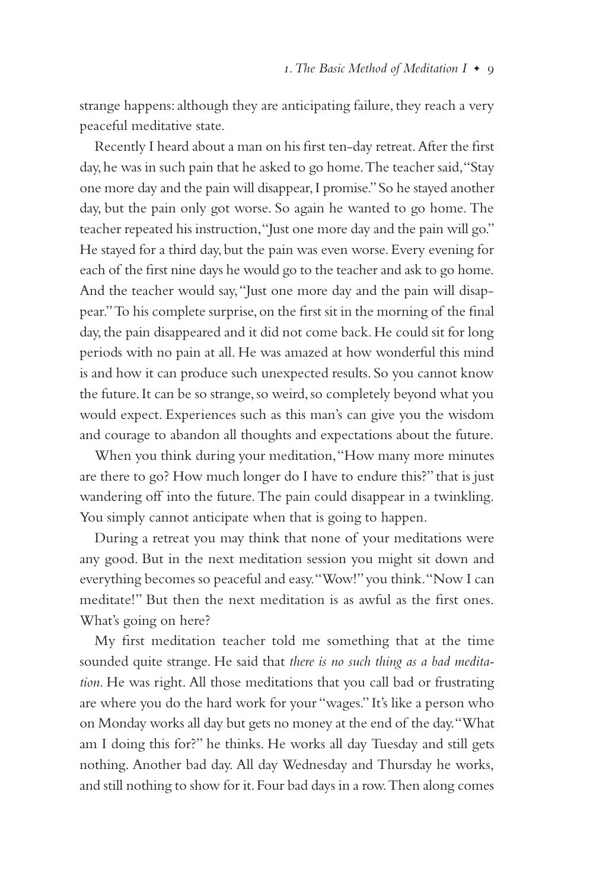strange happens: although they are anticipating failure, they reach a very peaceful meditative state.

Recently I heard about a man on his first ten-day retreat. After the first day, he was in such pain that he asked to go home. The teacher said, "Stay one more day and the pain will disappear, I promise." So he stayed another day, but the pain only got worse. So again he wanted to go home. The teacher repeated his instruction, "Just one more day and the pain will go." He stayed for a third day, but the pain was even worse. Every evening for each of the first nine days he would go to the teacher and ask to go home. And the teacher would say, "Just one more day and the pain will disappear." To his complete surprise, on the first sit in the morning of the final day, the pain disappeared and it did not come back. He could sit for long periods with no pain at all. He was amazed at how wonderful this mind is and how it can produce such unexpected results. So you cannot know the future. It can be so strange, so weird, so completely beyond what you would expect. Experiences such as this man's can give you the wisdom and courage to abandon all thoughts and expectations about the future.

When you think during your meditation, "How many more minutes are there to go? How much longer do I have to endure this?" that is just wandering off into the future. The pain could disappear in a twinkling. You simply cannot anticipate when that is going to happen.

During a retreat you may think that none of your meditations were any good. But in the next meditation session you might sit down and everything becomes so peaceful and easy. "Wow!" you think. "Now I can meditate!" But then the next meditation is as awful as the first ones. What's going on here?

My first meditation teacher told me something that at the time sounded quite strange. He said that *there is no such thing as a bad meditation*. He was right. All those meditations that you call bad or frustrating are where you do the hard work for your "wages." It's like a person who on Monday works all day but gets no money at the end of the day. "What am I doing this for?" he thinks. He works all day Tuesday and still gets nothing. Another bad day. All day Wednesday and Thursday he works, and still nothing to show for it. Four bad days in a row. Then along comes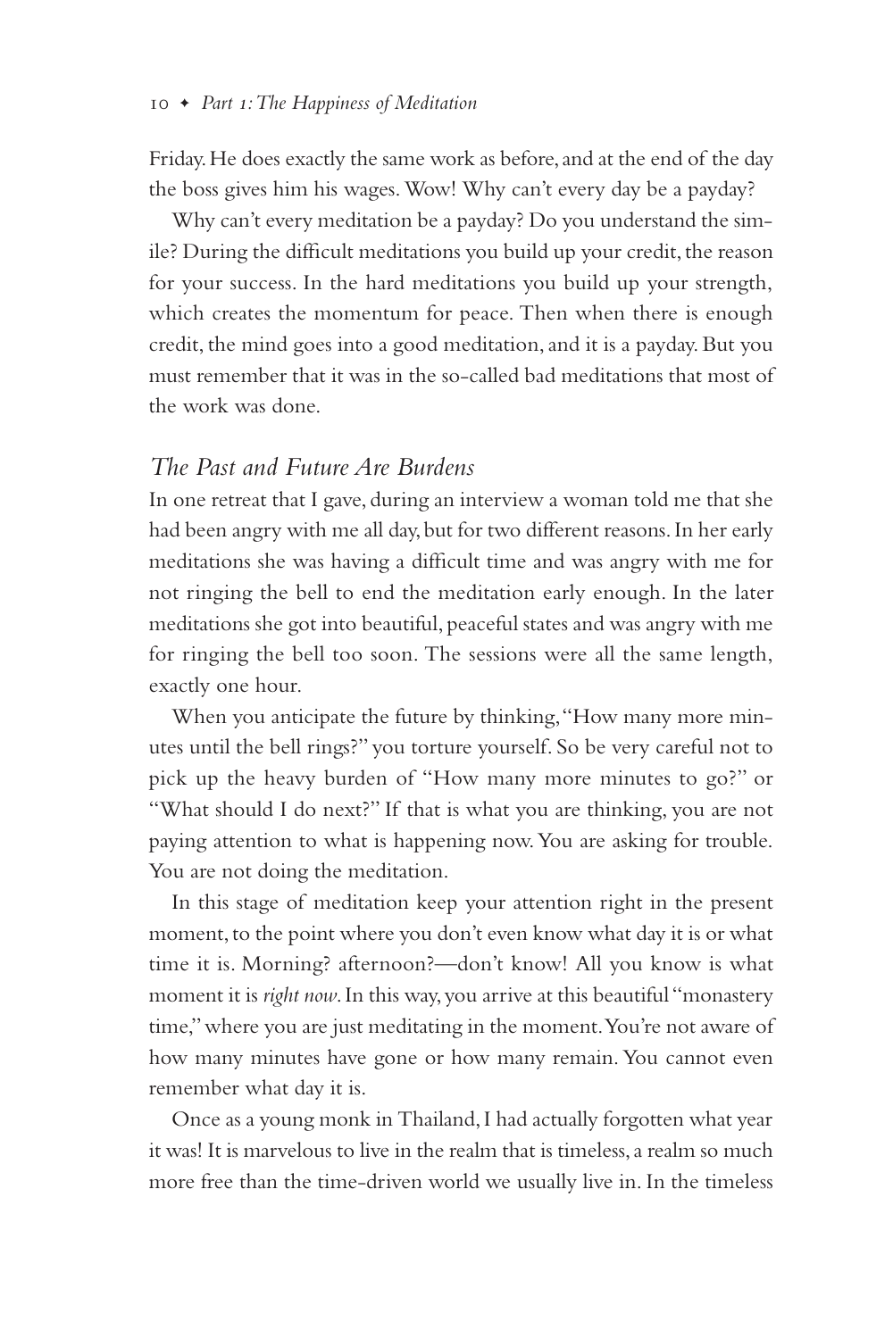Friday. He does exactly the same work as before, and at the end of the day the boss gives him his wages. Wow! Why can't every day be a payday?

Why can't every meditation be a payday? Do you understand the simile? During the difficult meditations you build up your credit, the reason for your success. In the hard meditations you build up your strength, which creates the momentum for peace. Then when there is enough credit, the mind goes into a good meditation, and it is a payday. But you must remember that it was in the so-called bad meditations that most of the work was done.

### *The Past and Future Are Burdens*

In one retreat that I gave, during an interview a woman told me that she had been angry with me all day, but for two different reasons. In her early meditations she was having a difficult time and was angry with me for not ringing the bell to end the meditation early enough. In the later meditations she got into beautiful, peaceful states and was angry with me for ringing the bell too soon. The sessions were all the same length, exactly one hour.

When you anticipate the future by thinking, "How many more minutes until the bell rings?" you torture yourself. So be very careful not to pick up the heavy burden of "How many more minutes to go?" or "What should I do next?" If that is what you are thinking, you are not paying attention to what is happening now. You are asking for trouble. You are not doing the meditation.

In this stage of meditation keep your attention right in the present moment, to the point where you don't even know what day it is or what time it is. Morning? afternoon?—don't know! All you know is what moment it is *right now*. In this way, you arrive at this beautiful "monastery time," where you are just meditating in the moment. You're not aware of how many minutes have gone or how many remain. You cannot even remember what day it is.

Once as a young monk in Thailand, I had actually forgotten what year it was! It is marvelous to live in the realm that is timeless, a realm so much more free than the time-driven world we usually live in. In the timeless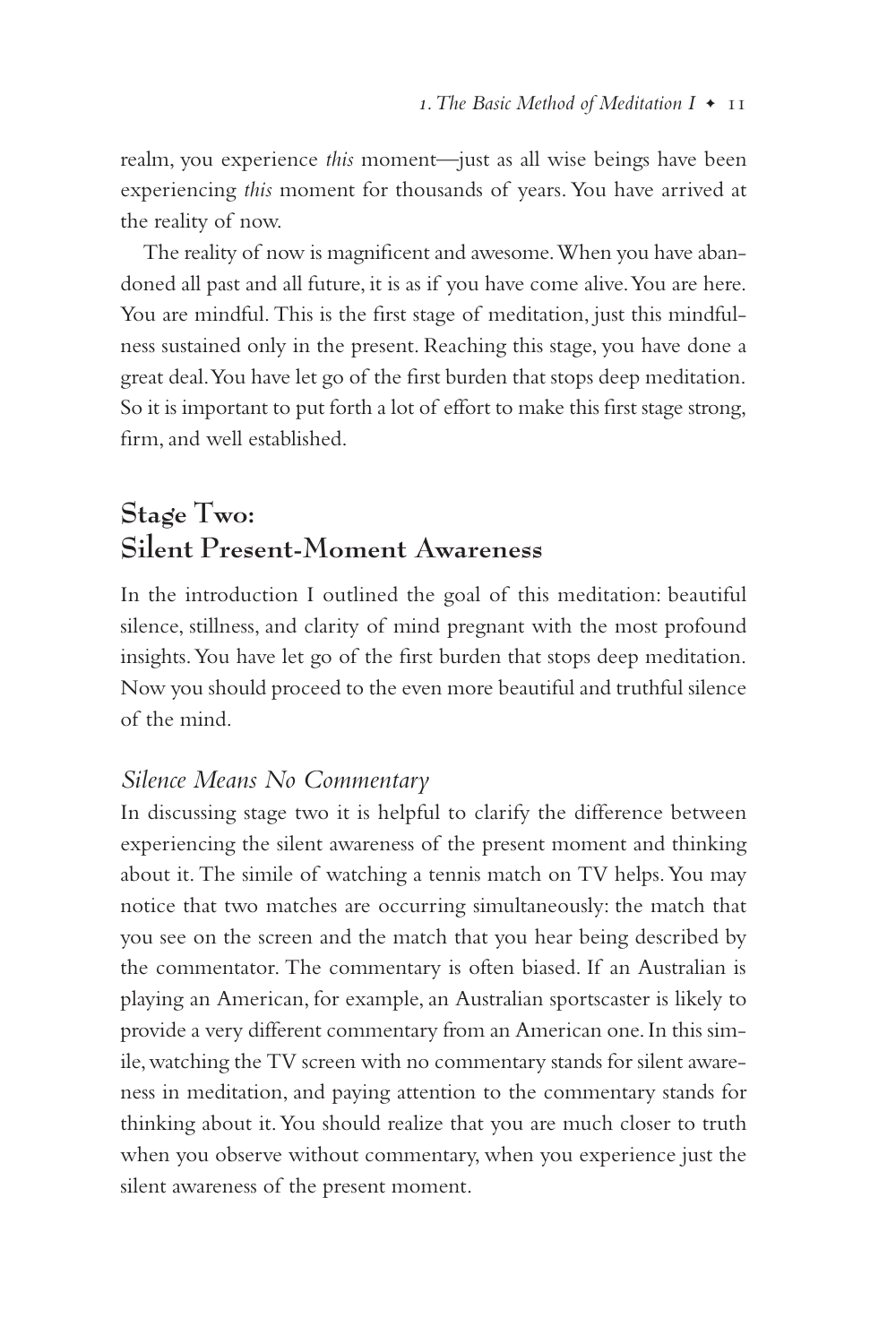realm, you experience *this* moment—just as all wise beings have been experiencing *this* moment for thousands of years. You have arrived at the reality of now.

The reality of now is magnificent and awesome. When you have abandoned all past and all future, it is as if you have come alive. You are here. You are mindful. This is the first stage of meditation, just this mindfulness sustained only in the present. Reaching this stage, you have done a great deal. You have let go of the first burden that stops deep meditation. So it is important to put forth a lot of effort to make this first stage strong, firm, and well established.

## Stage Two: Silent Present-Moment Awareness

In the introduction I outlined the goal of this meditation: beautiful silence, stillness, and clarity of mind pregnant with the most profound insights. You have let go of the first burden that stops deep meditation. Now you should proceed to the even more beautiful and truthful silence of the mind.

### *Silence Means No Commentary*

In discussing stage two it is helpful to clarify the difference between experiencing the silent awareness of the present moment and thinking about it. The simile of watching a tennis match on TV helps. You may notice that two matches are occurring simultaneously: the match that you see on the screen and the match that you hear being described by the commentator. The commentary is often biased. If an Australian is playing an American, for example, an Australian sportscaster is likely to provide a very different commentary from an American one. In this simile, watching the TV screen with no commentary stands for silent awareness in meditation, and paying attention to the commentary stands for thinking about it. You should realize that you are much closer to truth when you observe without commentary, when you experience just the silent awareness of the present moment.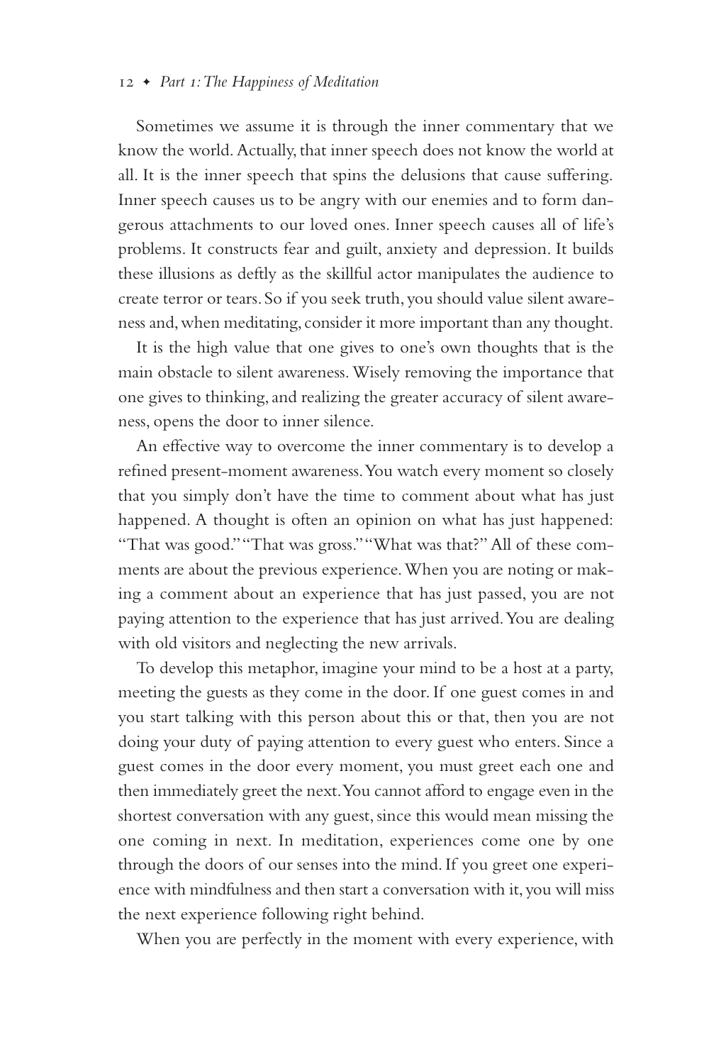Sometimes we assume it is through the inner commentary that we know the world. Actually, that inner speech does not know the world at all. It is the inner speech that spins the delusions that cause suffering. Inner speech causes us to be angry with our enemies and to form dangerous attachments to our loved ones. Inner speech causes all of life's problems. It constructs fear and guilt, anxiety and depression. It builds these illusions as deftly as the skillful actor manipulates the audience to create terror or tears. So if you seek truth, you should value silent awareness and, when meditating, consider it more important than any thought.

It is the high value that one gives to one's own thoughts that is the main obstacle to silent awareness. Wisely removing the importance that one gives to thinking, and realizing the greater accuracy of silent awareness, opens the door to inner silence.

An effective way to overcome the inner commentary is to develop a refined present-moment awareness. You watch every moment so closely that you simply don't have the time to comment about what has just happened. A thought is often an opinion on what has just happened: "That was good." "That was gross." "What was that?" All of these comments are about the previous experience. When you are noting or making a comment about an experience that has just passed, you are not paying attention to the experience that has just arrived. You are dealing with old visitors and neglecting the new arrivals.

To develop this metaphor, imagine your mind to be a host at a party, meeting the guests as they come in the door. If one guest comes in and you start talking with this person about this or that, then you are not doing your duty of paying attention to every guest who enters. Since a guest comes in the door every moment, you must greet each one and then immediately greet the next. You cannot afford to engage even in the shortest conversation with any guest, since this would mean missing the one coming in next. In meditation, experiences come one by one through the doors of our senses into the mind. If you greet one experience with mindfulness and then start a conversation with it, you will miss the next experience following right behind.

When you are perfectly in the moment with every experience, with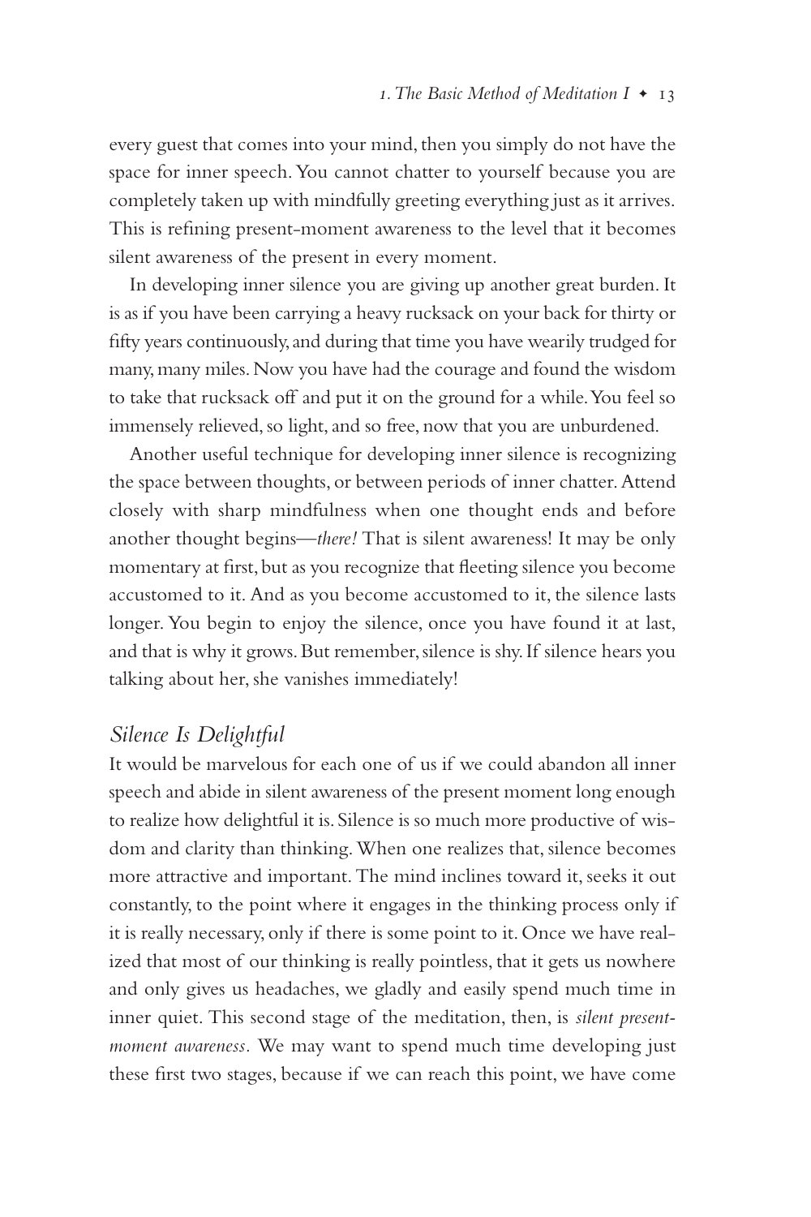every guest that comes into your mind, then you simply do not have the space for inner speech. You cannot chatter to yourself because you are completely taken up with mindfully greeting everything just as it arrives. This is refining present-moment awareness to the level that it becomes silent awareness of the present in every moment.

In developing inner silence you are giving up another great burden. It is as if you have been carrying a heavy rucksack on your back for thirty or fifty years continuously, and during that time you have wearily trudged for many, many miles. Now you have had the courage and found the wisdom to take that rucksack off and put it on the ground for a while. You feel so immensely relieved, so light, and so free, now that you are unburdened.

Another useful technique for developing inner silence is recognizing the space between thoughts, or between periods of inner chatter. Attend closely with sharp mindfulness when one thought ends and before another thought begins—*there!* That is silent awareness! It may be only momentary at first, but as you recognize that fleeting silence you become accustomed to it. And as you become accustomed to it, the silence lasts longer. You begin to enjoy the silence, once you have found it at last, and that is why it grows. But remember, silence is shy. If silence hears you talking about her, she vanishes immediately!

## *Silence Is Delightful*

It would be marvelous for each one of us if we could abandon all inner speech and abide in silent awareness of the present moment long enough to realize how delightful it is. Silence is so much more productive of wisdom and clarity than thinking. When one realizes that, silence becomes more attractive and important. The mind inclines toward it, seeks it out constantly, to the point where it engages in the thinking process only if it is really necessary, only if there is some point to it. Once we have realized that most of our thinking is really pointless, that it gets us nowhere and only gives us headaches, we gladly and easily spend much time in inner quiet. This second stage of the meditation, then, is *silent present-moment awareness*. We may want to spend much time developing just these first two stages, because if we can reach this point, we have come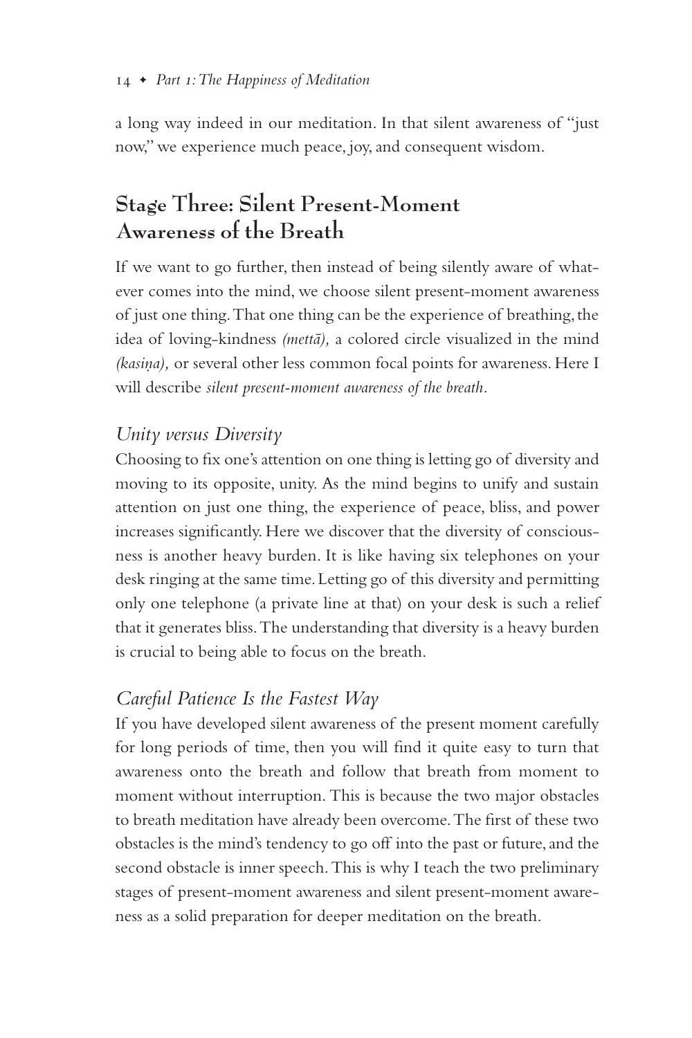a long way indeed in our meditation. In that silent awareness of "just now," we experience much peace, joy, and consequent wisdom.

## Stage Three: Silent Present-Moment Awareness of the Breath

If we want to go further, then instead of being silently aware of whatever comes into the mind, we choose silent present-moment awareness of just one thing. That one thing can be the experience of breathing, the idea of loving-kindness *(mettā),* a colored circle visualized in the mind *(kasiṇa),* or several other less common focal points for awareness. Here I will describe *silent present-moment awareness of the breath.*

### *Unity versus Diversity*

Choosing to fix one's attention on one thing is letting go of diversity and moving to its opposite, unity. As the mind begins to unify and sustain attention on just one thing, the experience of peace, bliss, and power increases significantly. Here we discover that the diversity of consciousness is another heavy burden. It is like having six telephones on your desk ringing at the same time. Letting go of this diversity and permitting only one telephone (a private line at that) on your desk is such a relief that it generates bliss. The understanding that diversity is a heavy burden is crucial to being able to focus on the breath.

### *Careful Patience Is the Fastest Way*

If you have developed silent awareness of the present moment carefully for long periods of time, then you will find it quite easy to turn that awareness onto the breath and follow that breath from moment to moment without interruption. This is because the two major obstacles to breath meditation have already been overcome. The first of these two obstacles is the mind's tendency to go off into the past or future, and the second obstacle is inner speech. This is why I teach the two preliminary stages of present-moment awareness and silent present-moment awareness as a solid preparation for deeper meditation on the breath.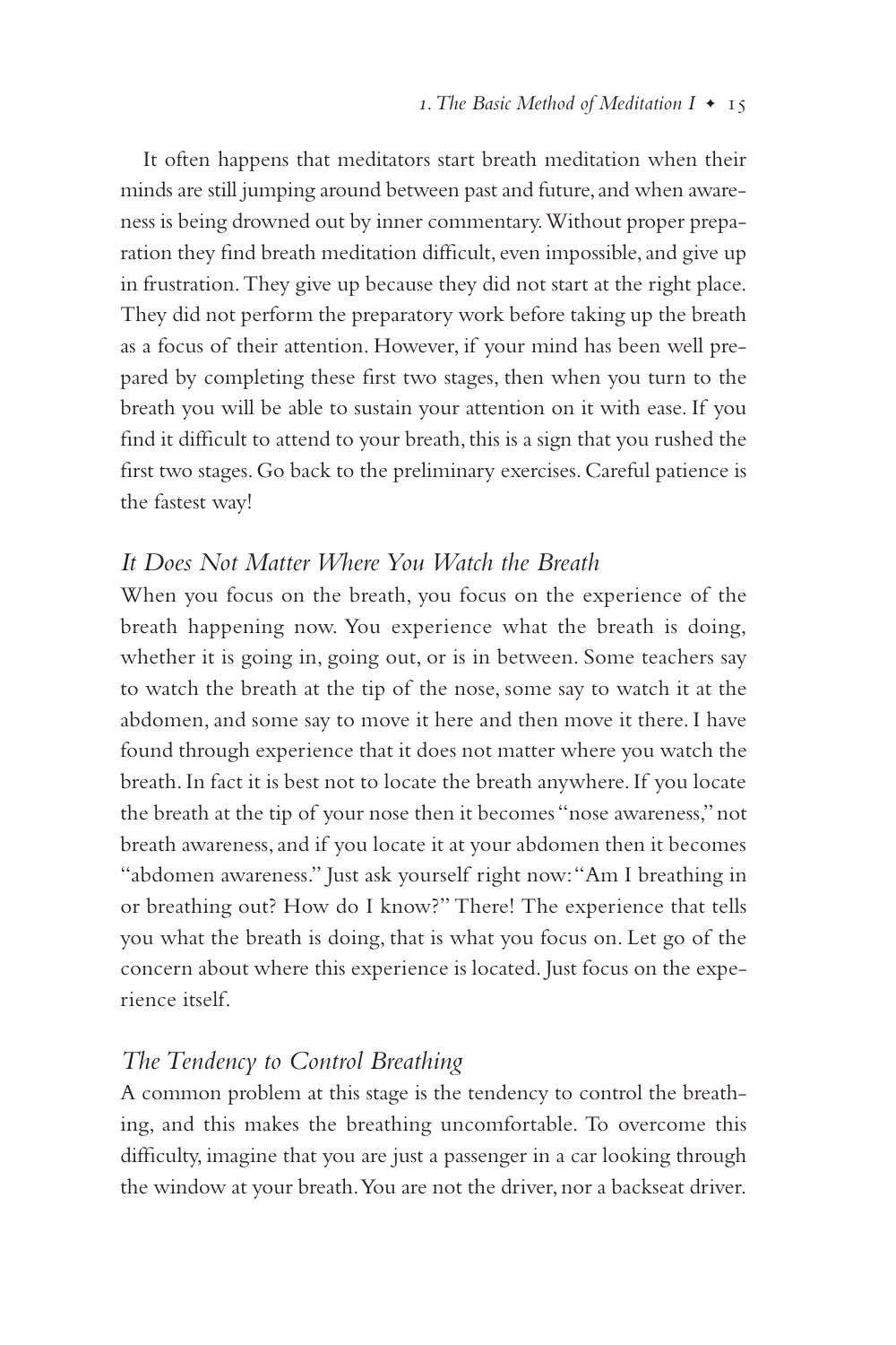It often happens that meditators start breath meditation when their minds are still jumping around between past and future, and when awareness is being drowned out by inner commentary. Without proper preparation they find breath meditation difficult, even impossible, and give up in frustration. They give up because they did not start at the right place. They did not perform the preparatory work before taking up the breath as a focus of their attention. However, if your mind has been well prepared by completing these first two stages, then when you turn to the breath you will be able to sustain your attention on it with ease. If you find it difficult to attend to your breath, this is a sign that you rushed the first two stages. Go back to the preliminary exercises. Careful patience is the fastest way!

### *It Does Not Matter Where You Watch the Breath*

When you focus on the breath, you focus on the experience of the breath happening now. You experience what the breath is doing, whether it is going in, going out, or is in between. Some teachers say to watch the breath at the tip of the nose, some say to watch it at the abdomen, and some say to move it here and then move it there. I have found through experience that it does not matter where you watch the breath. In fact it is best not to locate the breath anywhere. If you locate the breath at the tip of your nose then it becomes "nose awareness," not breath awareness, and if you locate it at your abdomen then it becomes "abdomen awareness." Just ask yourself right now: "Am I breathing in or breathing out? How do I know?" There! The experience that tells you what the breath is doing, that is what you focus on. Let go of the concern about where this experience is located. Just focus on the experience itself.

### *The Tendency to Control Breathing*

A common problem at this stage is the tendency to control the breathing, and this makes the breathing uncomfortable. To overcome this difficulty, imagine that you are just a passenger in a car looking through the window at your breath. You are not the driver, nor a backseat driver.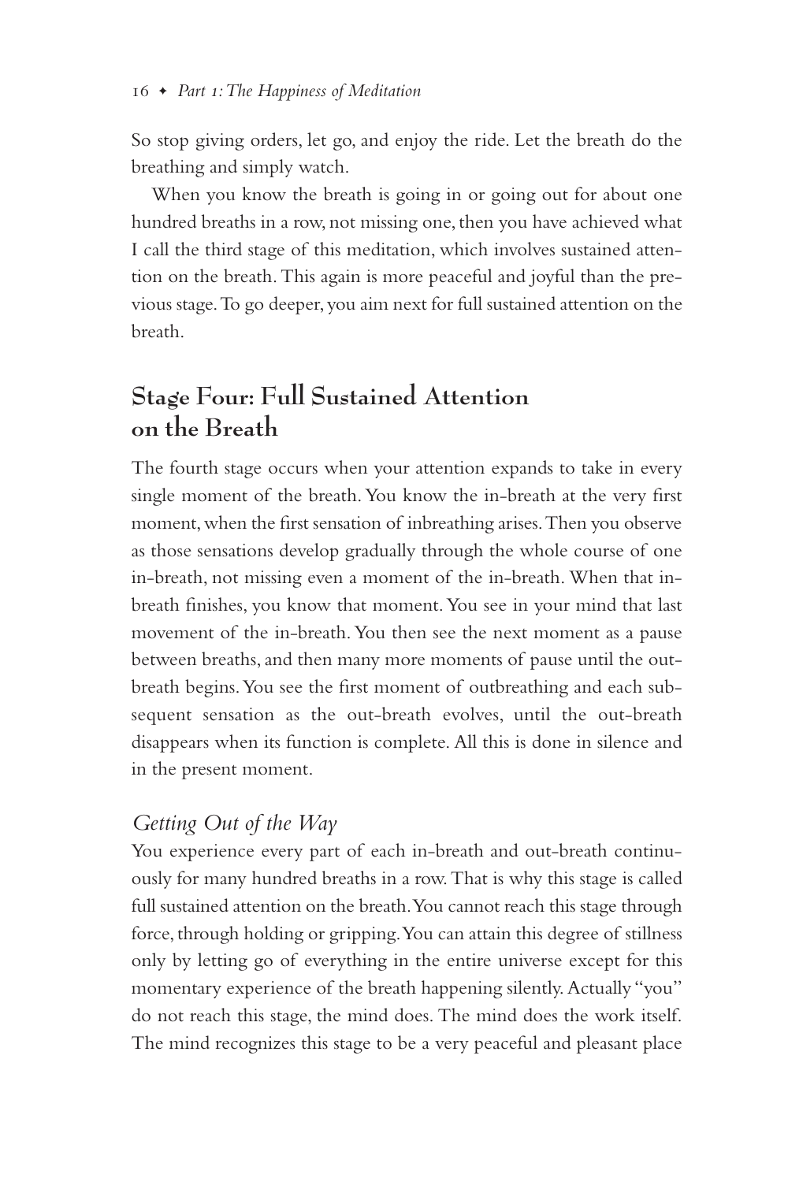So stop giving orders, let go, and enjoy the ride. Let the breath do the breathing and simply watch.

When you know the breath is going in or going out for about one hundred breaths in a row, not missing one, then you have achieved what I call the third stage of this meditation, which involves sustained attention on the breath. This again is more peaceful and joyful than the previous stage. To go deeper, you aim next for full sustained attention on the breath.

## Stage Four: Full Sustained Attention on the Breath

The fourth stage occurs when your attention expands to take in every single moment of the breath. You know the in-breath at the very first moment, when the first sensation of inbreathing arises. Then you observe as those sensations develop gradually through the whole course of one in-breath, not missing even a moment of the in-breath. When that in-breath finishes, you know that moment. You see in your mind that last movement of the in-breath. You then see the next moment as a pause between breaths, and then many more moments of pause until the out-breath begins. You see the first moment of outbreathing and each subsequent sensation as the out-breath evolves, until the out-breath disappears when its function is complete. All this is done in silence and in the present moment.

### *Getting Out of the Way*

You experience every part of each in-breath and out-breath continuously for many hundred breaths in a row. That is why this stage is called full sustained attention on the breath. You cannot reach this stage through force, through holding or gripping. You can attain this degree of stillness only by letting go of everything in the entire universe except for this momentary experience of the breath happening silently. Actually "you" do not reach this stage, the mind does. The mind does the work itself. The mind recognizes this stage to be a very peaceful and pleasant place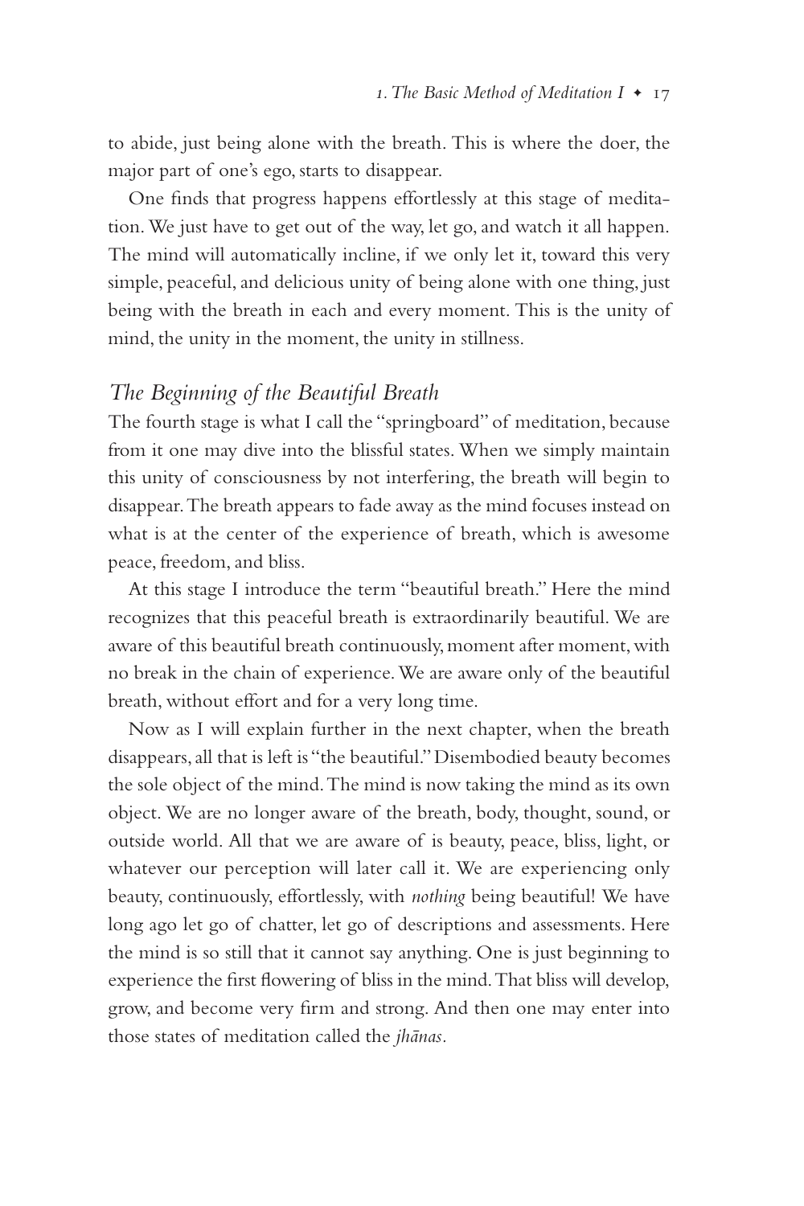to abide, just being alone with the breath. This is where the doer, the major part of one's ego, starts to disappear.

One finds that progress happens effortlessly at this stage of meditation. We just have to get out of the way, let go, and watch it all happen. The mind will automatically incline, if we only let it, toward this very simple, peaceful, and delicious unity of being alone with one thing, just being with the breath in each and every moment. This is the unity of mind, the unity in the moment, the unity in stillness.

### *The Beginning of the Beautiful Breath*

The fourth stage is what I call the "springboard" of meditation, because from it one may dive into the blissful states. When we simply maintain this unity of consciousness by not interfering, the breath will begin to disappear. The breath appears to fade away as the mind focuses instead on what is at the center of the experience of breath, which is awesome peace, freedom, and bliss.

At this stage I introduce the term "beautiful breath." Here the mind recognizes that this peaceful breath is extraordinarily beautiful. We are aware of this beautiful breath continuously, moment after moment, with no break in the chain of experience. We are aware only of the beautiful breath, without effort and for a very long time.

Now as I will explain further in the next chapter, when the breath disappears, all that is left is "the beautiful." Disembodied beauty becomes the sole object of the mind. The mind is now taking the mind as its own object. We are no longer aware of the breath, body, thought, sound, or outside world. All that we are aware of is beauty, peace, bliss, light, or whatever our perception will later call it. We are experiencing only beauty, continuously, effortlessly, with *nothing* being beautiful! We have long ago let go of chatter, let go of descriptions and assessments. Here the mind is so still that it cannot say anything. One is just beginning to experience the first flowering of bliss in the mind. That bliss will develop, grow, and become very firm and strong. And then one may enter into those states of meditation called the *jhānas.*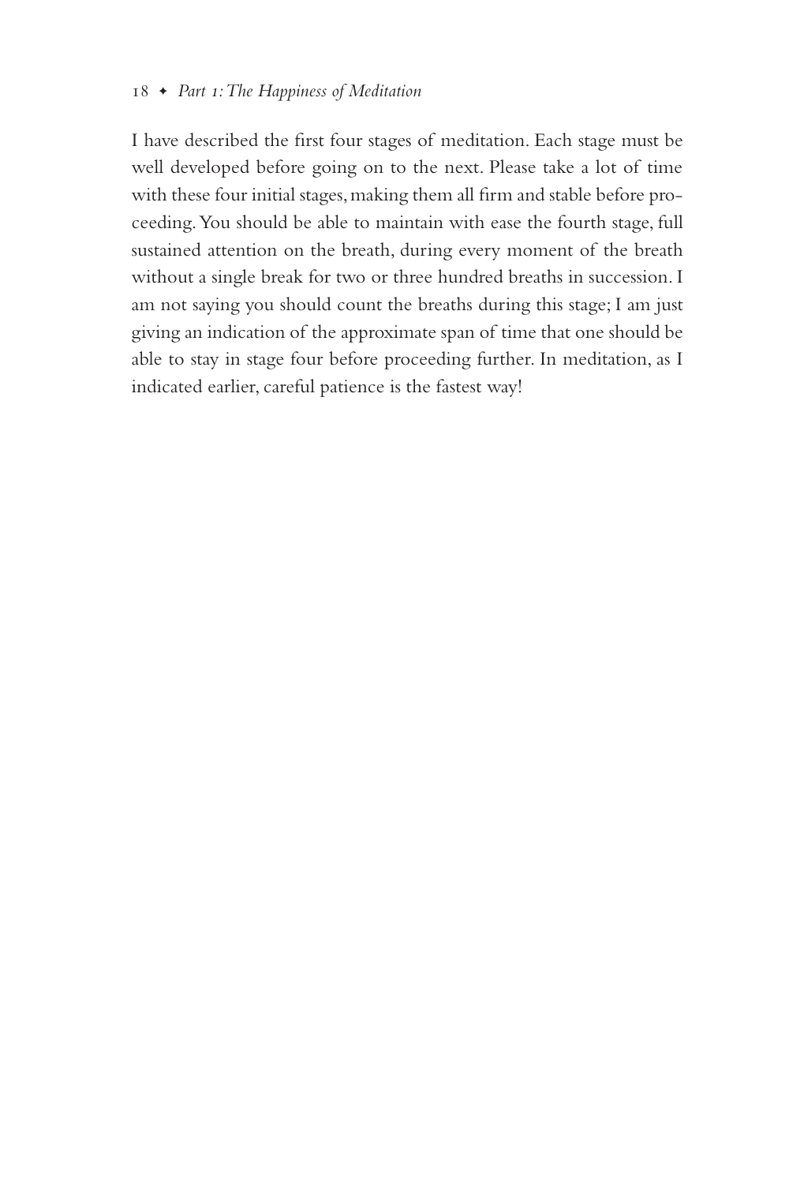I have described the first four stages of meditation. Each stage must be well developed before going on to the next. Please take a lot of time with these four initial stages, making them all firm and stable before proceeding. You should be able to maintain with ease the fourth stage, full sustained attention on the breath, during every moment of the breath without a single break for two or three hundred breaths in succession. I am not saying you should count the breaths during this stage; I am just giving an indication of the approximate span of time that one should be able to stay in stage four before proceeding further. In meditation, as I indicated earlier, careful patience is the fastest way!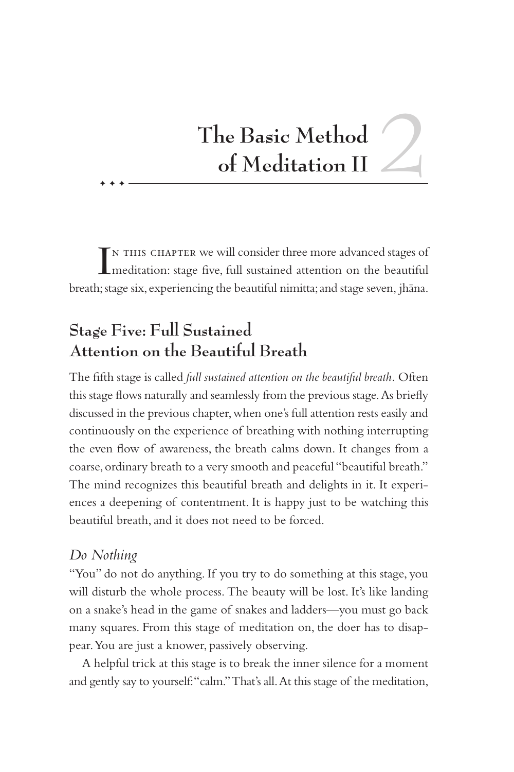# The Basic Method of Meditation II

In this chapter we will consider three more advanced stages of meditation: stage five, full sustained attention on the beautiful breath; stage six, experiencing the beautiful nimitta; and stage seven, jhāna.

## Stage Five: Full Sustained Attention on the Beautiful Breath

The fifth stage is called *full sustained attention on the beautiful breath*. Often this stage flows naturally and seamlessly from the previous stage. As briefly discussed in the previous chapter, when one's full attention rests easily and continuously on the experience of breathing with nothing interrupting the even flow of awareness, the breath calms down. It changes from a coarse, ordinary breath to a very smooth and peaceful "beautiful breath." The mind recognizes this beautiful breath and delights in it. It experiences a deepening of contentment. It is happy just to be watching this beautiful breath, and it does not need to be forced.

### *Do Nothing*

"You" do not do anything. If you try to do something at this stage, you will disturb the whole process. The beauty will be lost. It's like landing on a snake's head in the game of snakes and ladders—you must go back many squares. From this stage of meditation on, the doer has to disappear. You are just a knower, passively observing.

A helpful trick at this stage is to break the inner silence for a moment and gently say to yourself: "calm." That's all. At this stage of the meditation,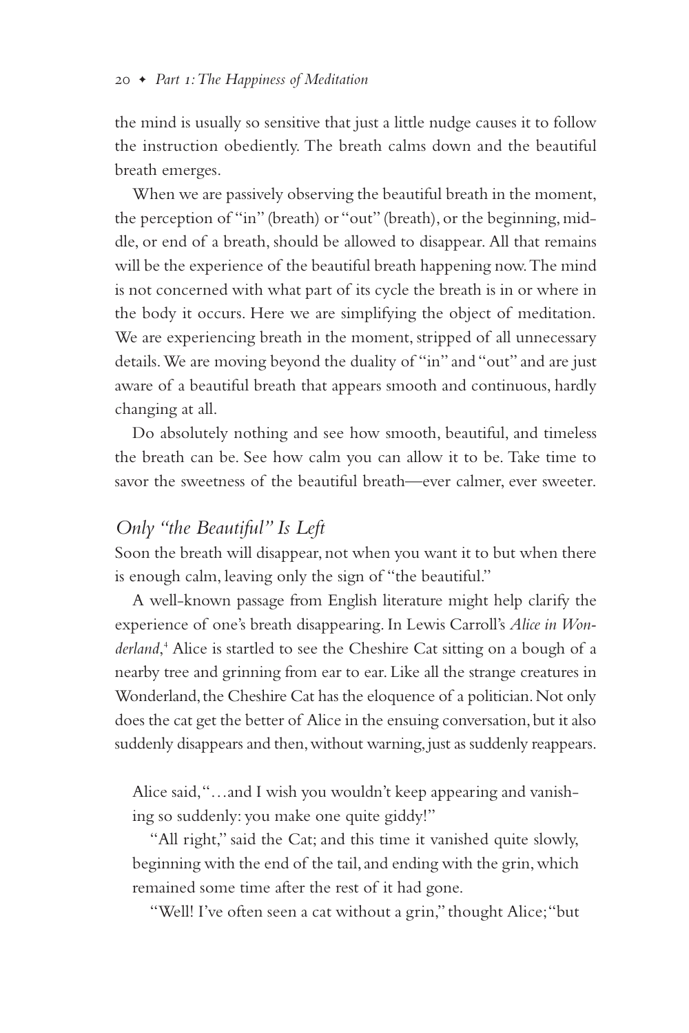the mind is usually so sensitive that just a little nudge causes it to follow the instruction obediently. The breath calms down and the beautiful breath emerges.

When we are passively observing the beautiful breath in the moment, the perception of "in" (breath) or "out" (breath), or the beginning, middle, or end of a breath, should be allowed to disappear. All that remains will be the experience of the beautiful breath happening now. The mind is not concerned with what part of its cycle the breath is in or where in the body it occurs. Here we are simplifying the object of meditation. We are experiencing breath in the moment, stripped of all unnecessary details. We are moving beyond the duality of "in" and "out" and are just aware of a beautiful breath that appears smooth and continuous, hardly changing at all.

Do absolutely nothing and see how smooth, beautiful, and timeless the breath can be. See how calm you can allow it to be. Take time to savor the sweetness of the beautiful breath—ever calmer, ever sweeter.

### *Only "the Beautiful" Is Left*

Soon the breath will disappear, not when you want it to but when there is enough calm, leaving only the sign of "the beautiful."

A well-known passage from English literature might help clarify the experience of one's breath disappearing. In Lewis Carroll's *Alice in Wonderland*,[4] Alice is startled to see the Cheshire Cat sitting on a bough of a nearby tree and grinning from ear to ear. Like all the strange creatures in Wonderland, the Cheshire Cat has the eloquence of a politician. Not only does the cat get the better of Alice in the ensuing conversation, but it also suddenly disappears and then, without warning, just as suddenly reappears.

> Alice said, "…and I wish you wouldn't keep appearing and vanishing so suddenly: you make one quite giddy!"
>
> "All right," said the Cat; and this time it vanished quite slowly, beginning with the end of the tail, and ending with the grin, which remained some time after the rest of it had gone.
>
> "Well! I've often seen a cat without a grin," thought Alice; "but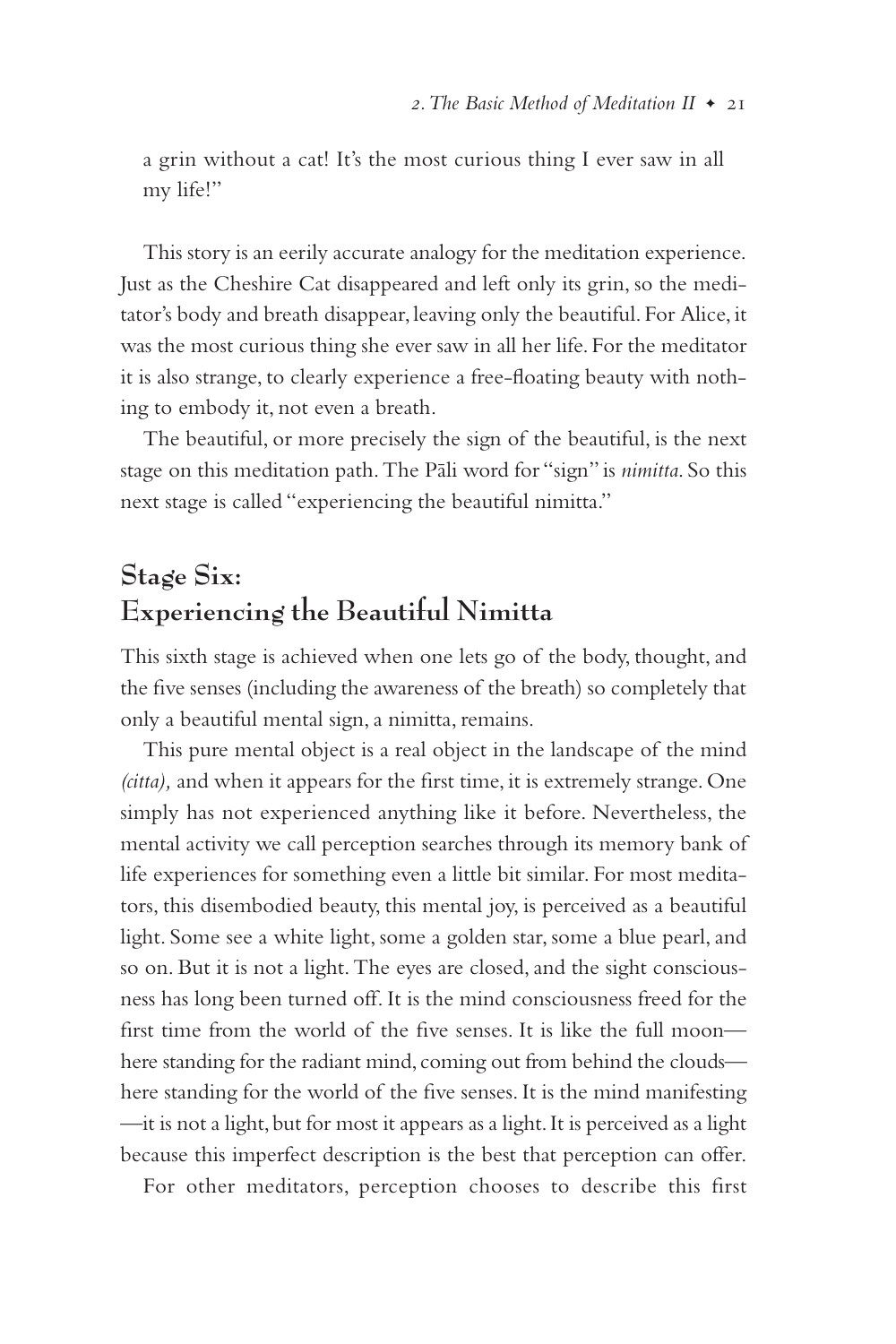a grin without a cat! It's the most curious thing I ever saw in all my life!"

This story is an eerily accurate analogy for the meditation experience. Just as the Cheshire Cat disappeared and left only its grin, so the meditator's body and breath disappear, leaving only the beautiful. For Alice, it was the most curious thing she ever saw in all her life. For the meditator it is also strange, to clearly experience a free-floating beauty with nothing to embody it, not even a breath.

The beautiful, or more precisely the sign of the beautiful, is the next stage on this meditation path. The Pāli word for "sign" is *nimitta.* So this next stage is called "experiencing the beautiful nimitta."

## Stage Six: Experiencing the Beautiful Nimitta

This sixth stage is achieved when one lets go of the body, thought, and the five senses (including the awareness of the breath) so completely that only a beautiful mental sign, a nimitta, remains.

This pure mental object is a real object in the landscape of the mind *(citta),* and when it appears for the first time, it is extremely strange. One simply has not experienced anything like it before. Nevertheless, the mental activity we call perception searches through its memory bank of life experiences for something even a little bit similar. For most meditators, this disembodied beauty, this mental joy, is perceived as a beautiful light. Some see a white light, some a golden star, some a blue pearl, and so on. But it is not a light. The eyes are closed, and the sight consciousness has long been turned off. It is the mind consciousness freed for the first time from the world of the five senses. It is like the full moon—here standing for the radiant mind, coming out from behind the clouds—here standing for the world of the five senses. It is the mind manifesting—it is not a light, but for most it appears as a light. It is perceived as a light because this imperfect description is the best that perception can offer.

For other meditators, perception chooses to describe this first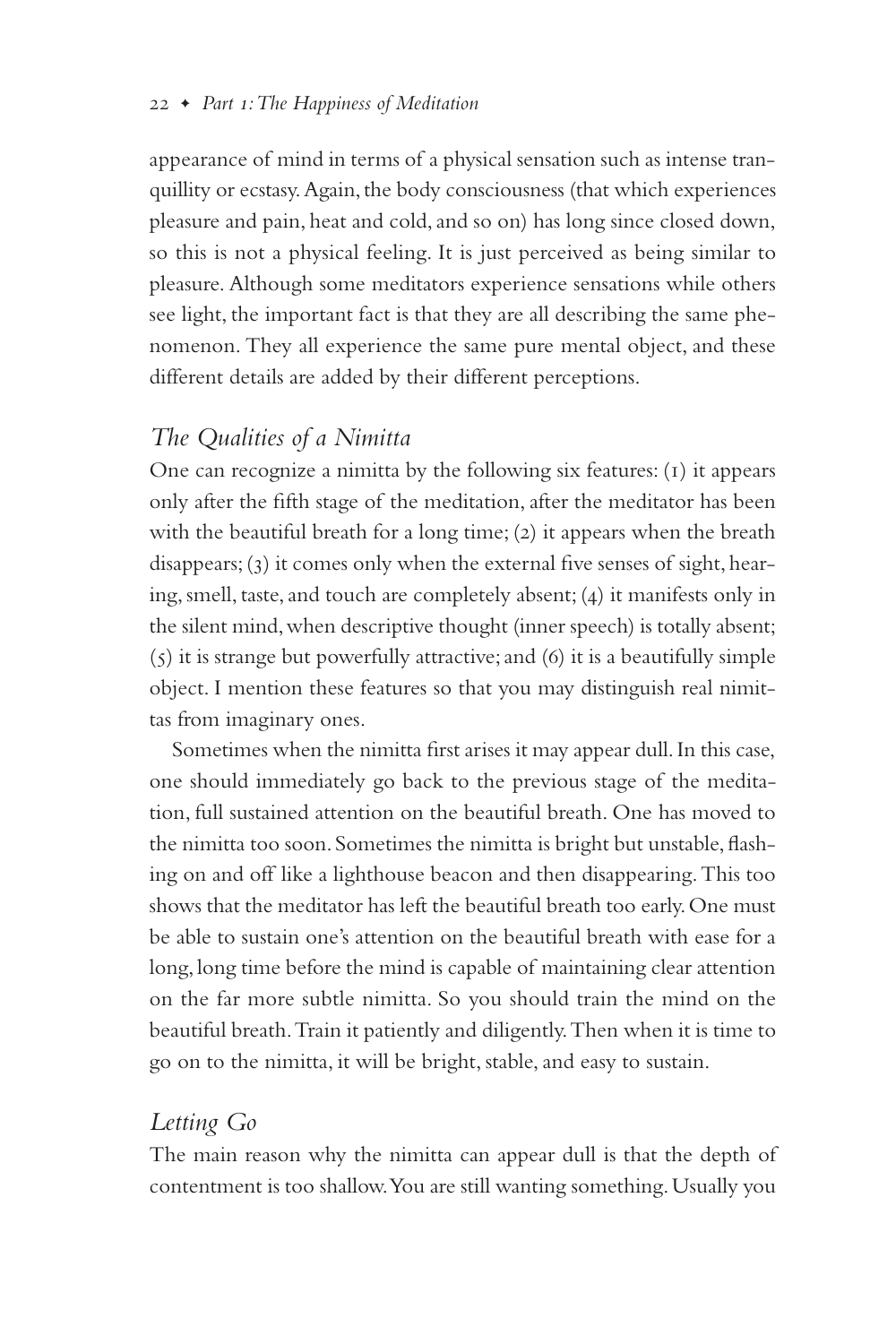appearance of mind in terms of a physical sensation such as intense tranquillity or ecstasy. Again, the body consciousness (that which experiences pleasure and pain, heat and cold, and so on) has long since closed down, so this is not a physical feeling. It is just perceived as being similar to pleasure. Although some meditators experience sensations while others see light, the important fact is that they are all describing the same phenomenon. They all experience the same pure mental object, and these different details are added by their different perceptions.

## *The Qualities of a Nimitta*

One can recognize a nimitta by the following six features: (1) it appears only after the fifth stage of the meditation, after the meditator has been with the beautiful breath for a long time; (2) it appears when the breath disappears; (3) it comes only when the external five senses of sight, hearing, smell, taste, and touch are completely absent; (4) it manifests only in the silent mind, when descriptive thought (inner speech) is totally absent; (5) it is strange but powerfully attractive; and (6) it is a beautifully simple object. I mention these features so that you may distinguish real nimittas from imaginary ones.

Sometimes when the nimitta first arises it may appear dull. In this case, one should immediately go back to the previous stage of the meditation, full sustained attention on the beautiful breath. One has moved to the nimitta too soon. Sometimes the nimitta is bright but unstable, flashing on and off like a lighthouse beacon and then disappearing. This too shows that the meditator has left the beautiful breath too early. One must be able to sustain one's attention on the beautiful breath with ease for a long, long time before the mind is capable of maintaining clear attention on the far more subtle nimitta. So you should train the mind on the beautiful breath. Train it patiently and diligently. Then when it is time to go on to the nimitta, it will be bright, stable, and easy to sustain.

## *Letting Go*

The main reason why the nimitta can appear dull is that the depth of contentment is too shallow. You are still wanting something. Usually you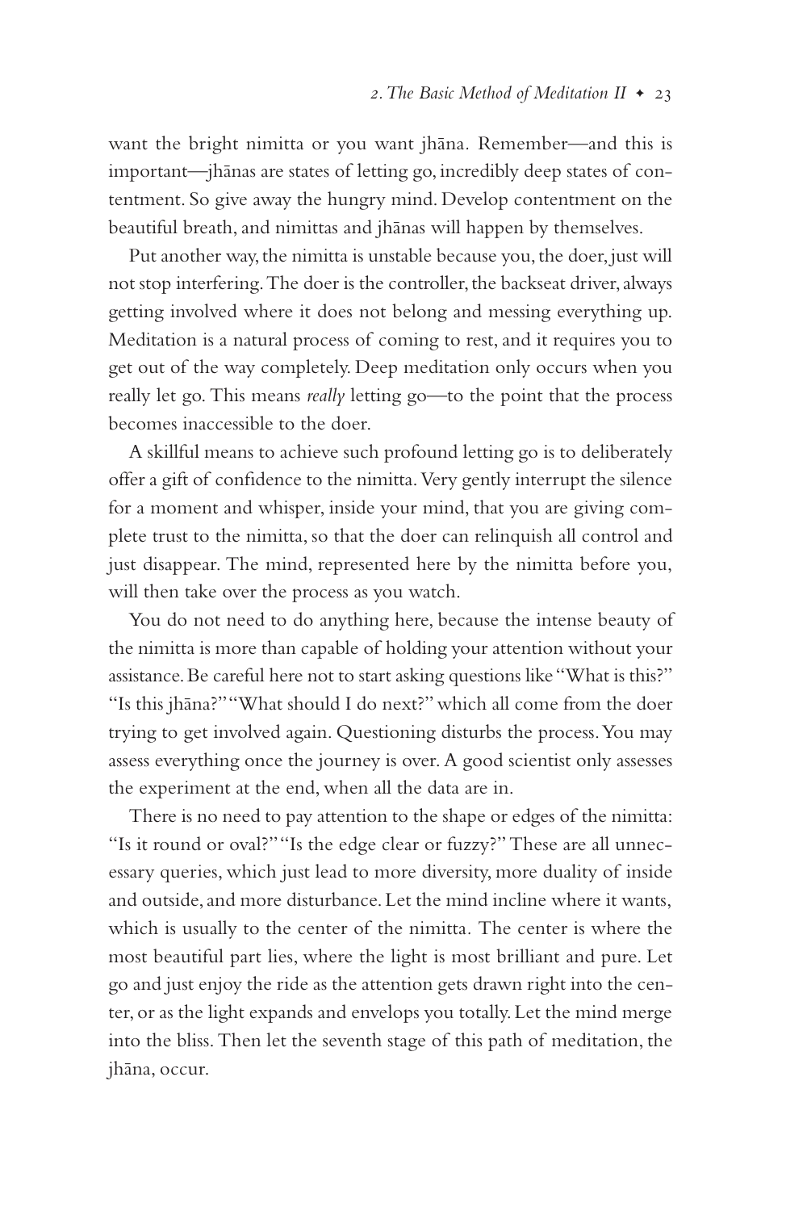want the bright nimitta or you want jhāna. Remember—and this is important—jhānas are states of letting go, incredibly deep states of contentment. So give away the hungry mind. Develop contentment on the beautiful breath, and nimittas and jhānas will happen by themselves.

Put another way, the nimitta is unstable because you, the doer, just will not stop interfering. The doer is the controller, the backseat driver, always getting involved where it does not belong and messing everything up. Meditation is a natural process of coming to rest, and it requires you to get out of the way completely. Deep meditation only occurs when you really let go. This means *really* letting go—to the point that the process becomes inaccessible to the doer.

A skillful means to achieve such profound letting go is to deliberately offer a gift of confidence to the nimitta. Very gently interrupt the silence for a moment and whisper, inside your mind, that you are giving complete trust to the nimitta, so that the doer can relinquish all control and just disappear. The mind, represented here by the nimitta before you, will then take over the process as you watch.

You do not need to do anything here, because the intense beauty of the nimitta is more than capable of holding your attention without your assistance. Be careful here not to start asking questions like "What is this?" "Is this jhāna?" "What should I do next?" which all come from the doer trying to get involved again. Questioning disturbs the process. You may assess everything once the journey is over. A good scientist only assesses the experiment at the end, when all the data are in.

There is no need to pay attention to the shape or edges of the nimitta: "Is it round or oval?" "Is the edge clear or fuzzy?" These are all unnecessary queries, which just lead to more diversity, more duality of inside and outside, and more disturbance. Let the mind incline where it wants, which is usually to the center of the nimitta. The center is where the most beautiful part lies, where the light is most brilliant and pure. Let go and just enjoy the ride as the attention gets drawn right into the center, or as the light expands and envelops you totally. Let the mind merge into the bliss. Then let the seventh stage of this path of meditation, the jhāna, occur.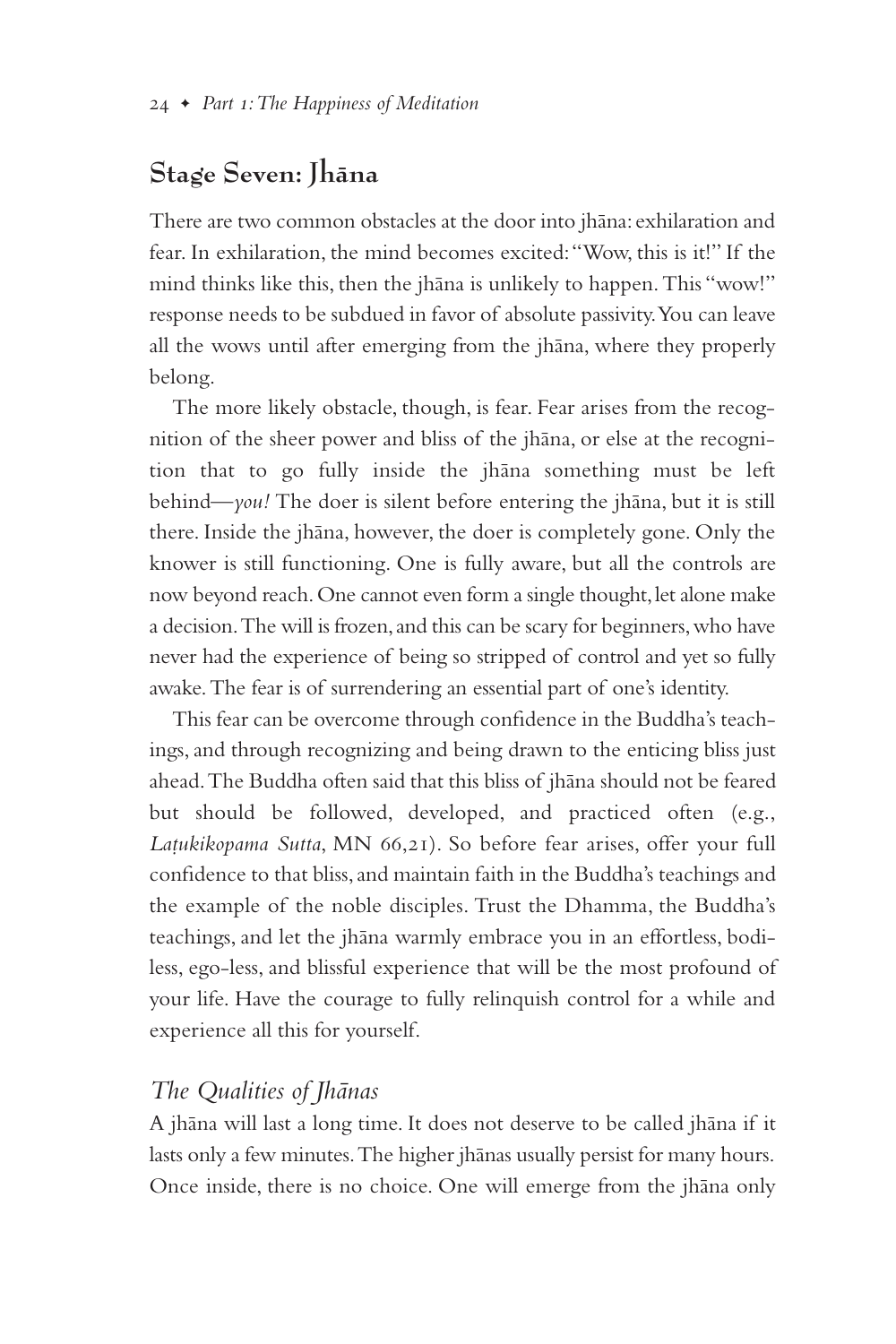## Stage Seven: Jhāna

There are two common obstacles at the door into jhāna: exhilaration and fear. In exhilaration, the mind becomes excited: "Wow, this is it!" If the mind thinks like this, then the jhāna is unlikely to happen. This "wow!" response needs to be subdued in favor of absolute passivity. You can leave all the wows until after emerging from the jhāna, where they properly belong.

The more likely obstacle, though, is fear. Fear arises from the recognition of the sheer power and bliss of the jhāna, or else at the recognition that to go fully inside the jhāna something must be left behind—*you!* The doer is silent before entering the jhāna, but it is still there. Inside the jhāna, however, the doer is completely gone. Only the knower is still functioning. One is fully aware, but all the controls are now beyond reach. One cannot even form a single thought, let alone make a decision. The will is frozen, and this can be scary for beginners, who have never had the experience of being so stripped of control and yet so fully awake. The fear is of surrendering an essential part of one's identity.

This fear can be overcome through confidence in the Buddha's teachings, and through recognizing and being drawn to the enticing bliss just ahead. The Buddha often said that this bliss of jhāna should not be feared but should be followed, developed, and practiced often (e.g., *Laṭukikopama Sutta*, MN 66,21). So before fear arises, offer your full confidence to that bliss, and maintain faith in the Buddha's teachings and the example of the noble disciples. Trust the Dhamma, the Buddha's teachings, and let the jhāna warmly embrace you in an effortless, bodiless, ego-less, and blissful experience that will be the most profound of your life. Have the courage to fully relinquish control for a while and experience all this for yourself.

### *The Qualities of Jhānas*

A jhāna will last a long time. It does not deserve to be called jhāna if it lasts only a few minutes. The higher jhānas usually persist for many hours. Once inside, there is no choice. One will emerge from the jhāna only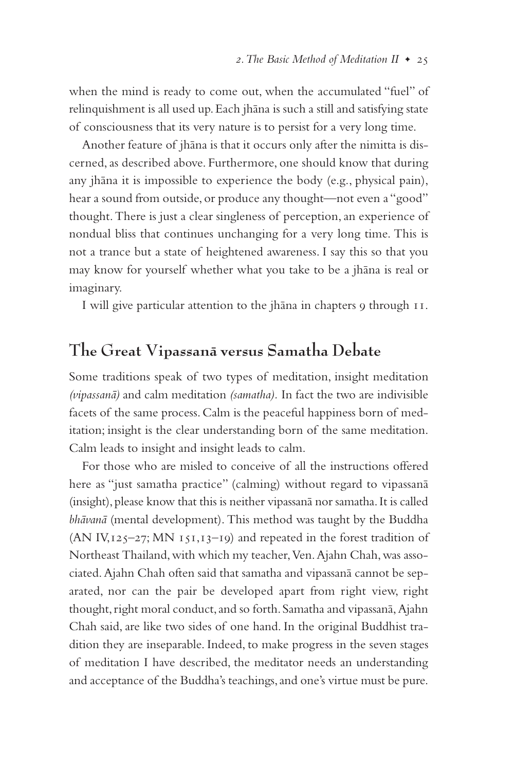when the mind is ready to come out, when the accumulated "fuel" of relinquishment is all used up. Each jhāna is such a still and satisfying state of consciousness that its very nature is to persist for a very long time.

Another feature of jhāna is that it occurs only after the nimitta is discerned, as described above. Furthermore, one should know that during any jhāna it is impossible to experience the body (e.g., physical pain), hear a sound from outside, or produce any thought—not even a "good" thought. There is just a clear singleness of perception, an experience of nondual bliss that continues unchanging for a very long time. This is not a trance but a state of heightened awareness. I say this so that you may know for yourself whether what you take to be a jhāna is real or imaginary.

I will give particular attention to the jhāna in chapters 9 through 11.

## The Great Vipassanā versus Samatha Debate

Some traditions speak of two types of meditation, insight meditation *(vipassanā)* and calm meditation *(samatha).* In fact the two are indivisible facets of the same process. Calm is the peaceful happiness born of meditation; insight is the clear understanding born of the same meditation. Calm leads to insight and insight leads to calm.

For those who are misled to conceive of all the instructions offered here as "just samatha practice" (calming) without regard to vipassanā (insight), please know that this is neither vipassanā nor samatha. It is called *bhāvanā* (mental development). This method was taught by the Buddha (AN IV,125–27; MN 151,13–19) and repeated in the forest tradition of Northeast Thailand, with which my teacher, Ven. Ajahn Chah, was associated. Ajahn Chah often said that samatha and vipassanā cannot be separated, nor can the pair be developed apart from right view, right thought, right moral conduct, and so forth. Samatha and vipassanā, Ajahn Chah said, are like two sides of one hand. In the original Buddhist tradition they are inseparable. Indeed, to make progress in the seven stages of meditation I have described, the meditator needs an understanding and acceptance of the Buddha's teachings, and one's virtue must be pure.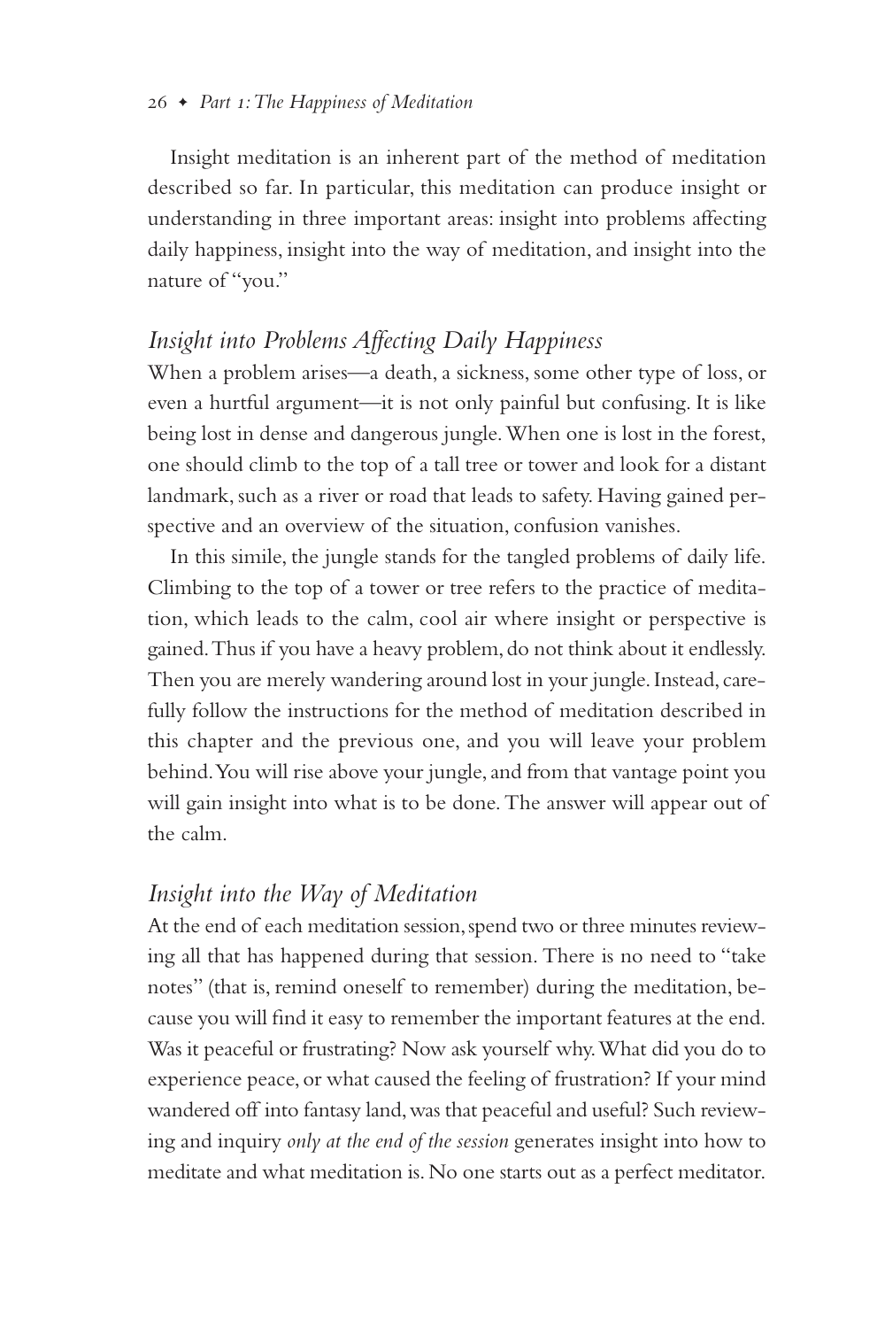Insight meditation is an inherent part of the method of meditation described so far. In particular, this meditation can produce insight or understanding in three important areas: insight into problems affecting daily happiness, insight into the way of meditation, and insight into the nature of "you."

### *Insight into Problems Affecting Daily Happiness*

When a problem arises—a death, a sickness, some other type of loss, or even a hurtful argument—it is not only painful but confusing. It is like being lost in dense and dangerous jungle. When one is lost in the forest, one should climb to the top of a tall tree or tower and look for a distant landmark, such as a river or road that leads to safety. Having gained perspective and an overview of the situation, confusion vanishes.

In this simile, the jungle stands for the tangled problems of daily life. Climbing to the top of a tower or tree refers to the practice of meditation, which leads to the calm, cool air where insight or perspective is gained. Thus if you have a heavy problem, do not think about it endlessly. Then you are merely wandering around lost in your jungle. Instead, carefully follow the instructions for the method of meditation described in this chapter and the previous one, and you will leave your problem behind. You will rise above your jungle, and from that vantage point you will gain insight into what is to be done. The answer will appear out of the calm.

### *Insight into the Way of Meditation*

At the end of each meditation session, spend two or three minutes reviewing all that has happened during that session. There is no need to "take notes" (that is, remind oneself to remember) during the meditation, because you will find it easy to remember the important features at the end. Was it peaceful or frustrating? Now ask yourself why. What did you do to experience peace, or what caused the feeling of frustration? If your mind wandered off into fantasy land, was that peaceful and useful? Such reviewing and inquiry *only at the end of the session* generates insight into how to meditate and what meditation is. No one starts out as a perfect meditator.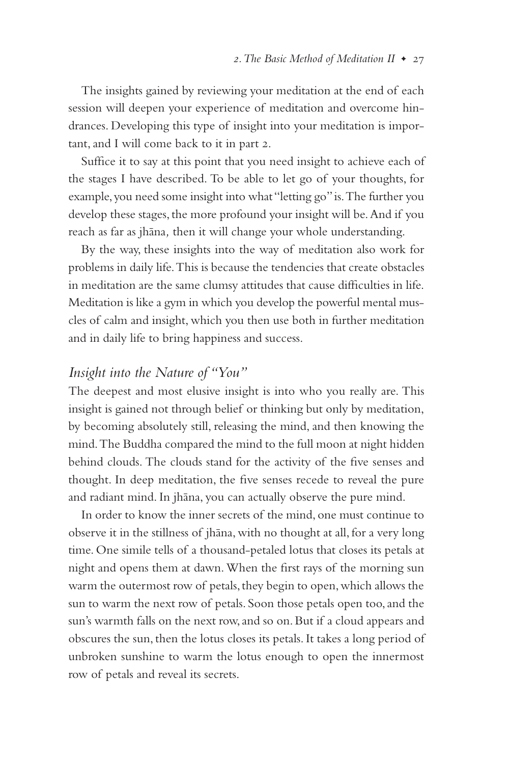The insights gained by reviewing your meditation at the end of each session will deepen your experience of meditation and overcome hindrances. Developing this type of insight into your meditation is important, and I will come back to it in part 2.

Suffice it to say at this point that you need insight to achieve each of the stages I have described. To be able to let go of your thoughts, for example, you need some insight into what "letting go" is. The further you develop these stages, the more profound your insight will be. And if you reach as far as *jhāna,* then it will change your whole understanding.

By the way, these insights into the way of meditation also work for problems in daily life. This is because the tendencies that create obstacles in meditation are the same clumsy attitudes that cause difficulties in life. Meditation is like a gym in which you develop the powerful mental muscles of calm and insight, which you then use both in further meditation and in daily life to bring happiness and success.

## *Insight into the Nature of "You"*

The deepest and most elusive insight is into who you really are. This insight is gained not through belief or thinking but only by meditation, by becoming absolutely still, releasing the mind, and then knowing the mind. The Buddha compared the mind to the full moon at night hidden behind clouds. The clouds stand for the activity of the five senses and thought. In deep meditation, the five senses recede to reveal the pure and radiant mind. In jhāna, you can actually observe the pure mind.

In order to know the inner secrets of the mind, one must continue to observe it in the stillness of jhāna, with no thought at all, for a very long time. One simile tells of a thousand-petaled lotus that closes its petals at night and opens them at dawn. When the first rays of the morning sun warm the outermost row of petals, they begin to open, which allows the sun to warm the next row of petals. Soon those petals open too, and the sun's warmth falls on the next row, and so on. But if a cloud appears and obscures the sun, then the lotus closes its petals. It takes a long period of unbroken sunshine to warm the lotus enough to open the innermost row of petals and reveal its secrets.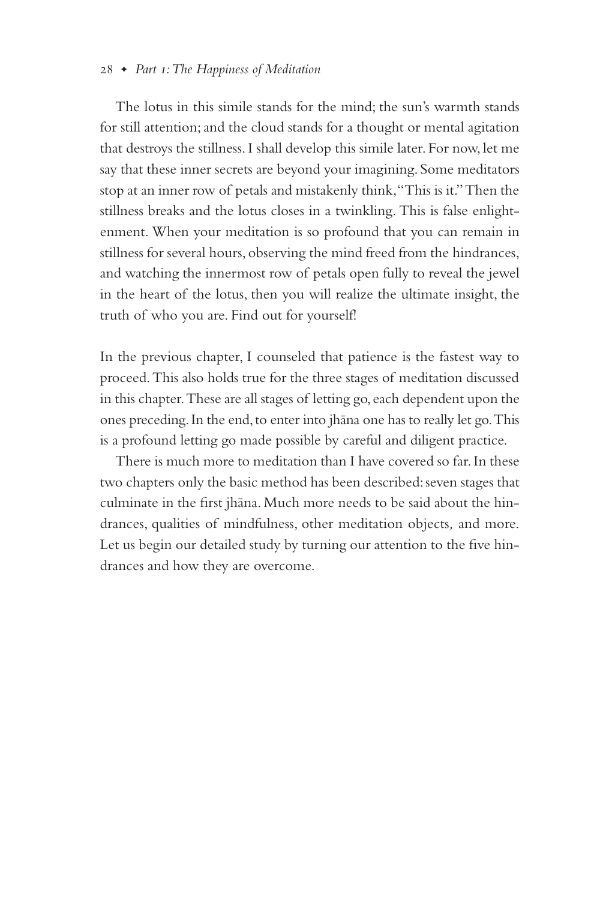The lotus in this simile stands for the mind; the sun's warmth stands for still attention; and the cloud stands for a thought or mental agitation that destroys the stillness. I shall develop this simile later. For now, let me say that these inner secrets are beyond your imagining. Some meditators stop at an inner row of petals and mistakenly think, "This is it." Then the stillness breaks and the lotus closes in a twinkling. This is false enlightenment. When your meditation is so profound that you can remain in stillness for several hours, observing the mind freed from the hindrances, and watching the innermost row of petals open fully to reveal the jewel in the heart of the lotus, then you will realize the ultimate insight, the truth of who you are. Find out for yourself!

In the previous chapter, I counseled that patience is the fastest way to proceed. This also holds true for the three stages of meditation discussed in this chapter. These are all stages of letting go, each dependent upon the ones preceding. In the end, to enter into jhāna one has to really let go. This is a profound letting go made possible by careful and diligent practice.

There is much more to meditation than I have covered so far. In these two chapters only the basic method has been described: seven stages that culminate in the first jhāna. Much more needs to be said about the hindrances, qualities of mindfulness, other meditation objects, and more. Let us begin our detailed study by turning our attention to the five hindrances and how they are overcome.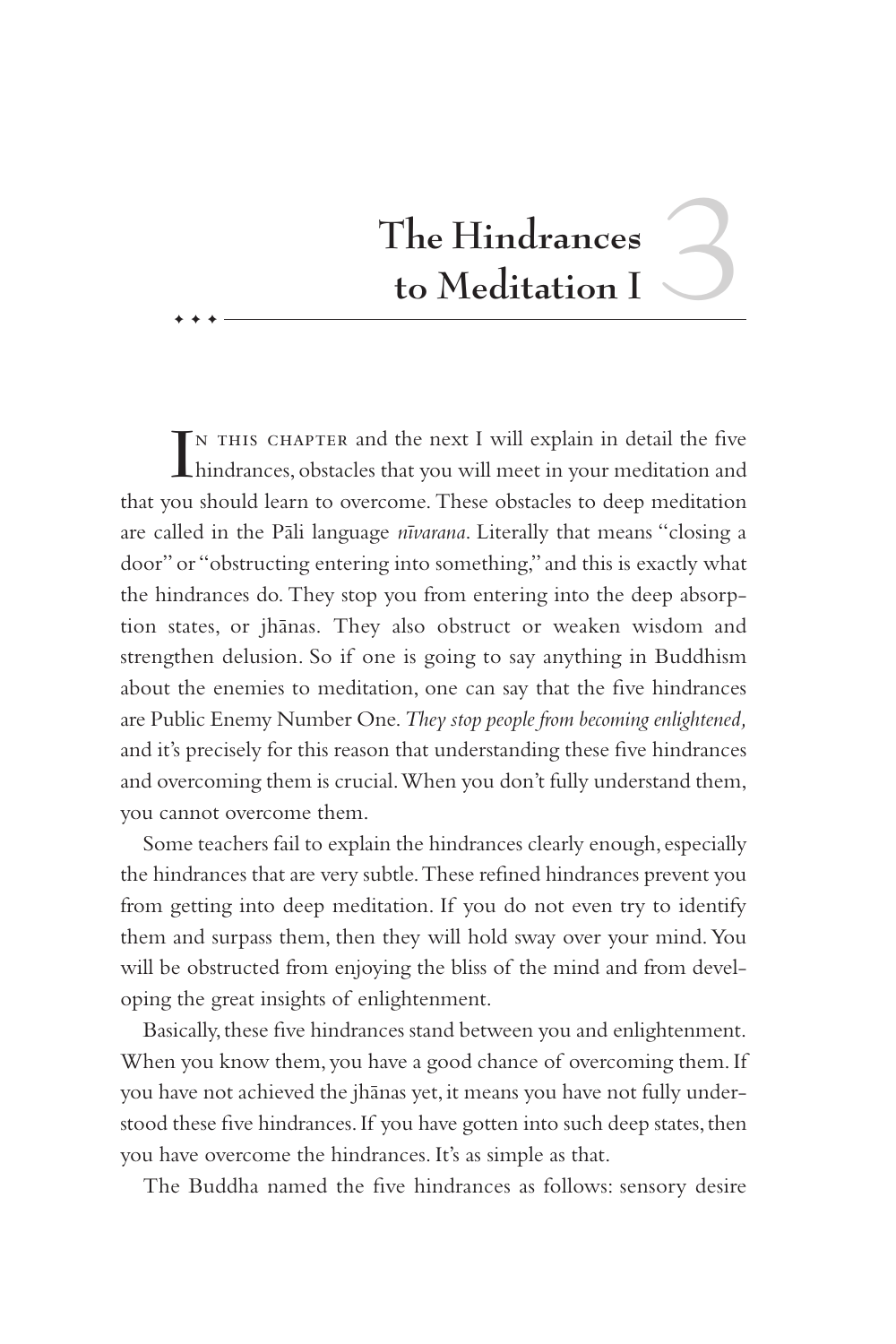# 3 The Hindrances to Meditation I

In this chapter and the next I will explain in detail the five hindrances, obstacles that you will meet in your meditation and that you should learn to overcome. These obstacles to deep meditation are called in the Pāli language *nīvarana*. Literally that means "closing a door" or "obstructing entering into something," and this is exactly what the hindrances do. They stop you from entering into the deep absorption states, or jhānas. They also obstruct or weaken wisdom and strengthen delusion. So if one is going to say anything in Buddhism about the enemies to meditation, one can say that the five hindrances are Public Enemy Number One. *They stop people from becoming enlightened,* and it's precisely for this reason that understanding these five hindrances and overcoming them is crucial. When you don't fully understand them, you cannot overcome them.

Some teachers fail to explain the hindrances clearly enough, especially the hindrances that are very subtle. These refined hindrances prevent you from getting into deep meditation. If you do not even try to identify them and surpass them, then they will hold sway over your mind. You will be obstructed from enjoying the bliss of the mind and from developing the great insights of enlightenment.

Basically, these five hindrances stand between you and enlightenment. When you know them, you have a good chance of overcoming them. If you have not achieved the jhānas yet, it means you have not fully understood these five hindrances. If you have gotten into such deep states, then you have overcome the hindrances. It's as simple as that.

The Buddha named the five hindrances as follows: sensory desire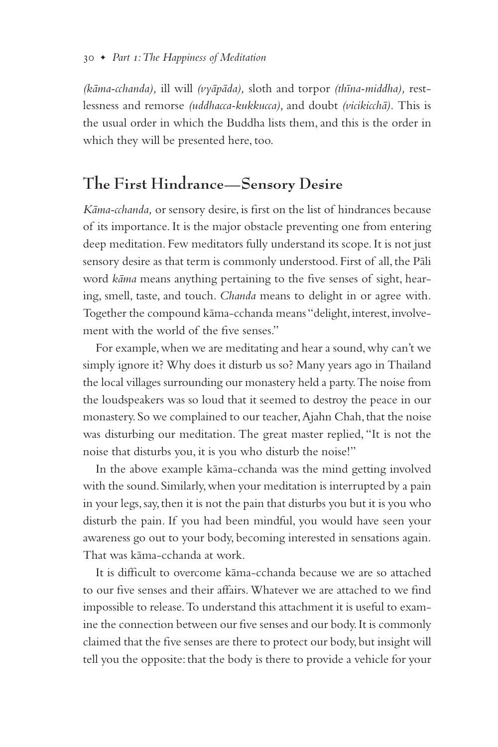*(kāma-cchanda),* ill will *(vyāpāda),* sloth and torpor *(thīna-middha),* restlessness and remorse *(uddhacca-kukkucca),* and doubt *(vicikicchā).* This is the usual order in which the Buddha lists them, and this is the order in which they will be presented here, too.

## The First Hindrance—Sensory Desire

*Kāma-cchanda,* or sensory desire, is first on the list of hindrances because of its importance. It is the major obstacle preventing one from entering deep meditation. Few meditators fully understand its scope. It is not just sensory desire as that term is commonly understood. First of all, the Pāli word *kāma* means anything pertaining to the five senses of sight, hearing, smell, taste, and touch. *Chanda* means to delight in or agree with. Together the compound kāma-cchanda means "delight, interest, involvement with the world of the five senses."

For example, when we are meditating and hear a sound, why can't we simply ignore it? Why does it disturb us so? Many years ago in Thailand the local villages surrounding our monastery held a party. The noise from the loudspeakers was so loud that it seemed to destroy the peace in our monastery. So we complained to our teacher, Ajahn Chah, that the noise was disturbing our meditation. The great master replied, "It is not the noise that disturbs you, it is you who disturb the noise!"

In the above example kāma-cchanda was the mind getting involved with the sound. Similarly, when your meditation is interrupted by a pain in your legs, say, then it is not the pain that disturbs you but it is you who disturb the pain. If you had been mindful, you would have seen your awareness go out to your body, becoming interested in sensations again. That was kāma-cchanda at work.

It is difficult to overcome kāma-cchanda because we are so attached to our five senses and their affairs. Whatever we are attached to we find impossible to release. To understand this attachment it is useful to examine the connection between our five senses and our body. It is commonly claimed that the five senses are there to protect our body, but insight will tell you the opposite: that the body is there to provide a vehicle for your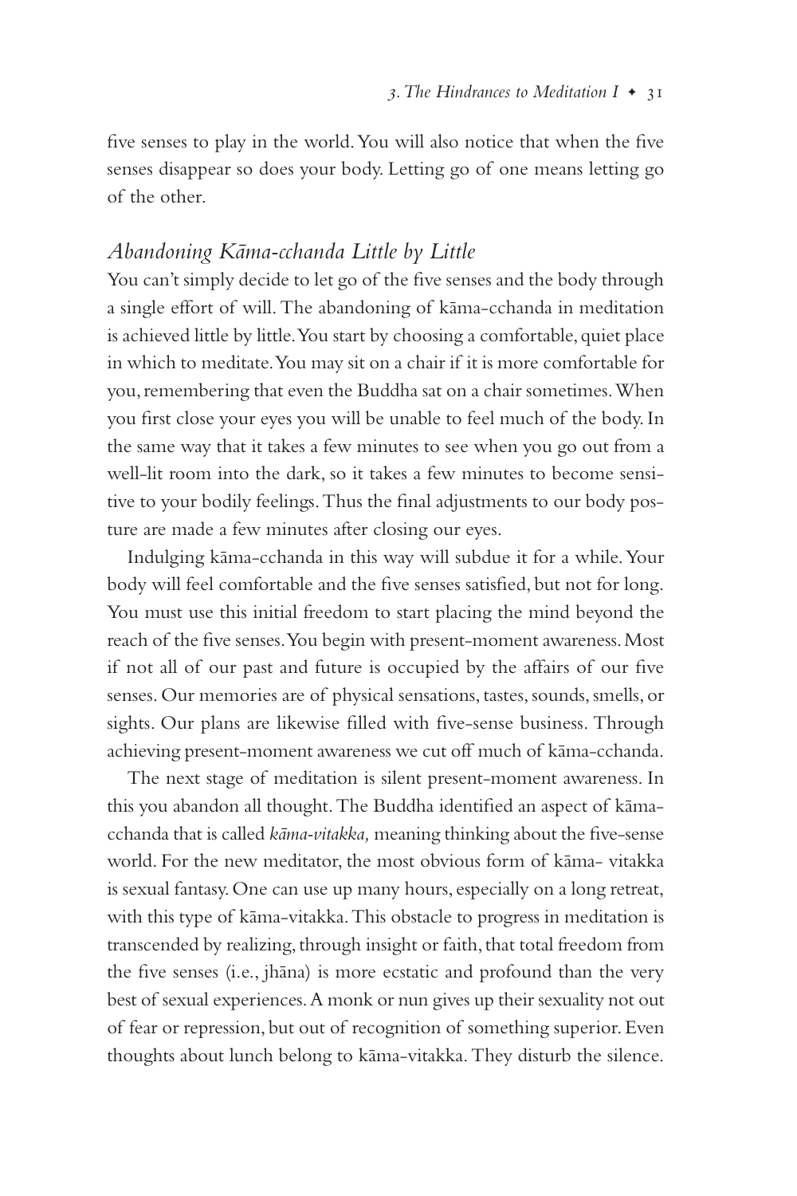five senses to play in the world. You will also notice that when the five senses disappear so does your body. Letting go of one means letting go of the other.

### *Abandoning Kāma-cchanda Little by Little*

You can't simply decide to let go of the five senses and the body through a single effort of will. The abandoning of kāma-cchanda in meditation is achieved little by little. You start by choosing a comfortable, quiet place in which to meditate. You may sit on a chair if it is more comfortable for you, remembering that even the Buddha sat on a chair sometimes. When you first close your eyes you will be unable to feel much of the body. In the same way that it takes a few minutes to see when you go out from a well-lit room into the dark, so it takes a few minutes to become sensitive to your bodily feelings. Thus the final adjustments to our body posture are made a few minutes after closing our eyes.

Indulging kāma-cchanda in this way will subdue it for a while. Your body will feel comfortable and the five senses satisfied, but not for long. You must use this initial freedom to start placing the mind beyond the reach of the five senses. You begin with present-moment awareness. Most if not all of our past and future is occupied by the affairs of our five senses. Our memories are of physical sensations, tastes, sounds, smells, or sights. Our plans are likewise filled with five-sense business. Through achieving present-moment awareness we cut off much of kāma-cchanda.

The next stage of meditation is silent present-moment awareness. In this you abandon all thought. The Buddha identified an aspect of kāma-cchanda that is called *kāma-vitakka,* meaning thinking about the five-sense world. For the new meditator, the most obvious form of kāma- vitakka is sexual fantasy. One can use up many hours, especially on a long retreat, with this type of kāma-vitakka. This obstacle to progress in meditation is transcended by realizing, through insight or faith, that total freedom from the five senses (i.e., jhāna) is more ecstatic and profound than the very best of sexual experiences. A monk or nun gives up their sexuality not out of fear or repression, but out of recognition of something superior. Even thoughts about lunch belong to kāma-vitakka. They disturb the silence.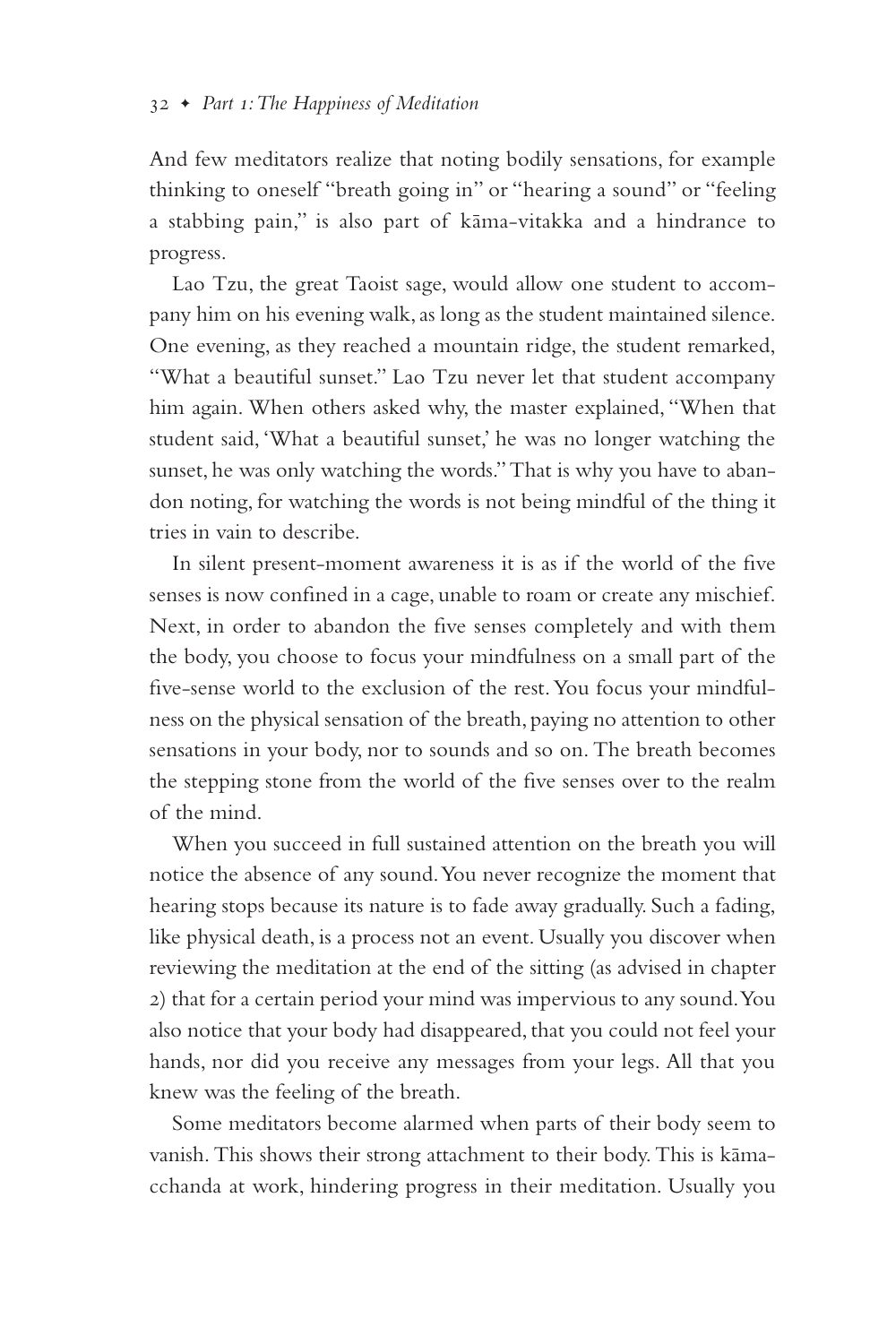And few meditators realize that noting bodily sensations, for example thinking to oneself "breath going in" or "hearing a sound" or "feeling a stabbing pain," is also part of kāma-vitakka and a hindrance to progress.

Lao Tzu, the great Taoist sage, would allow one student to accompany him on his evening walk, as long as the student maintained silence. One evening, as they reached a mountain ridge, the student remarked, "What a beautiful sunset." Lao Tzu never let that student accompany him again. When others asked why, the master explained, "When that student said, 'What a beautiful sunset,' he was no longer watching the sunset, he was only watching the words." That is why you have to abandon noting, for watching the words is not being mindful of the thing it tries in vain to describe.

In silent present-moment awareness it is as if the world of the five senses is now confined in a cage, unable to roam or create any mischief. Next, in order to abandon the five senses completely and with them the body, you choose to focus your mindfulness on a small part of the five-sense world to the exclusion of the rest. You focus your mindfulness on the physical sensation of the breath, paying no attention to other sensations in your body, nor to sounds and so on. The breath becomes the stepping stone from the world of the five senses over to the realm of the mind.

When you succeed in full sustained attention on the breath you will notice the absence of any sound. You never recognize the moment that hearing stops because its nature is to fade away gradually. Such a fading, like physical death, is a process not an event. Usually you discover when reviewing the meditation at the end of the sitting (as advised in chapter 2) that for a certain period your mind was impervious to any sound. You also notice that your body had disappeared, that you could not feel your hands, nor did you receive any messages from your legs. All that you knew was the feeling of the breath.

Some meditators become alarmed when parts of their body seem to vanish. This shows their strong attachment to their body. This is kāmacchanda at work, hindering progress in their meditation. Usually you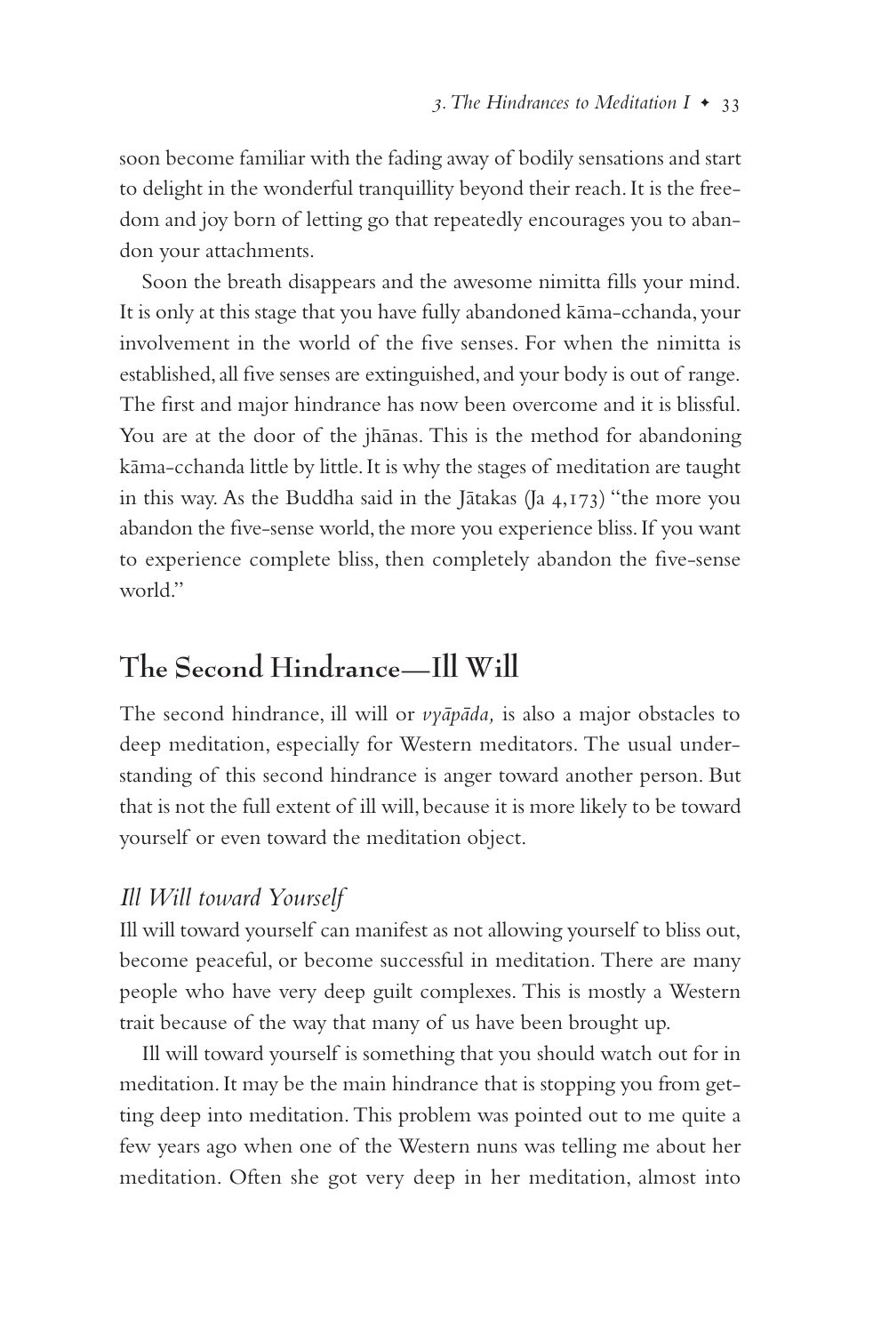soon become familiar with the fading away of bodily sensations and start to delight in the wonderful tranquillity beyond their reach. It is the freedom and joy born of letting go that repeatedly encourages you to abandon your attachments.

Soon the breath disappears and the awesome nimitta fills your mind. It is only at this stage that you have fully abandoned kāma-cchanda, your involvement in the world of the five senses. For when the nimitta is established, all five senses are extinguished, and your body is out of range. The first and major hindrance has now been overcome and it is blissful. You are at the door of the jhānas. This is the method for abandoning kāma-cchanda little by little. It is why the stages of meditation are taught in this way. As the Buddha said in the Jātakas (Ja 4,173) "the more you abandon the five-sense world, the more you experience bliss. If you want to experience complete bliss, then completely abandon the five-sense world."

## The Second Hindrance—Ill Will

The second hindrance, ill will or *vyāpāda,* is also a major obstacles to deep meditation, especially for Western meditators. The usual understanding of this second hindrance is anger toward another person. But that is not the full extent of ill will, because it is more likely to be toward yourself or even toward the meditation object.

### *Ill Will toward Yourself*

Ill will toward yourself can manifest as not allowing yourself to bliss out, become peaceful, or become successful in meditation. There are many people who have very deep guilt complexes. This is mostly a Western trait because of the way that many of us have been brought up.

Ill will toward yourself is something that you should watch out for in meditation. It may be the main hindrance that is stopping you from getting deep into meditation. This problem was pointed out to me quite a few years ago when one of the Western nuns was telling me about her meditation. Often she got very deep in her meditation, almost into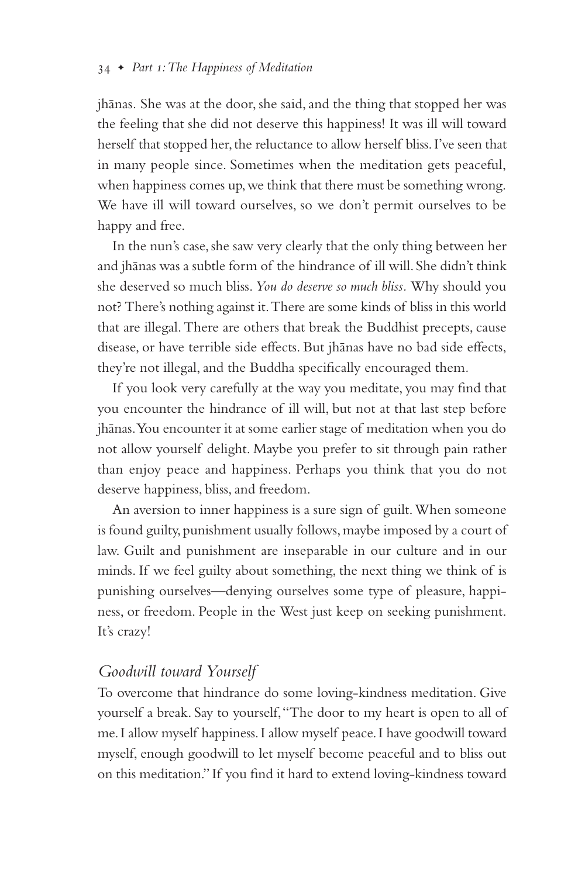jhānas. She was at the door, she said, and the thing that stopped her was the feeling that she did not deserve this happiness! It was ill will toward herself that stopped her, the reluctance to allow herself bliss. I've seen that in many people since. Sometimes when the meditation gets peaceful, when happiness comes up, we think that there must be something wrong. We have ill will toward ourselves, so we don't permit ourselves to be happy and free.

In the nun's case, she saw very clearly that the only thing between her and jhānas was a subtle form of the hindrance of ill will. She didn't think she deserved so much bliss. *You do deserve so much bliss.* Why should you not? There's nothing against it. There are some kinds of bliss in this world that are illegal. There are others that break the Buddhist precepts, cause disease, or have terrible side effects. But jhānas have no bad side effects, they're not illegal, and the Buddha specifically encouraged them.

If you look very carefully at the way you meditate, you may find that you encounter the hindrance of ill will, but not at that last step before jhānas. You encounter it at some earlier stage of meditation when you do not allow yourself delight. Maybe you prefer to sit through pain rather than enjoy peace and happiness. Perhaps you think that you do not deserve happiness, bliss, and freedom.

An aversion to inner happiness is a sure sign of guilt. When someone is found guilty, punishment usually follows, maybe imposed by a court of law. Guilt and punishment are inseparable in our culture and in our minds. If we feel guilty about something, the next thing we think of is punishing ourselves—denying ourselves some type of pleasure, happiness, or freedom. People in the West just keep on seeking punishment. It's crazy!

## *Goodwill toward Yourself*

To overcome that hindrance do some loving-kindness meditation. Give yourself a break. Say to yourself, "The door to my heart is open to all of me. I allow myself happiness. I allow myself peace. I have goodwill toward myself, enough goodwill to let myself become peaceful and to bliss out on this meditation." If you find it hard to extend loving-kindness toward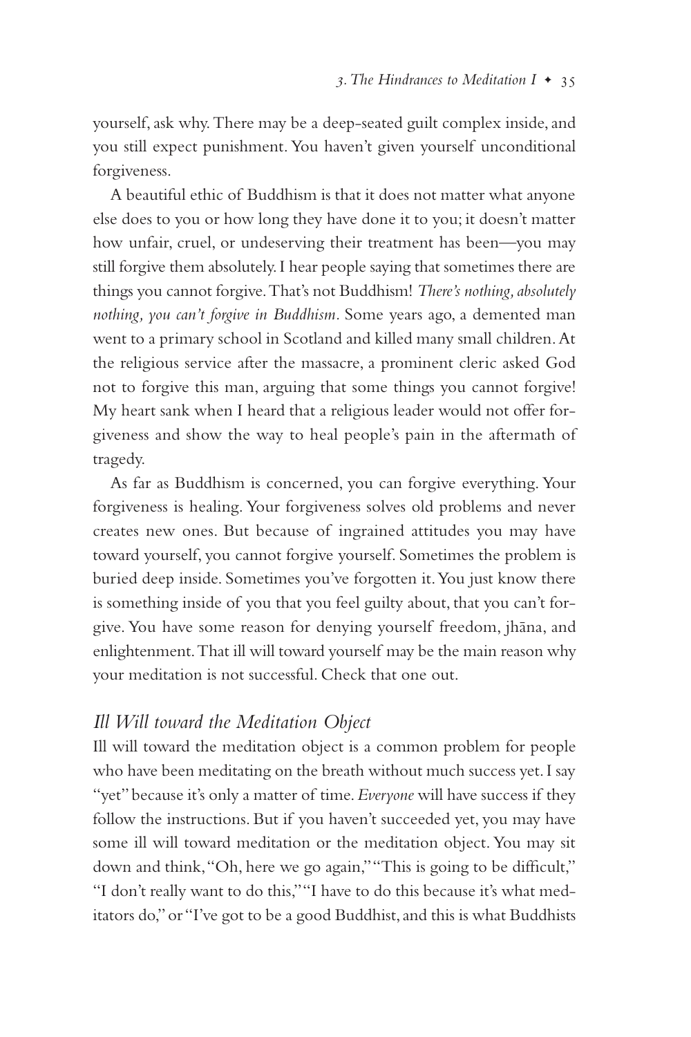yourself, ask why. There may be a deep-seated guilt complex inside, and you still expect punishment. You haven't given yourself unconditional forgiveness.

A beautiful ethic of Buddhism is that it does not matter what anyone else does to you or how long they have done it to you; it doesn't matter how unfair, cruel, or undeserving their treatment has been—you may still forgive them absolutely. I hear people saying that sometimes there are things you cannot forgive. That's not Buddhism! *There's nothing, absolutely nothing, you can't forgive in Buddhism.* Some years ago, a demented man went to a primary school in Scotland and killed many small children. At the religious service after the massacre, a prominent cleric asked God not to forgive this man, arguing that some things you cannot forgive! My heart sank when I heard that a religious leader would not offer forgiveness and show the way to heal people's pain in the aftermath of tragedy.

As far as Buddhism is concerned, you can forgive everything. Your forgiveness is healing. Your forgiveness solves old problems and never creates new ones. But because of ingrained attitudes you may have toward yourself, you cannot forgive yourself. Sometimes the problem is buried deep inside. Sometimes you've forgotten it. You just know there is something inside of you that you feel guilty about, that you can't forgive. You have some reason for denying yourself freedom, jhāna, and enlightenment. That ill will toward yourself may be the main reason why your meditation is not successful. Check that one out.

## *Ill Will toward the Meditation Object*

Ill will toward the meditation object is a common problem for people who have been meditating on the breath without much success yet. I say "yet" because it's only a matter of time. *Everyone* will have success if they follow the instructions. But if you haven't succeeded yet, you may have some ill will toward meditation or the meditation object. You may sit down and think, "Oh, here we go again," "This is going to be difficult," "I don't really want to do this," "I have to do this because it's what meditators do," or "I've got to be a good Buddhist, and this is what Buddhists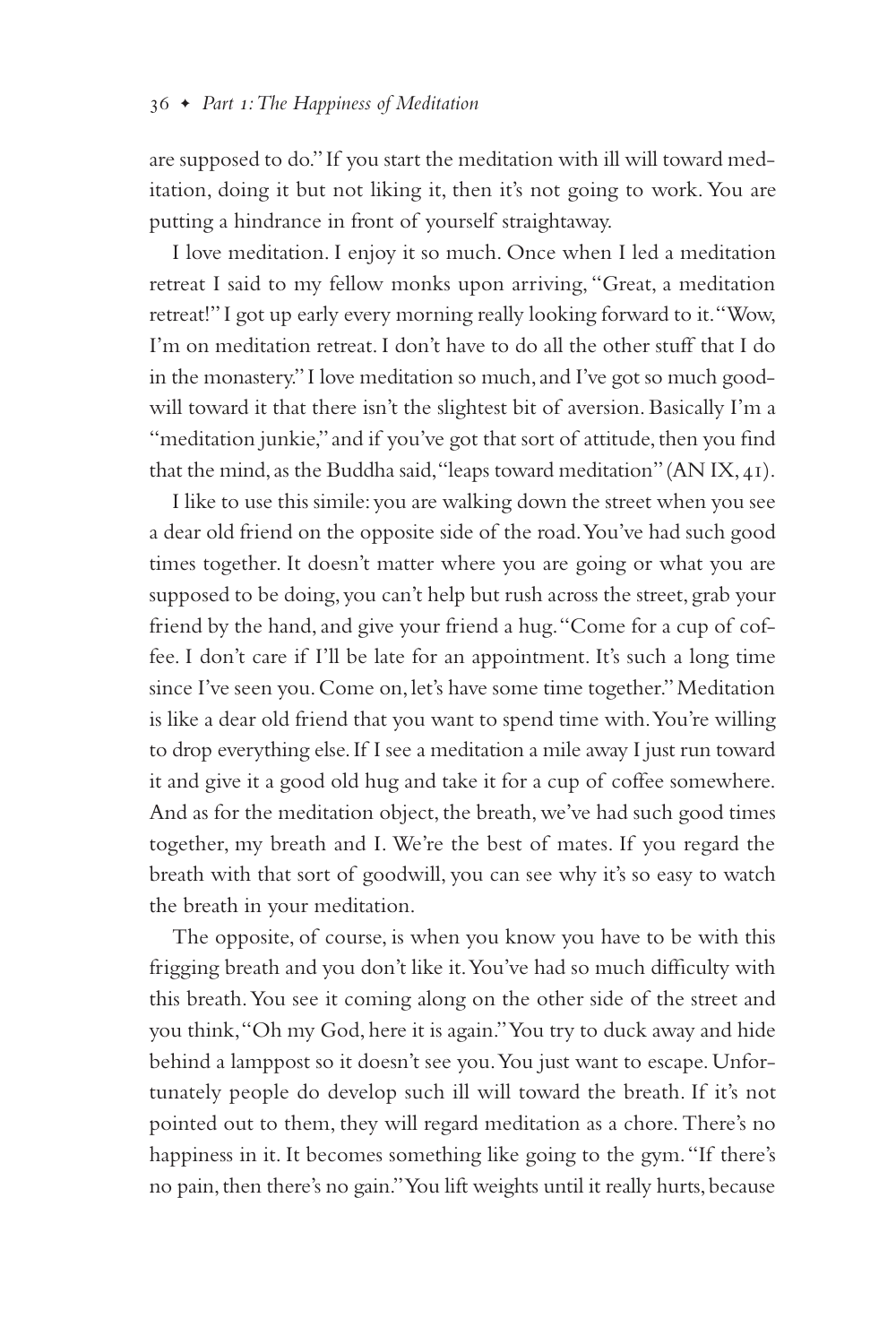are supposed to do." If you start the meditation with ill will toward meditation, doing it but not liking it, then it's not going to work. You are putting a hindrance in front of yourself straightaway.

I love meditation. I enjoy it so much. Once when I led a meditation retreat I said to my fellow monks upon arriving, "Great, a meditation retreat!" I got up early every morning really looking forward to it. "Wow, I'm on meditation retreat. I don't have to do all the other stuff that I do in the monastery." I love meditation so much, and I've got so much goodwill toward it that there isn't the slightest bit of aversion. Basically I'm a "meditation junkie," and if you've got that sort of attitude, then you find that the mind, as the Buddha said, "leaps toward meditation" (AN IX, 41).

I like to use this simile: you are walking down the street when you see a dear old friend on the opposite side of the road. You've had such good times together. It doesn't matter where you are going or what you are supposed to be doing, you can't help but rush across the street, grab your friend by the hand, and give your friend a hug. "Come for a cup of coffee. I don't care if I'll be late for an appointment. It's such a long time since I've seen you. Come on, let's have some time together." Meditation is like a dear old friend that you want to spend time with. You're willing to drop everything else. If I see a meditation a mile away I just run toward it and give it a good old hug and take it for a cup of coffee somewhere. And as for the meditation object, the breath, we've had such good times together, my breath and I. We're the best of mates. If you regard the breath with that sort of goodwill, you can see why it's so easy to watch the breath in your meditation.

The opposite, of course, is when you know you have to be with this frigging breath and you don't like it. You've had so much difficulty with this breath. You see it coming along on the other side of the street and you think, "Oh my God, here it is again." You try to duck away and hide behind a lamppost so it doesn't see you. You just want to escape. Unfortunately people do develop such ill will toward the breath. If it's not pointed out to them, they will regard meditation as a chore. There's no happiness in it. It becomes something like going to the gym. "If there's no pain, then there's no gain." You lift weights until it really hurts, because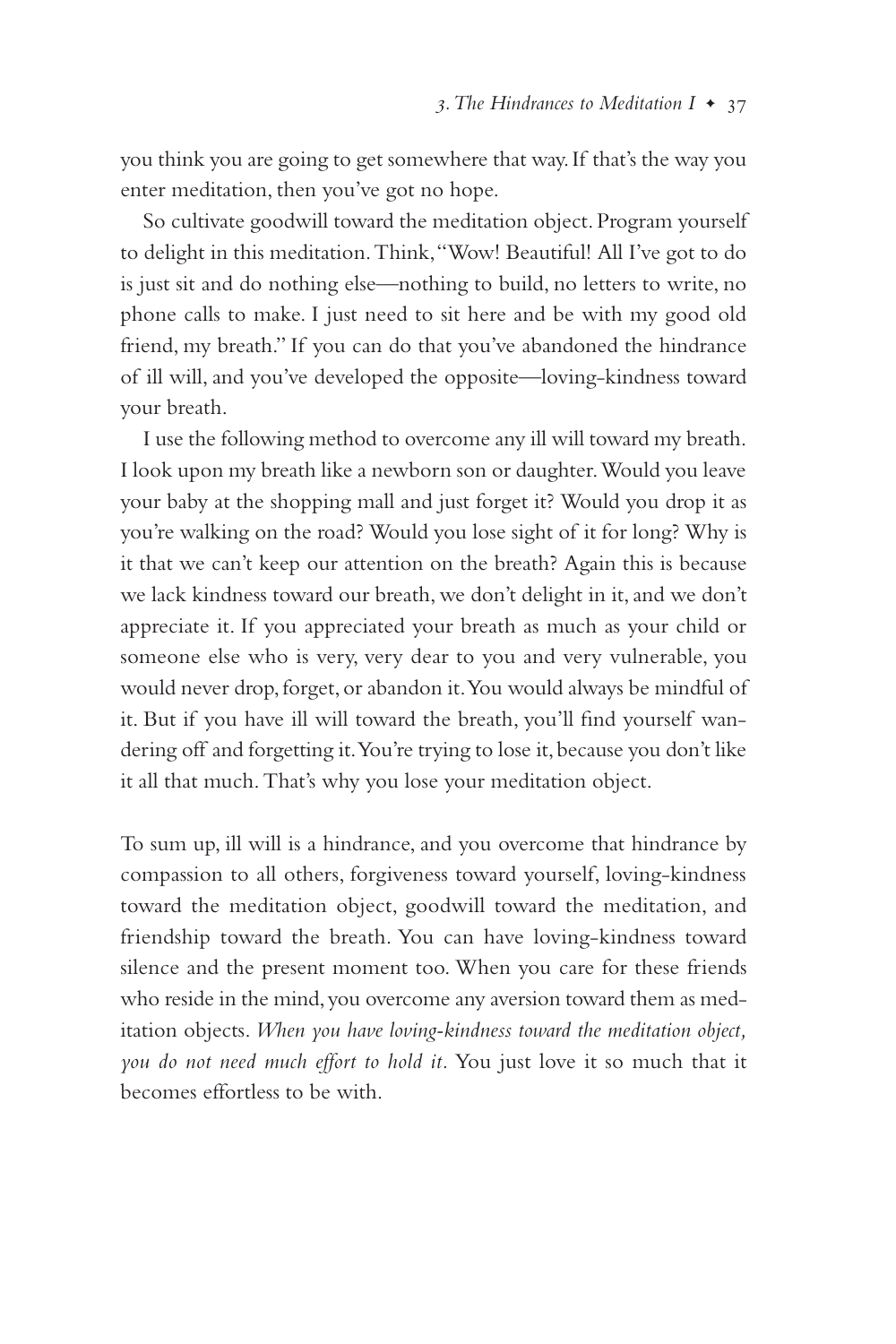you think you are going to get somewhere that way. If that's the way you enter meditation, then you've got no hope.

So cultivate goodwill toward the meditation object. Program yourself to delight in this meditation. Think, "Wow! Beautiful! All I've got to do is just sit and do nothing else—nothing to build, no letters to write, no phone calls to make. I just need to sit here and be with my good old friend, my breath." If you can do that you've abandoned the hindrance of ill will, and you've developed the opposite—loving-kindness toward your breath.

I use the following method to overcome any ill will toward my breath. I look upon my breath like a newborn son or daughter. Would you leave your baby at the shopping mall and just forget it? Would you drop it as you're walking on the road? Would you lose sight of it for long? Why is it that we can't keep our attention on the breath? Again this is because we lack kindness toward our breath, we don't delight in it, and we don't appreciate it. If you appreciated your breath as much as your child or someone else who is very, very dear to you and very vulnerable, you would never drop, forget, or abandon it. You would always be mindful of it. But if you have ill will toward the breath, you'll find yourself wandering off and forgetting it. You're trying to lose it, because you don't like it all that much. That's why you lose your meditation object.

To sum up, ill will is a hindrance, and you overcome that hindrance by compassion to all others, forgiveness toward yourself, loving-kindness toward the meditation object, goodwill toward the meditation, and friendship toward the breath. You can have loving-kindness toward silence and the present moment too. When you care for these friends who reside in the mind, you overcome any aversion toward them as meditation objects. *When you have loving-kindness toward the meditation object, you do not need much effort to hold it.* You just love it so much that it becomes effortless to be with.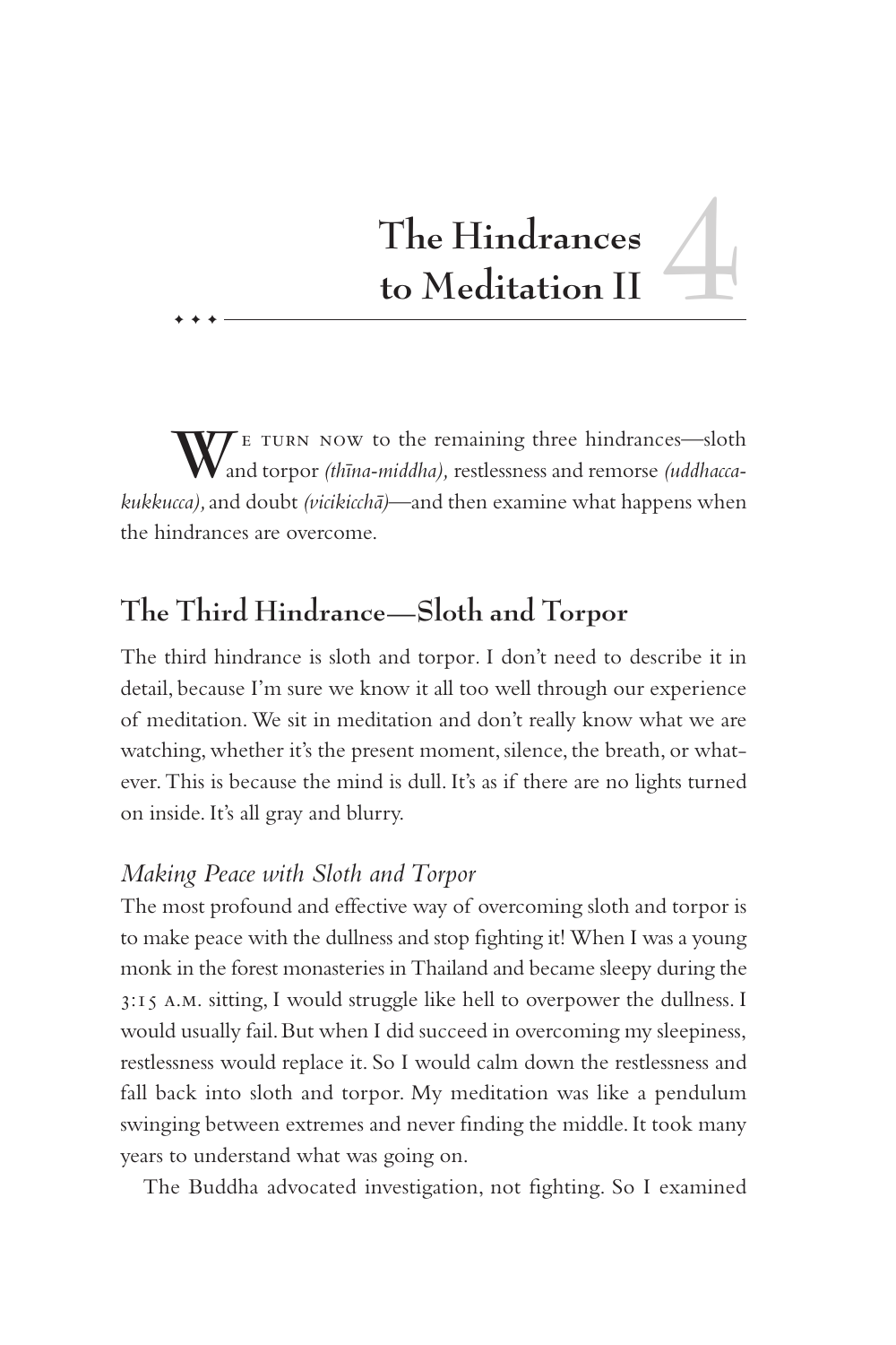# 4 The Hindrances to Meditation II

We turn now to the remaining three hindrances—sloth and torpor *(thīna-middha),* restlessness and remorse *(uddhacca-kukkucca),* and doubt *(vicikicchā)*—and then examine what happens when the hindrances are overcome.

## The Third Hindrance—Sloth and Torpor

The third hindrance is sloth and torpor. I don't need to describe it in detail, because I'm sure we know it all too well through our experience of meditation. We sit in meditation and don't really know what we are watching, whether it's the present moment, silence, the breath, or whatever. This is because the mind is dull. It's as if there are no lights turned on inside. It's all gray and blurry.

### *Making Peace with Sloth and Torpor*

The most profound and effective way of overcoming sloth and torpor is to make peace with the dullness and stop fighting it! When I was a young monk in the forest monasteries in Thailand and became sleepy during the 3:15 A.M. sitting, I would struggle like hell to overpower the dullness. I would usually fail. But when I did succeed in overcoming my sleepiness, restlessness would replace it. So I would calm down the restlessness and fall back into sloth and torpor. My meditation was like a pendulum swinging between extremes and never finding the middle. It took many years to understand what was going on.

The Buddha advocated investigation, not fighting. So I examined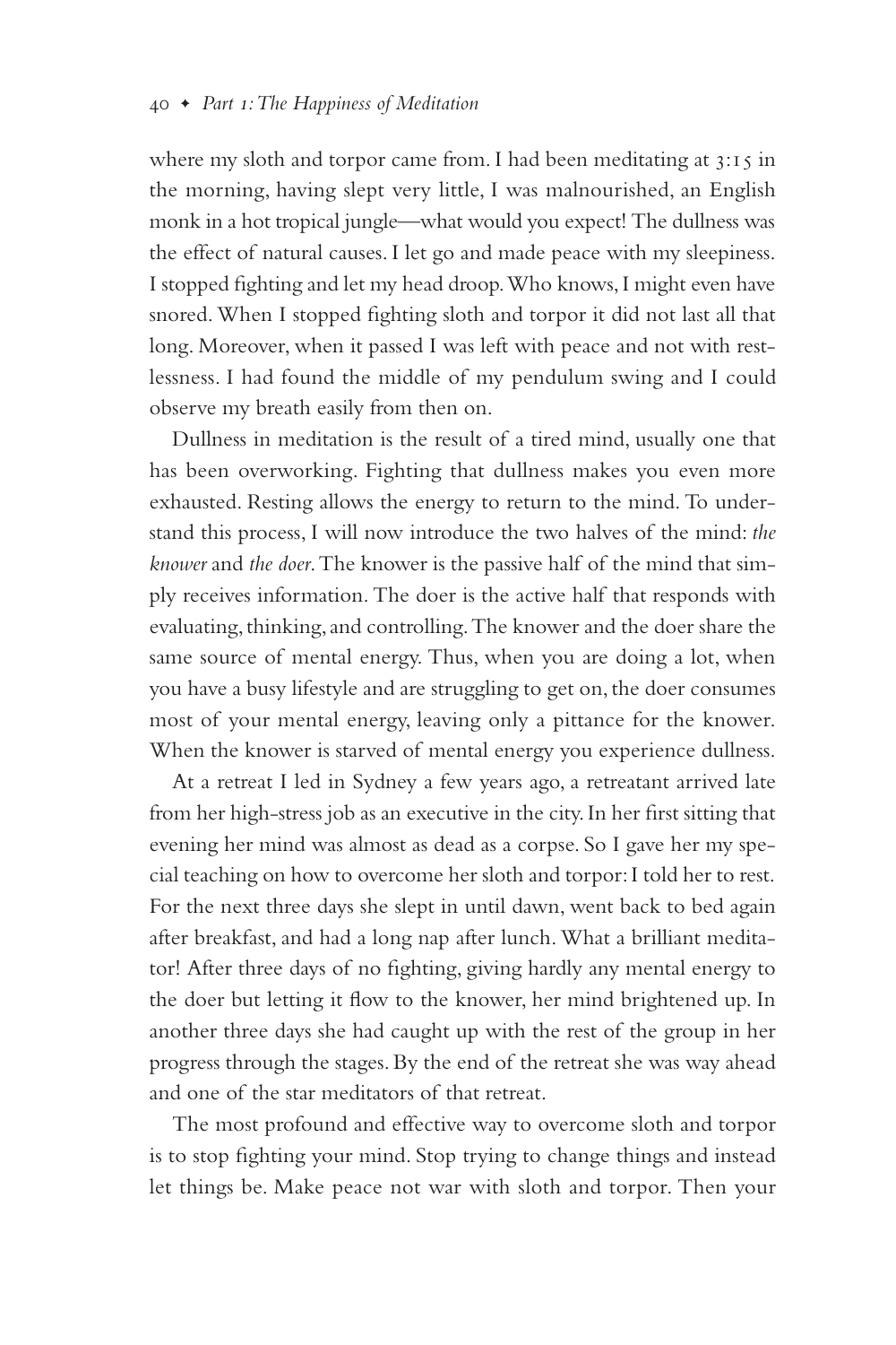where my sloth and torpor came from. I had been meditating at 3:15 in the morning, having slept very little, I was malnourished, an English monk in a hot tropical jungle—what would you expect! The dullness was the effect of natural causes. I let go and made peace with my sleepiness. I stopped fighting and let my head droop. Who knows, I might even have snored. When I stopped fighting sloth and torpor it did not last all that long. Moreover, when it passed I was left with peace and not with restlessness. I had found the middle of my pendulum swing and I could observe my breath easily from then on.

Dullness in meditation is the result of a tired mind, usually one that has been overworking. Fighting that dullness makes you even more exhausted. Resting allows the energy to return to the mind. To understand this process, I will now introduce the two halves of the mind: *the knower* and *the doer*. The knower is the passive half of the mind that simply receives information. The doer is the active half that responds with evaluating, thinking, and controlling. The knower and the doer share the same source of mental energy. Thus, when you are doing a lot, when you have a busy lifestyle and are struggling to get on, the doer consumes most of your mental energy, leaving only a pittance for the knower. When the knower is starved of mental energy you experience dullness.

At a retreat I led in Sydney a few years ago, a retreatant arrived late from her high-stress job as an executive in the city. In her first sitting that evening her mind was almost as dead as a corpse. So I gave her my special teaching on how to overcome her sloth and torpor: I told her to rest. For the next three days she slept in until dawn, went back to bed again after breakfast, and had a long nap after lunch. What a brilliant meditator! After three days of no fighting, giving hardly any mental energy to the doer but letting it flow to the knower, her mind brightened up. In another three days she had caught up with the rest of the group in her progress through the stages. By the end of the retreat she was way ahead and one of the star meditators of that retreat.

The most profound and effective way to overcome sloth and torpor is to stop fighting your mind. Stop trying to change things and instead let things be. Make peace not war with sloth and torpor. Then your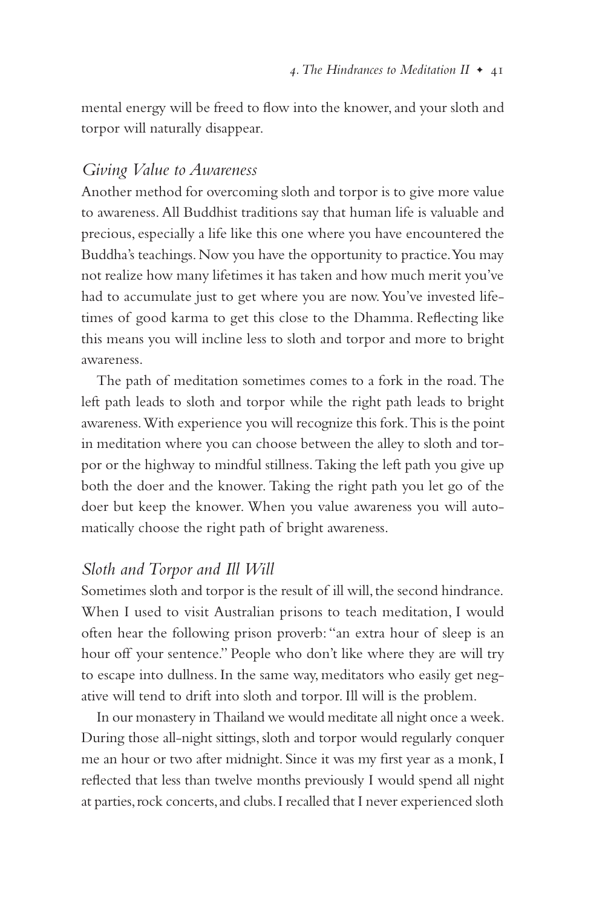mental energy will be freed to flow into the knower, and your sloth and torpor will naturally disappear.

### *Giving Value to Awareness*

Another method for overcoming sloth and torpor is to give more value to awareness. All Buddhist traditions say that human life is valuable and precious, especially a life like this one where you have encountered the Buddha's teachings. Now you have the opportunity to practice. You may not realize how many lifetimes it has taken and how much merit you've had to accumulate just to get where you are now. You've invested lifetimes of good karma to get this close to the Dhamma. Reflecting like this means you will incline less to sloth and torpor and more to bright awareness.

The path of meditation sometimes comes to a fork in the road. The left path leads to sloth and torpor while the right path leads to bright awareness. With experience you will recognize this fork. This is the point in meditation where you can choose between the alley to sloth and torpor or the highway to mindful stillness. Taking the left path you give up both the doer and the knower. Taking the right path you let go of the doer but keep the knower. When you value awareness you will automatically choose the right path of bright awareness.

### *Sloth and Torpor and Ill Will*

Sometimes sloth and torpor is the result of ill will, the second hindrance. When I used to visit Australian prisons to teach meditation, I would often hear the following prison proverb: "an extra hour of sleep is an hour off your sentence." People who don't like where they are will try to escape into dullness. In the same way, meditators who easily get negative will tend to drift into sloth and torpor. Ill will is the problem.

In our monastery in Thailand we would meditate all night once a week. During those all-night sittings, sloth and torpor would regularly conquer me an hour or two after midnight. Since it was my first year as a monk, I reflected that less than twelve months previously I would spend all night at parties, rock concerts, and clubs. I recalled that I never experienced sloth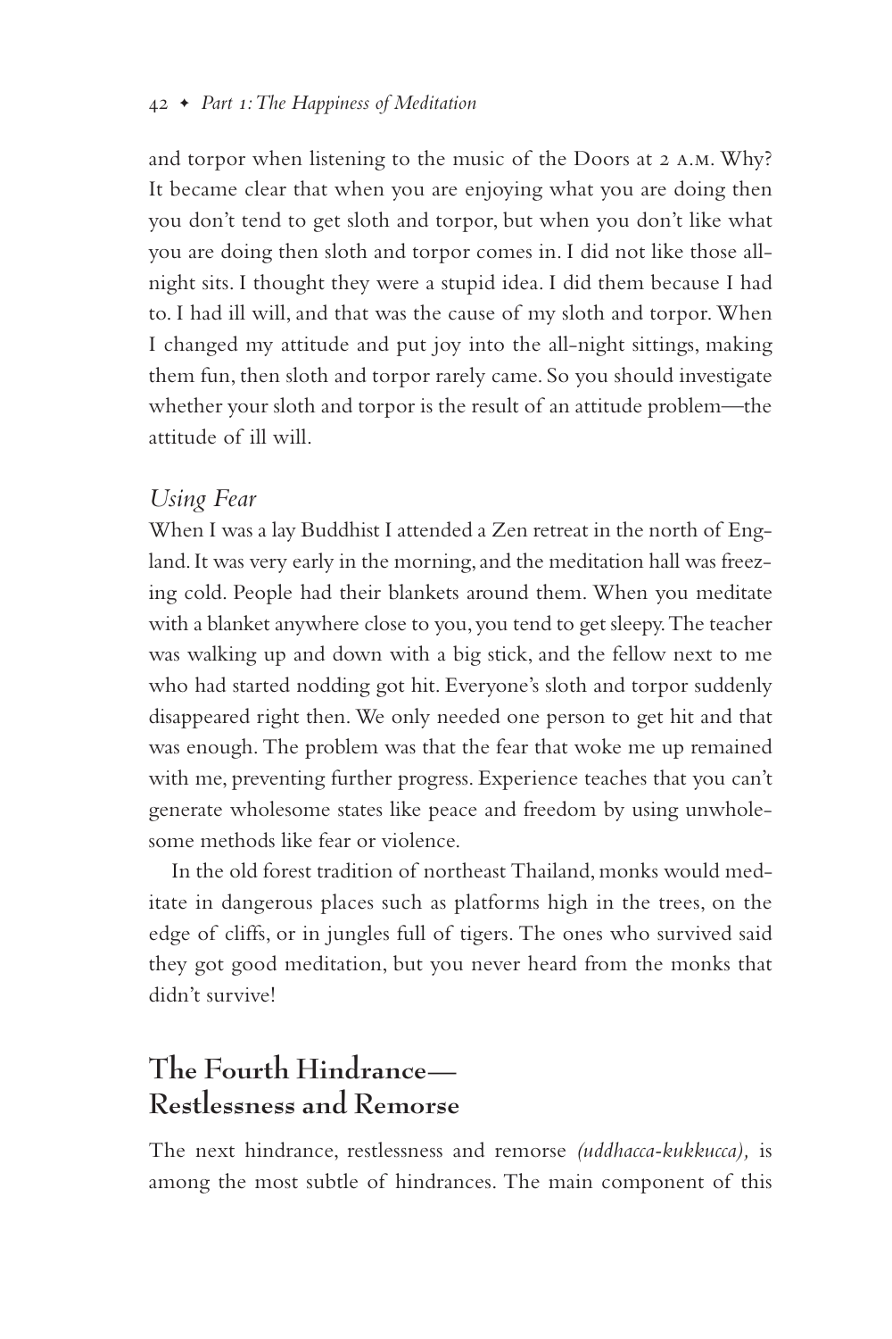and torpor when listening to the music of the Doors at 2 A.M. Why? It became clear that when you are enjoying what you are doing then you don't tend to get sloth and torpor, but when you don't like what you are doing then sloth and torpor comes in. I did not like those all-night sits. I thought they were a stupid idea. I did them because I had to. I had ill will, and that was the cause of my sloth and torpor. When I changed my attitude and put joy into the all-night sittings, making them fun, then sloth and torpor rarely came. So you should investigate whether your sloth and torpor is the result of an attitude problem—the attitude of ill will.

### *Using Fear*

When I was a lay Buddhist I attended a Zen retreat in the north of England. It was very early in the morning, and the meditation hall was freezing cold. People had their blankets around them. When you meditate with a blanket anywhere close to you, you tend to get sleepy. The teacher was walking up and down with a big stick, and the fellow next to me who had started nodding got hit. Everyone's sloth and torpor suddenly disappeared right then. We only needed one person to get hit and that was enough. The problem was that the fear that woke me up remained with me, preventing further progress. Experience teaches that you can't generate wholesome states like peace and freedom by using unwholesome methods like fear or violence.

In the old forest tradition of northeast Thailand, monks would meditate in dangerous places such as platforms high in the trees, on the edge of cliffs, or in jungles full of tigers. The ones who survived said they got good meditation, but you never heard from the monks that didn't survive!

## The Fourth Hindrance—Restlessness and Remorse

The next hindrance, restlessness and remorse *(uddhacca-kukkucca),* is among the most subtle of hindrances. The main component of this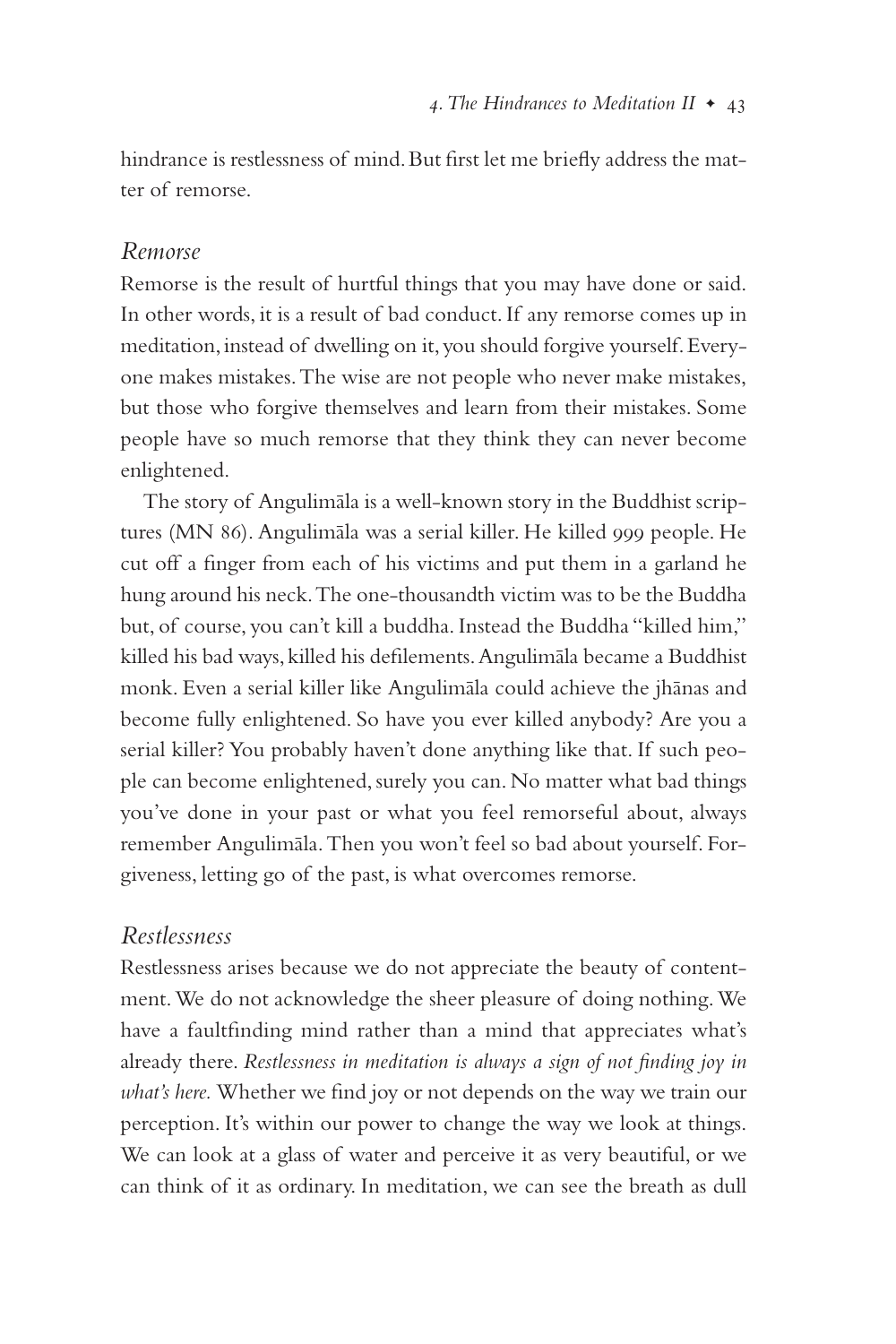hindrance is restlessness of mind. But first let me briefly address the matter of remorse.

### *Remorse*

Remorse is the result of hurtful things that you may have done or said. In other words, it is a result of bad conduct. If any remorse comes up in meditation, instead of dwelling on it, you should forgive yourself. Everyone makes mistakes. The wise are not people who never make mistakes, but those who forgive themselves and learn from their mistakes. Some people have so much remorse that they think they can never become enlightened.

The story of Angulimāla is a well-known story in the Buddhist scriptures (MN 86). Angulimāla was a serial killer. He killed 999 people. He cut off a finger from each of his victims and put them in a garland he hung around his neck. The one-thousandth victim was to be the Buddha but, of course, you can't kill a buddha. Instead the Buddha "killed him," killed his bad ways, killed his defilements. Angulimāla became a Buddhist monk. Even a serial killer like Angulimāla could achieve the jhānas and become fully enlightened. So have you ever killed anybody? Are you a serial killer? You probably haven't done anything like that. If such people can become enlightened, surely you can. No matter what bad things you've done in your past or what you feel remorseful about, always remember Angulimāla. Then you won't feel so bad about yourself. Forgiveness, letting go of the past, is what overcomes remorse.

### *Restlessness*

Restlessness arises because we do not appreciate the beauty of contentment. We do not acknowledge the sheer pleasure of doing nothing. We have a faultfinding mind rather than a mind that appreciates what's already there. *Restlessness in meditation is always a sign of not finding joy in what's here.* Whether we find joy or not depends on the way we train our perception. It's within our power to change the way we look at things. We can look at a glass of water and perceive it as very beautiful, or we can think of it as ordinary. In meditation, we can see the breath as dull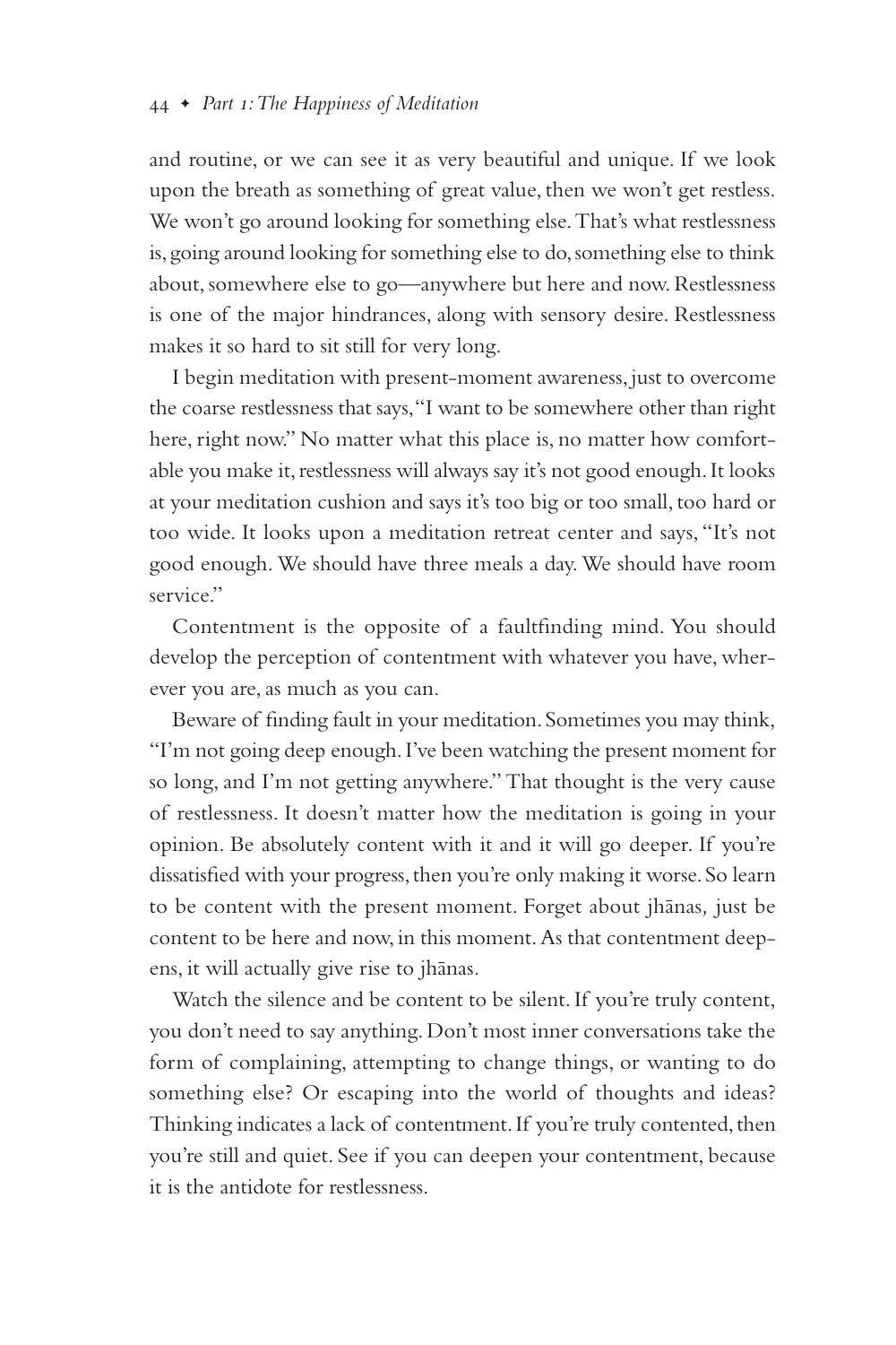and routine, or we can see it as very beautiful and unique. If we look upon the breath as something of great value, then we won't get restless. We won't go around looking for something else. That's what restlessness is, going around looking for something else to do, something else to think about, somewhere else to go—anywhere but here and now. Restlessness is one of the major hindrances, along with sensory desire. Restlessness makes it so hard to sit still for very long.

I begin meditation with present-moment awareness, just to overcome the coarse restlessness that says, "I want to be somewhere other than right here, right now." No matter what this place is, no matter how comfortable you make it, restlessness will always say it's not good enough. It looks at your meditation cushion and says it's too big or too small, too hard or too wide. It looks upon a meditation retreat center and says, "It's not good enough. We should have three meals a day. We should have room service."

Contentment is the opposite of a faultfinding mind. You should develop the perception of contentment with whatever you have, wherever you are, as much as you can.

Beware of finding fault in your meditation. Sometimes you may think, "I'm not going deep enough. I've been watching the present moment for so long, and I'm not getting anywhere." That thought is the very cause of restlessness. It doesn't matter how the meditation is going in your opinion. Be absolutely content with it and it will go deeper. If you're dissatisfied with your progress, then you're only making it worse. So learn to be content with the present moment. Forget about *jhānas,* just be content to be here and now, in this moment. As that contentment deepens, it will actually give rise to jhānas.

Watch the silence and be content to be silent. If you're truly content, you don't need to say anything. Don't most inner conversations take the form of complaining, attempting to change things, or wanting to do something else? Or escaping into the world of thoughts and ideas? Thinking indicates a lack of contentment. If you're truly contented, then you're still and quiet. See if you can deepen your contentment, because it is the antidote for restlessness.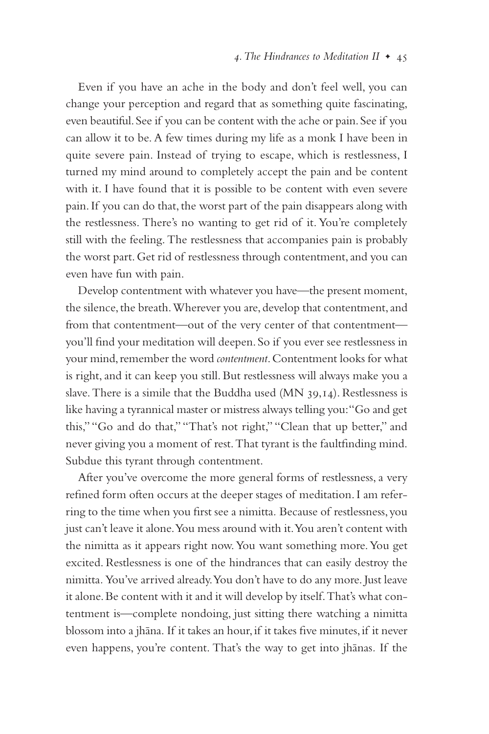Even if you have an ache in the body and don't feel well, you can change your perception and regard that as something quite fascinating, even beautiful. See if you can be content with the ache or pain. See if you can allow it to be. A few times during my life as a monk I have been in quite severe pain. Instead of trying to escape, which is restlessness, I turned my mind around to completely accept the pain and be content with it. I have found that it is possible to be content with even severe pain. If you can do that, the worst part of the pain disappears along with the restlessness. There's no wanting to get rid of it. You're completely still with the feeling. The restlessness that accompanies pain is probably the worst part. Get rid of restlessness through contentment, and you can even have fun with pain.

Develop contentment with whatever you have—the present moment, the silence, the breath. Wherever you are, develop that contentment, and from that contentment—out of the very center of that contentment—you'll find your meditation will deepen. So if you ever see restlessness in your mind, remember the word *contentment*. Contentment looks for what is right, and it can keep you still. But restlessness will always make you a slave. There is a simile that the Buddha used (MN 39,14). Restlessness is like having a tyrannical master or mistress always telling you: "Go and get this," "Go and do that," "That's not right," "Clean that up better," and never giving you a moment of rest. That tyrant is the faultfinding mind. Subdue this tyrant through contentment.

After you've overcome the more general forms of restlessness, a very refined form often occurs at the deeper stages of meditation. I am referring to the time when you first see a nimitta. Because of restlessness, you just can't leave it alone. You mess around with it. You aren't content with the nimitta as it appears right now. You want something more. You get excited. Restlessness is one of the hindrances that can easily destroy the nimitta. You've arrived already. You don't have to do any more. Just leave it alone. Be content with it and it will develop by itself. That's what contentment is—complete nondoing, just sitting there watching a nimitta blossom into a jhāna. If it takes an hour, if it takes five minutes, if it never even happens, you're content. That's the way to get into jhānas. If the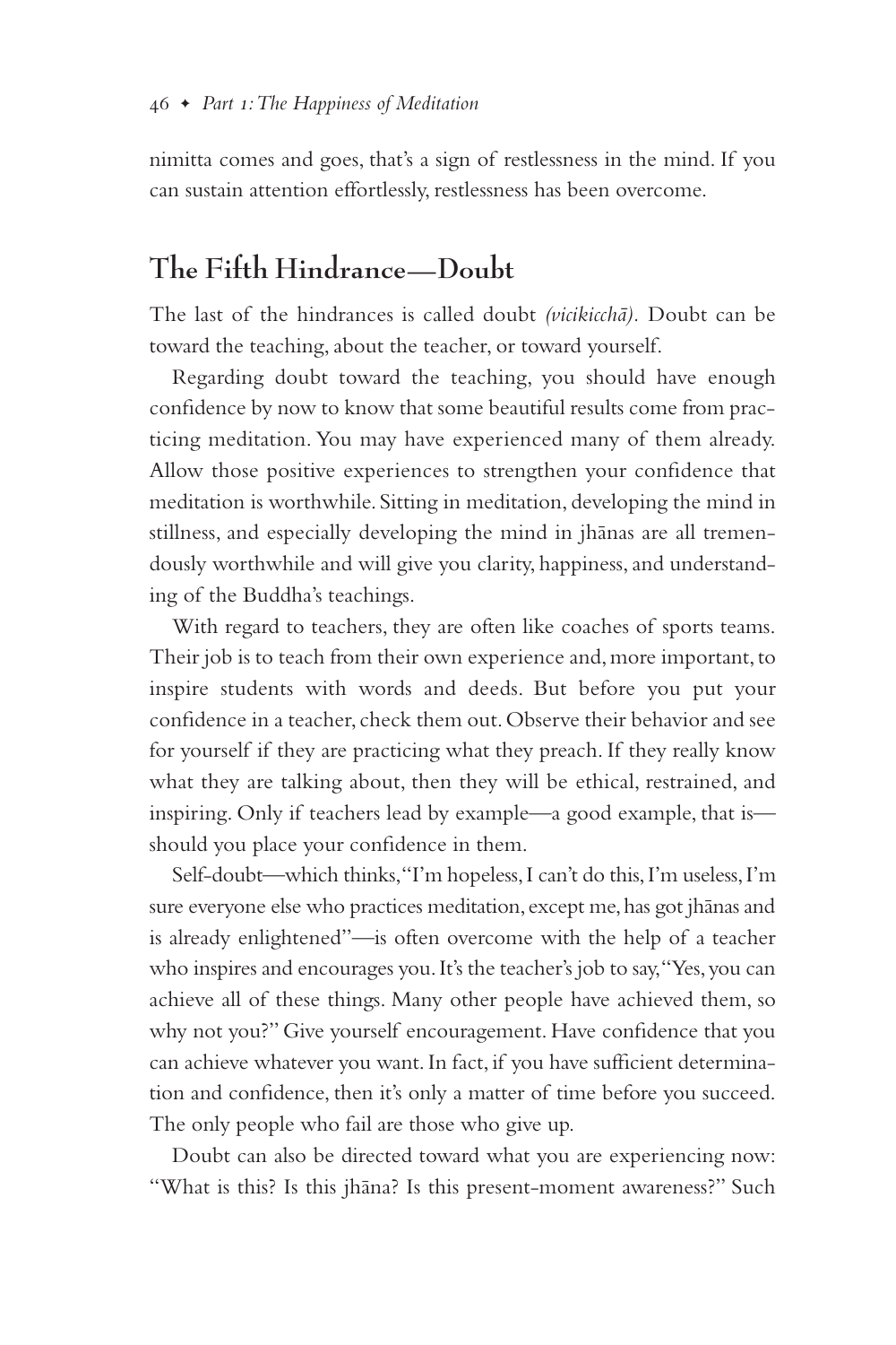nimitta comes and goes, that's a sign of restlessness in the mind. If you can sustain attention effortlessly, restlessness has been overcome.

## The Fifth Hindrance—Doubt

The last of the hindrances is called doubt *(vicikicchā)*. Doubt can be toward the teaching, about the teacher, or toward yourself.

Regarding doubt toward the teaching, you should have enough confidence by now to know that some beautiful results come from practicing meditation. You may have experienced many of them already. Allow those positive experiences to strengthen your confidence that meditation is worthwhile. Sitting in meditation, developing the mind in stillness, and especially developing the mind in jhānas are all tremendously worthwhile and will give you clarity, happiness, and understanding of the Buddha's teachings.

With regard to teachers, they are often like coaches of sports teams. Their job is to teach from their own experience and, more important, to inspire students with words and deeds. But before you put your confidence in a teacher, check them out. Observe their behavior and see for yourself if they are practicing what they preach. If they really know what they are talking about, then they will be ethical, restrained, and inspiring. Only if teachers lead by example—a good example, that is—should you place your confidence in them.

Self-doubt—which thinks, "I'm hopeless, I can't do this, I'm useless, I'm sure everyone else who practices meditation, except me, has got jhānas and is already enlightened"—is often overcome with the help of a teacher who inspires and encourages you. It's the teacher's job to say, "Yes, you can achieve all of these things. Many other people have achieved them, so why not you?" Give yourself encouragement. Have confidence that you can achieve whatever you want. In fact, if you have sufficient determination and confidence, then it's only a matter of time before you succeed. The only people who fail are those who give up.

Doubt can also be directed toward what you are experiencing now: "What is this? Is this jhāna? Is this present-moment awareness?" Such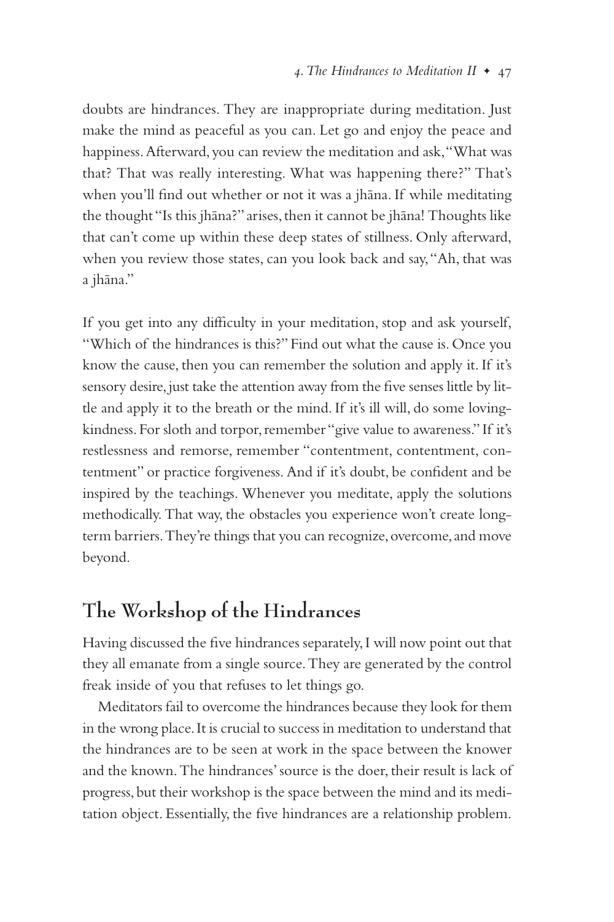doubts are hindrances. They are inappropriate during meditation. Just make the mind as peaceful as you can. Let go and enjoy the peace and happiness. Afterward, you can review the meditation and ask, "What was that? That was really interesting. What was happening there?" That's when you'll find out whether or not it was a jhāna. If while meditating the thought "Is this jhāna?" arises, then it cannot be jhāna! Thoughts like that can't come up within these deep states of stillness. Only afterward, when you review those states, can you look back and say, "Ah, that was a jhāna."

If you get into any difficulty in your meditation, stop and ask yourself, "Which of the hindrances is this?" Find out what the cause is. Once you know the cause, then you can remember the solution and apply it. If it's sensory desire, just take the attention away from the five senses little by little and apply it to the breath or the mind. If it's ill will, do some loving-kindness. For sloth and torpor, remember "give value to awareness." If it's restlessness and remorse, remember "contentment, contentment, contentment" or practice forgiveness. And if it's doubt, be confident and be inspired by the teachings. Whenever you meditate, apply the solutions methodically. That way, the obstacles you experience won't create long-term barriers. They're things that you can recognize, overcome, and move beyond.

## The Workshop of the Hindrances

Having discussed the five hindrances separately, I will now point out that they all emanate from a single source. They are generated by the control freak inside of you that refuses to let things go.

Meditators fail to overcome the hindrances because they look for them in the wrong place. It is crucial to success in meditation to understand that the hindrances are to be seen at work in the space between the knower and the known. The hindrances' source is the doer, their result is lack of progress, but their workshop is the space between the mind and its meditation object. Essentially, the five hindrances are a relationship problem.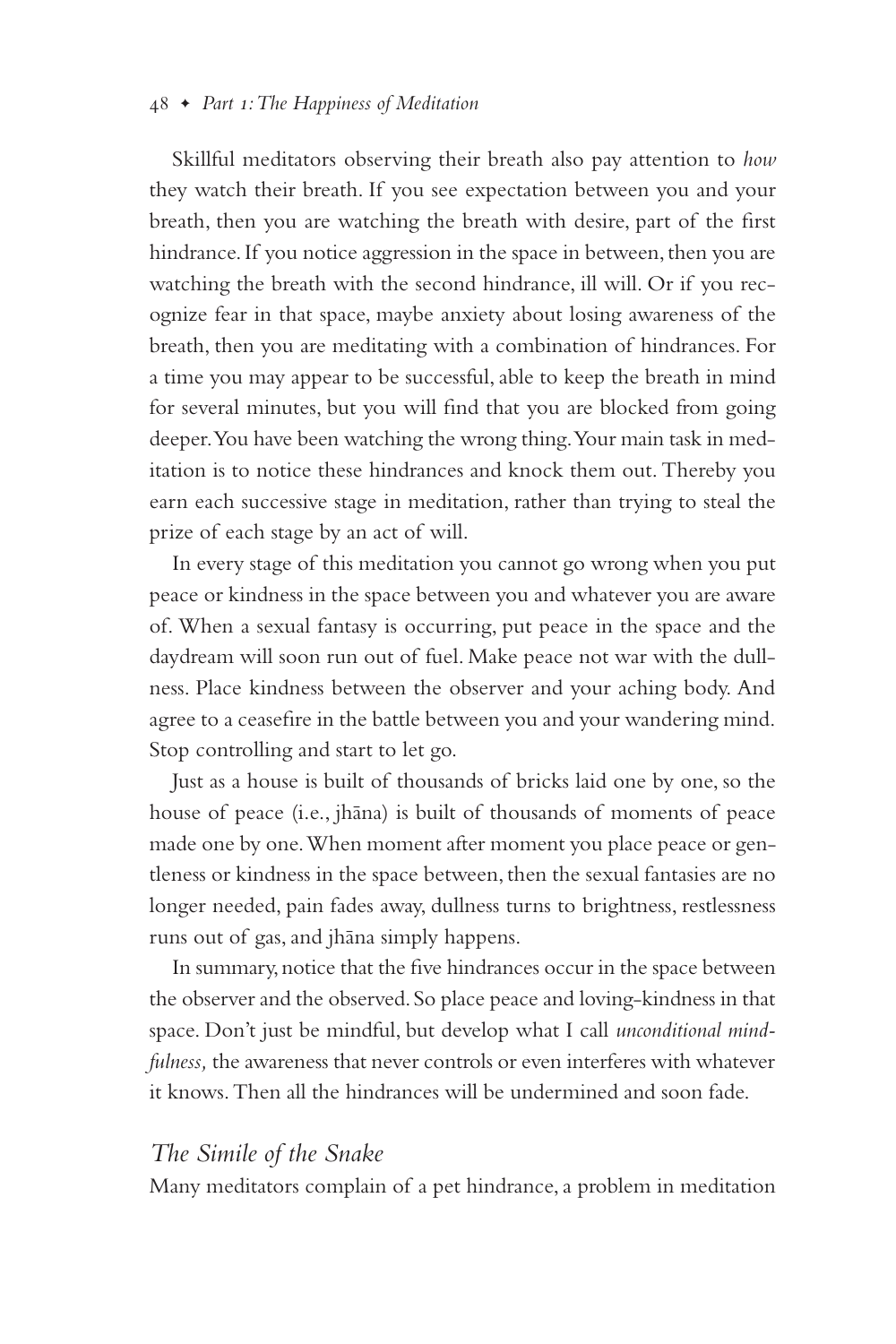Skillful meditators observing their breath also pay attention to *how* they watch their breath. If you see expectation between you and your breath, then you are watching the breath with desire, part of the first hindrance. If you notice aggression in the space in between, then you are watching the breath with the second hindrance, ill will. Or if you recognize fear in that space, maybe anxiety about losing awareness of the breath, then you are meditating with a combination of hindrances. For a time you may appear to be successful, able to keep the breath in mind for several minutes, but you will find that you are blocked from going deeper. You have been watching the wrong thing. Your main task in meditation is to notice these hindrances and knock them out. Thereby you earn each successive stage in meditation, rather than trying to steal the prize of each stage by an act of will.

In every stage of this meditation you cannot go wrong when you put peace or kindness in the space between you and whatever you are aware of. When a sexual fantasy is occurring, put peace in the space and the daydream will soon run out of fuel. Make peace not war with the dullness. Place kindness between the observer and your aching body. And agree to a ceasefire in the battle between you and your wandering mind. Stop controlling and start to let go.

Just as a house is built of thousands of bricks laid one by one, so the house of peace (i.e., jhāna) is built of thousands of moments of peace made one by one. When moment after moment you place peace or gentleness or kindness in the space between, then the sexual fantasies are no longer needed, pain fades away, dullness turns to brightness, restlessness runs out of gas, and jhāna simply happens.

In summary, notice that the five hindrances occur in the space between the observer and the observed. So place peace and loving-kindness in that space. Don't just be mindful, but develop what I call *unconditional mindfulness,* the awareness that never controls or even interferes with whatever it knows. Then all the hindrances will be undermined and soon fade.

### *The Simile of the Snake*

Many meditators complain of a pet hindrance, a problem in meditation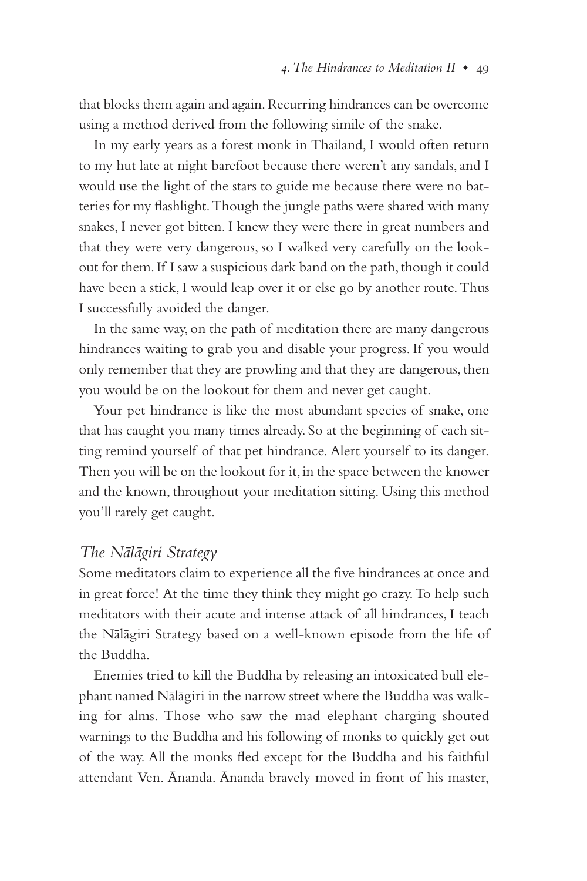that blocks them again and again. Recurring hindrances can be overcome using a method derived from the following simile of the snake.

In my early years as a forest monk in Thailand, I would often return to my hut late at night barefoot because there weren't any sandals, and I would use the light of the stars to guide me because there were no batteries for my flashlight. Though the jungle paths were shared with many snakes, I never got bitten. I knew they were there in great numbers and that they were very dangerous, so I walked very carefully on the lookout for them. If I saw a suspicious dark band on the path, though it could have been a stick, I would leap over it or else go by another route. Thus I successfully avoided the danger.

In the same way, on the path of meditation there are many dangerous hindrances waiting to grab you and disable your progress. If you would only remember that they are prowling and that they are dangerous, then you would be on the lookout for them and never get caught.

Your pet hindrance is like the most abundant species of snake, one that has caught you many times already. So at the beginning of each sitting remind yourself of that pet hindrance. Alert yourself to its danger. Then you will be on the lookout for it, in the space between the knower and the known, throughout your meditation sitting. Using this method you'll rarely get caught.

## *The Nālāgiri Strategy*

Some meditators claim to experience all the five hindrances at once and in great force! At the time they think they might go crazy. To help such meditators with their acute and intense attack of all hindrances, I teach the Nālāgiri Strategy based on a well-known episode from the life of the Buddha.

Enemies tried to kill the Buddha by releasing an intoxicated bull elephant named Nālāgiri in the narrow street where the Buddha was walking for alms. Those who saw the mad elephant charging shouted warnings to the Buddha and his following of monks to quickly get out of the way. All the monks fled except for the Buddha and his faithful attendant Ven. Ānanda. Ānanda bravely moved in front of his master,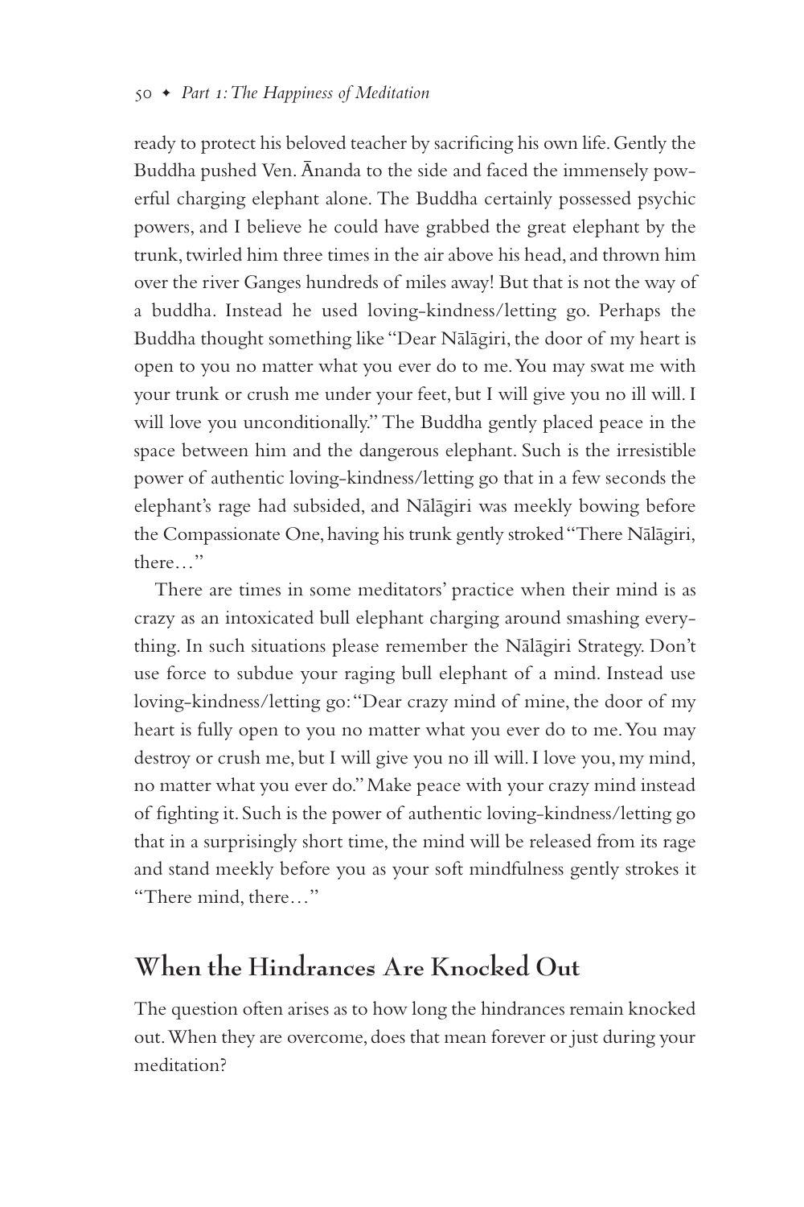ready to protect his beloved teacher by sacrificing his own life. Gently the Buddha pushed Ven. Ānanda to the side and faced the immensely powerful charging elephant alone. The Buddha certainly possessed psychic powers, and I believe he could have grabbed the great elephant by the trunk, twirled him three times in the air above his head, and thrown him over the river Ganges hundreds of miles away! But that is not the way of a buddha. Instead he used loving-kindness/letting go. Perhaps the Buddha thought something like "Dear Nālāgiri, the door of my heart is open to you no matter what you ever do to me. You may swat me with your trunk or crush me under your feet, but I will give you no ill will. I will love you unconditionally." The Buddha gently placed peace in the space between him and the dangerous elephant. Such is the irresistible power of authentic loving-kindness/letting go that in a few seconds the elephant's rage had subsided, and Nālāgiri was meekly bowing before the Compassionate One, having his trunk gently stroked "There Nālāgiri, there…"

There are times in some meditators' practice when their mind is as crazy as an intoxicated bull elephant charging around smashing everything. In such situations please remember the Nālāgiri Strategy. Don't use force to subdue your raging bull elephant of a mind. Instead use loving-kindness/letting go: "Dear crazy mind of mine, the door of my heart is fully open to you no matter what you ever do to me. You may destroy or crush me, but I will give you no ill will. I love you, my mind, no matter what you ever do." Make peace with your crazy mind instead of fighting it. Such is the power of authentic loving-kindness/letting go that in a surprisingly short time, the mind will be released from its rage and stand meekly before you as your soft mindfulness gently strokes it "There mind, there…"

## When the Hindrances Are Knocked Out

The question often arises as to how long the hindrances remain knocked out. When they are overcome, does that mean forever or just during your meditation?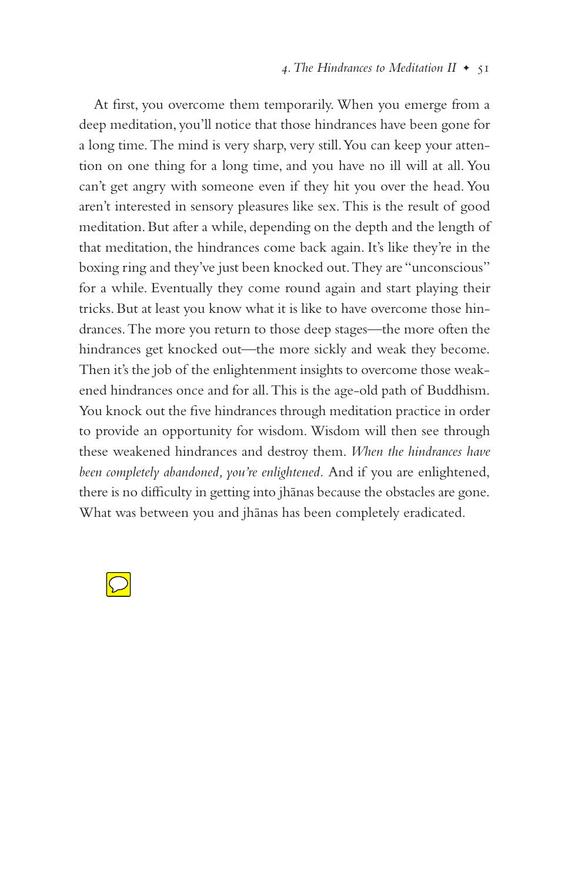At first, you overcome them temporarily. When you emerge from a deep meditation, you'll notice that those hindrances have been gone for a long time. The mind is very sharp, very still. You can keep your attention on one thing for a long time, and you have no ill will at all. You can't get angry with someone even if they hit you over the head. You aren't interested in sensory pleasures like sex. This is the result of good meditation. But after a while, depending on the depth and the length of that meditation, the hindrances come back again. It's like they're in the boxing ring and they've just been knocked out. They are "unconscious" for a while. Eventually they come round again and start playing their tricks. But at least you know what it is like to have overcome those hindrances. The more you return to those deep stages—the more often the hindrances get knocked out—the more sickly and weak they become. Then it's the job of the enlightenment insights to overcome those weakened hindrances once and for all. This is the age-old path of Buddhism. You knock out the five hindrances through meditation practice in order to provide an opportunity for wisdom. Wisdom will then see through these weakened hindrances and destroy them. *When the hindrances have been completely abandoned, you're enlightened.* And if you are enlightened, there is no difficulty in getting into jhānas because the obstacles are gone. What was between you and jhānas has been completely eradicated.